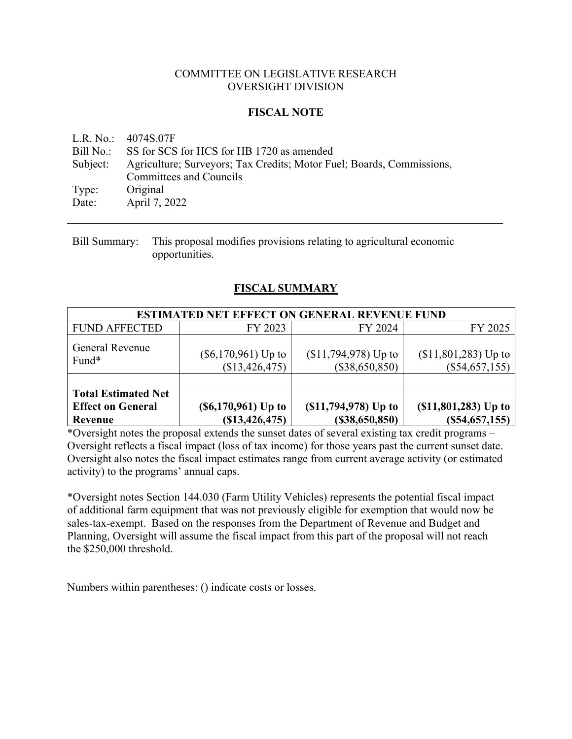COMMITTEE ON LEGISLATIVE RESEARCH
OVERSIGHT DIVISION

## FISCAL NOTE

L.R. No.: 4074S.07F
Bill No.: SS for SCS for HCS for HB 1720 as amended
Subject: Agriculture; Surveyors; Tax Credits; Motor Fuel; Boards, Commissions, Committees and Councils
Type: Original
Date: April 7, 2022

---

Bill Summary: This proposal modifies provisions relating to agricultural economic opportunities.

## FISCAL SUMMARY

| ESTIMATED NET EFFECT ON GENERAL REVENUE FUND | | | |
|---|---|---|---|
| FUND AFFECTED | FY 2023 | FY 2024 | FY 2025 |
| General Revenue Fund* | ($6,170,961) Up to ($13,426,475) | ($11,794,978) Up to ($38,650,850) | ($11,801,283) Up to ($54,657,155) |
| | | | |
| **Total Estimated Net Effect on General Revenue** | **($6,170,961) Up to ($13,426,475)** | **($11,794,978) Up to ($38,650,850)** | **($11,801,283) Up to ($54,657,155)** |

*Oversight notes the proposal extends the sunset dates of several existing tax credit programs – Oversight reflects a fiscal impact (loss of tax income) for those years past the current sunset date. Oversight also notes the fiscal impact estimates range from current average activity (or estimated activity) to the programs' annual caps.

*Oversight notes Section 144.030 (Farm Utility Vehicles) represents the potential fiscal impact of additional farm equipment that was not previously eligible for exemption that would now be sales-tax-exempt. Based on the responses from the Department of Revenue and Budget and Planning, Oversight will assume the fiscal impact from this part of the proposal will not reach the $250,000 threshold.

Numbers within parentheses: () indicate costs or losses.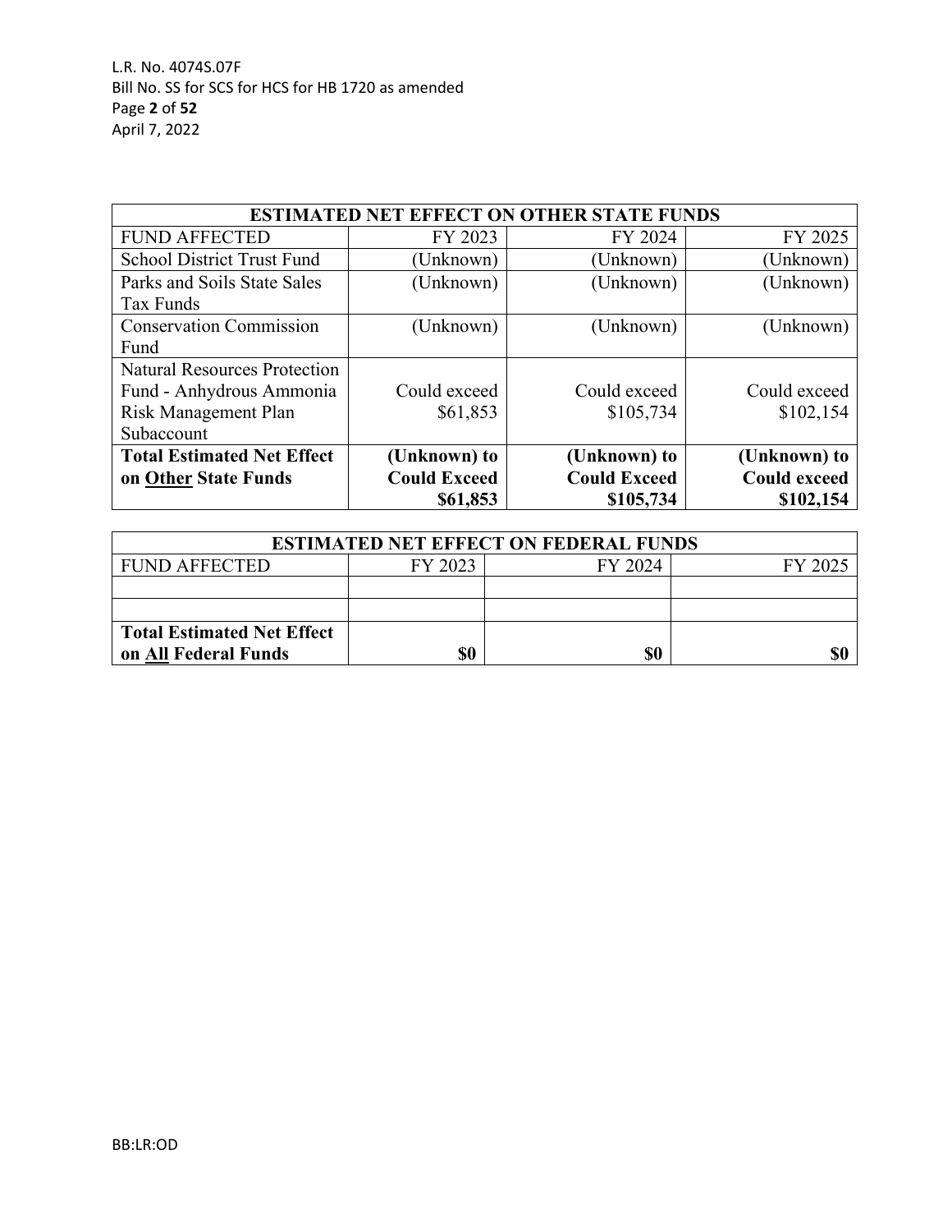| ESTIMATED NET EFFECT ON OTHER STATE FUNDS | | | |
|---|---|---|---|
| FUND AFFECTED | FY 2023 | FY 2024 | FY 2025 |
| School District Trust Fund | (Unknown) | (Unknown) | (Unknown) |
| Parks and Soils State Sales Tax Funds | (Unknown) | (Unknown) | (Unknown) |
| Conservation Commission Fund | (Unknown) | (Unknown) | (Unknown) |
| Natural Resources Protection Fund - Anhydrous Ammonia Risk Management Plan Subaccount | Could exceed $61,853 | Could exceed $105,734 | Could exceed $102,154 |
| **Total Estimated Net Effect on Other State Funds** | **(Unknown) to Could Exceed $61,853** | **(Unknown) to Could Exceed $105,734** | **(Unknown) to Could exceed $102,154** |

| ESTIMATED NET EFFECT ON FEDERAL FUNDS | | | |
|---|---|---|---|
| FUND AFFECTED | FY 2023 | FY 2024 | FY 2025 |
| | | | |
| | | | |
| **Total Estimated Net Effect on All Federal Funds** | **$0** | **$0** | **$0** |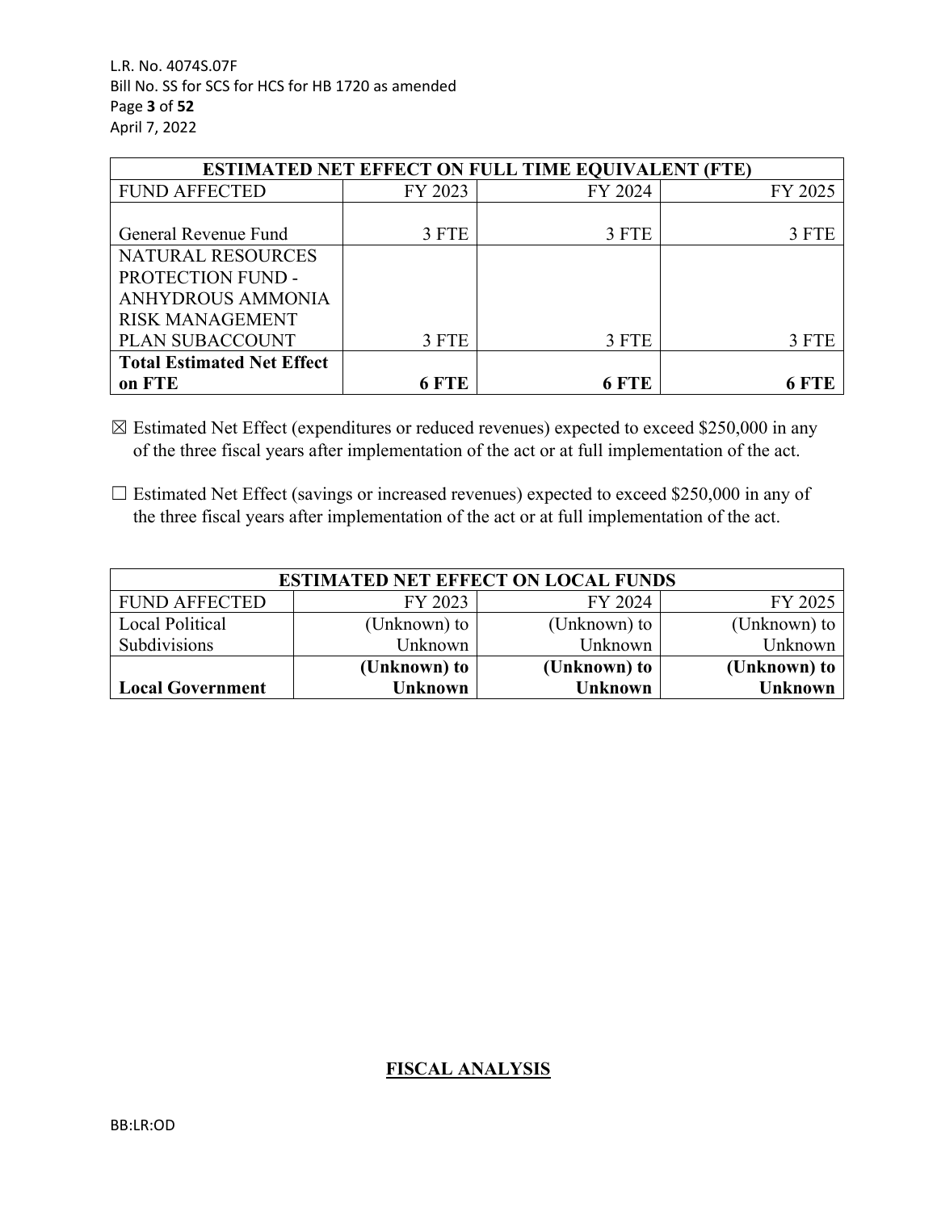| ESTIMATED NET EFFECT ON FULL TIME EQUIVALENT (FTE) | | | |
|---|---|---|---|
| FUND AFFECTED | FY 2023 | FY 2024 | FY 2025 |
| General Revenue Fund | 3 FTE | 3 FTE | 3 FTE |
| NATURAL RESOURCES PROTECTION FUND - ANHYDROUS AMMONIA RISK MANAGEMENT PLAN SUBACCOUNT | 3 FTE | 3 FTE | 3 FTE |
| **Total Estimated Net Effect on FTE** | **6 FTE** | **6 FTE** | **6 FTE** |

☒ Estimated Net Effect (expenditures or reduced revenues) expected to exceed $250,000 in any of the three fiscal years after implementation of the act or at full implementation of the act.

☐ Estimated Net Effect (savings or increased revenues) expected to exceed $250,000 in any of the three fiscal years after implementation of the act or at full implementation of the act.

| ESTIMATED NET EFFECT ON LOCAL FUNDS | | | |
|---|---|---|---|
| FUND AFFECTED | FY 2023 | FY 2024 | FY 2025 |
| Local Political Subdivisions | (Unknown) to Unknown | (Unknown) to Unknown | (Unknown) to Unknown |
| **Local Government** | **(Unknown) to Unknown** | **(Unknown) to Unknown** | **(Unknown) to Unknown** |

## FISCAL ANALYSIS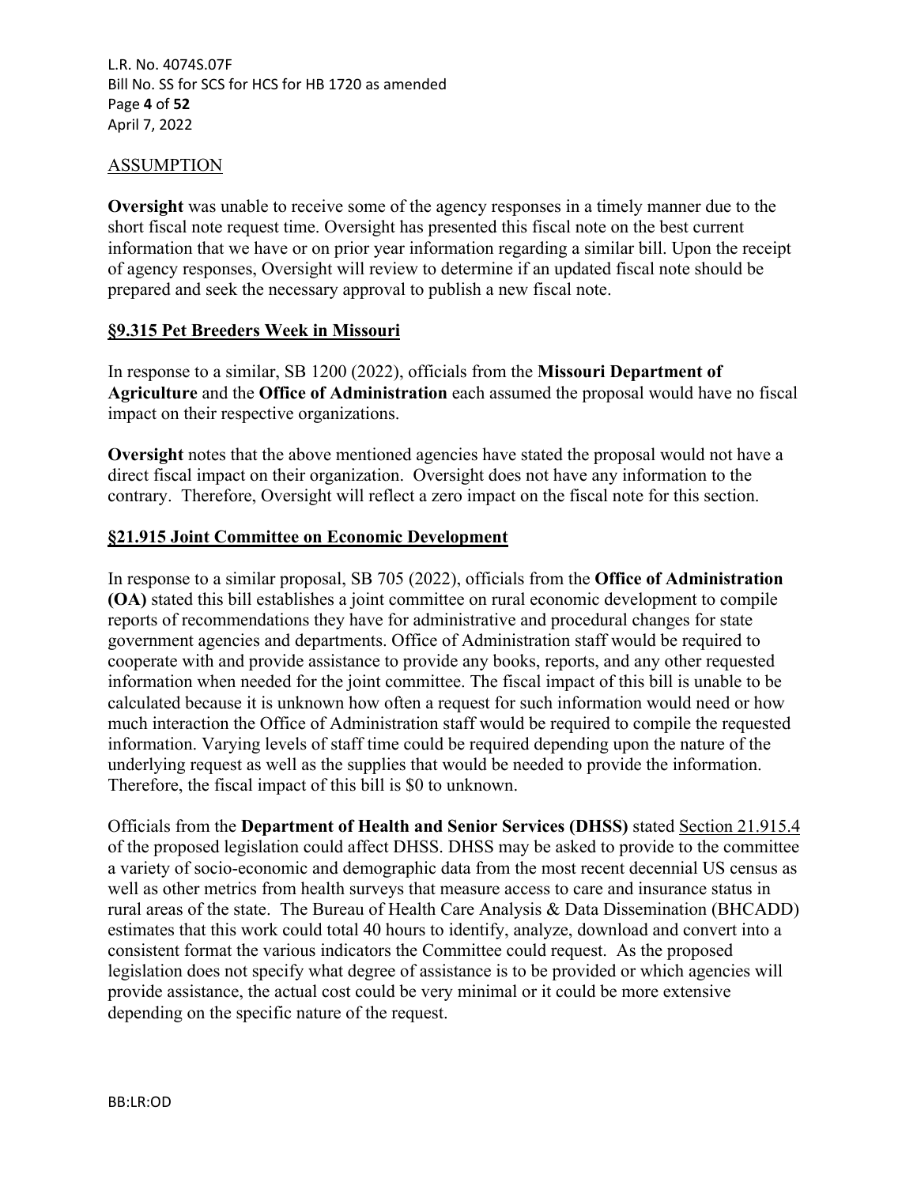## ASSUMPTION

**Oversight** was unable to receive some of the agency responses in a timely manner due to the short fiscal note request time. Oversight has presented this fiscal note on the best current information that we have or on prior year information regarding a similar bill. Upon the receipt of agency responses, Oversight will review to determine if an updated fiscal note should be prepared and seek the necessary approval to publish a new fiscal note.

### §9.315 Pet Breeders Week in Missouri

In response to a similar, SB 1200 (2022), officials from the **Missouri Department of Agriculture** and the **Office of Administration** each assumed the proposal would have no fiscal impact on their respective organizations.

**Oversight** notes that the above mentioned agencies have stated the proposal would not have a direct fiscal impact on their organization. Oversight does not have any information to the contrary. Therefore, Oversight will reflect a zero impact on the fiscal note for this section.

### §21.915 Joint Committee on Economic Development

In response to a similar proposal, SB 705 (2022), officials from the **Office of Administration (OA)** stated this bill establishes a joint committee on rural economic development to compile reports of recommendations they have for administrative and procedural changes for state government agencies and departments. Office of Administration staff would be required to cooperate with and provide assistance to provide any books, reports, and any other requested information when needed for the joint committee. The fiscal impact of this bill is unable to be calculated because it is unknown how often a request for such information would need or how much interaction the Office of Administration staff would be required to compile the requested information. Varying levels of staff time could be required depending upon the nature of the underlying request as well as the supplies that would be needed to provide the information. Therefore, the fiscal impact of this bill is $0 to unknown.

Officials from the **Department of Health and Senior Services (DHSS)** stated Section 21.915.4 of the proposed legislation could affect DHSS. DHSS may be asked to provide to the committee a variety of socio-economic and demographic data from the most recent decennial US census as well as other metrics from health surveys that measure access to care and insurance status in rural areas of the state. The Bureau of Health Care Analysis & Data Dissemination (BHCADD) estimates that this work could total 40 hours to identify, analyze, download and convert into a consistent format the various indicators the Committee could request. As the proposed legislation does not specify what degree of assistance is to be provided or which agencies will provide assistance, the actual cost could be very minimal or it could be more extensive depending on the specific nature of the request.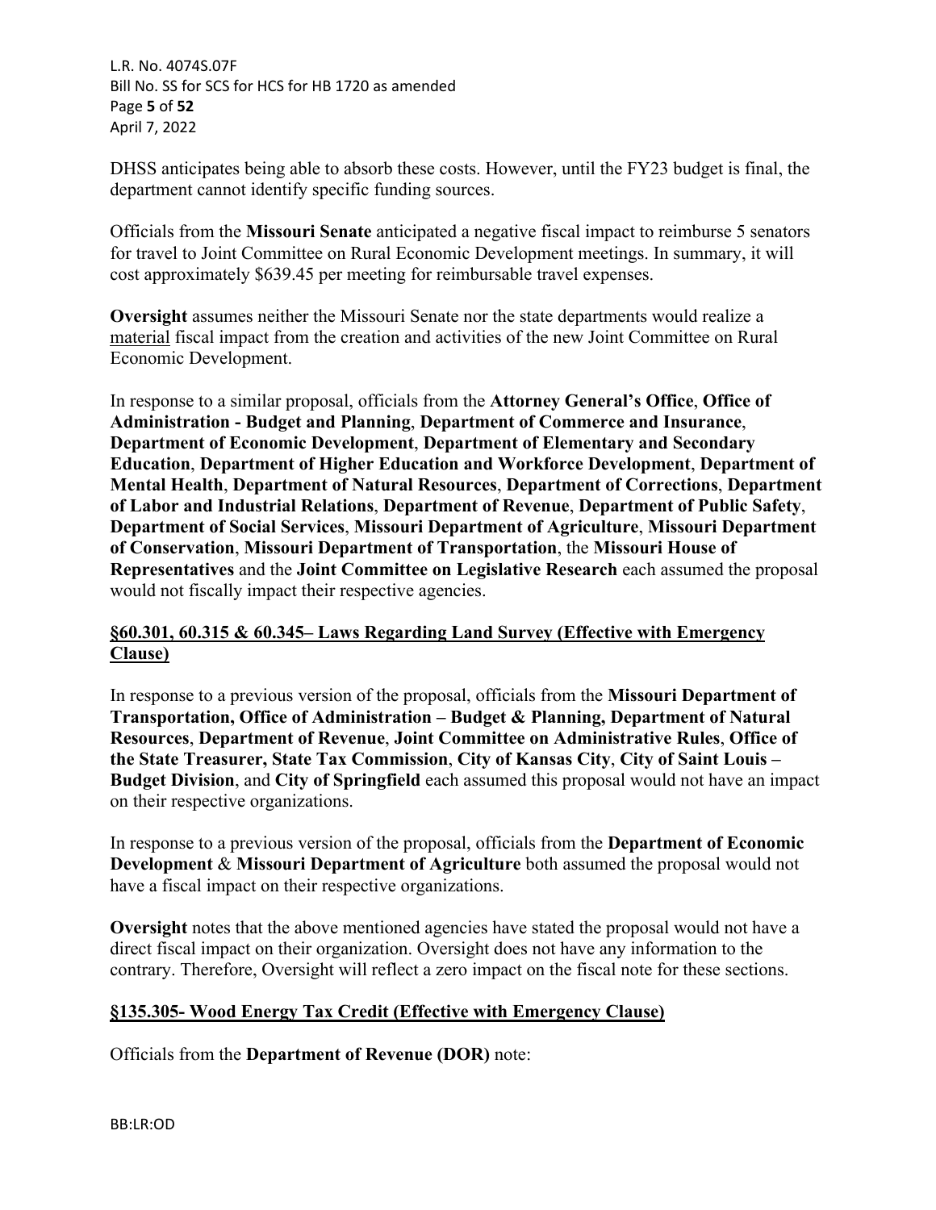DHSS anticipates being able to absorb these costs. However, until the FY23 budget is final, the department cannot identify specific funding sources.

Officials from the **Missouri Senate** anticipated a negative fiscal impact to reimburse 5 senators for travel to Joint Committee on Rural Economic Development meetings. In summary, it will cost approximately $639.45 per meeting for reimbursable travel expenses.

**Oversight** assumes neither the Missouri Senate nor the state departments would realize a material fiscal impact from the creation and activities of the new Joint Committee on Rural Economic Development.

In response to a similar proposal, officials from the **Attorney General's Office**, **Office of Administration - Budget and Planning**, **Department of Commerce and Insurance**, **Department of Economic Development**, **Department of Elementary and Secondary Education**, **Department of Higher Education and Workforce Development**, **Department of Mental Health**, **Department of Natural Resources**, **Department of Corrections**, **Department of Labor and Industrial Relations**, **Department of Revenue**, **Department of Public Safety**, **Department of Social Services**, **Missouri Department of Agriculture**, **Missouri Department of Conservation**, **Missouri Department of Transportation**, the **Missouri House of Representatives** and the **Joint Committee on Legislative Research** each assumed the proposal would not fiscally impact their respective agencies.

**§60.301, 60.315 & 60.345– Laws Regarding Land Survey (Effective with Emergency Clause)**

In response to a previous version of the proposal, officials from the **Missouri Department of Transportation, Office of Administration – Budget & Planning, Department of Natural Resources**, **Department of Revenue**, **Joint Committee on Administrative Rules**, **Office of the State Treasurer, State Tax Commission**, **City of Kansas City**, **City of Saint Louis – Budget Division**, and **City of Springfield** each assumed this proposal would not have an impact on their respective organizations.

In response to a previous version of the proposal, officials from the **Department of Economic Development** & **Missouri Department of Agriculture** both assumed the proposal would not have a fiscal impact on their respective organizations.

**Oversight** notes that the above mentioned agencies have stated the proposal would not have a direct fiscal impact on their organization. Oversight does not have any information to the contrary. Therefore, Oversight will reflect a zero impact on the fiscal note for these sections.

**§135.305- Wood Energy Tax Credit (Effective with Emergency Clause)**

Officials from the **Department of Revenue (DOR)** note: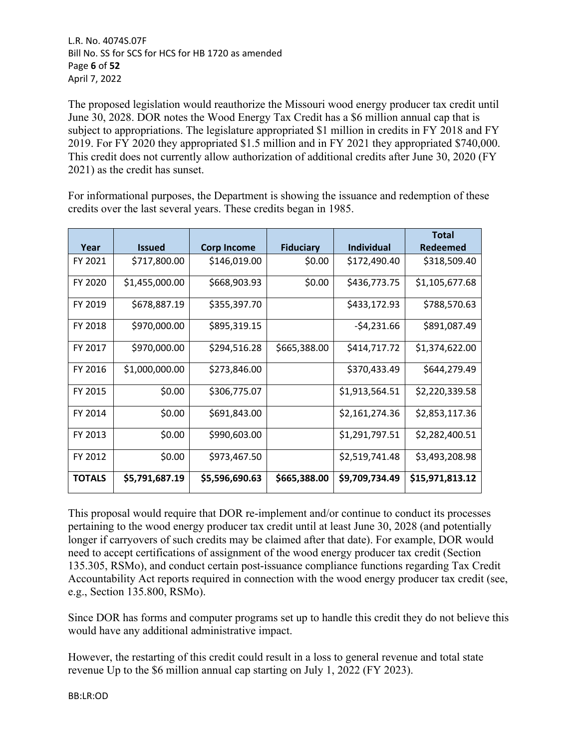The proposed legislation would reauthorize the Missouri wood energy producer tax credit until June 30, 2028. DOR notes the Wood Energy Tax Credit has a $6 million annual cap that is subject to appropriations. The legislature appropriated $1 million in credits in FY 2018 and FY 2019. For FY 2020 they appropriated $1.5 million and in FY 2021 they appropriated $740,000. This credit does not currently allow authorization of additional credits after June 30, 2020 (FY 2021) as the credit has sunset.

For informational purposes, the Department is showing the issuance and redemption of these credits over the last several years. These credits began in 1985.

| Year | Issued | Corp Income | Fiduciary | Individual | Total Redeemed |
|---|---|---|---|---|---|
| FY 2021 | $717,800.00 | $146,019.00 | $0.00 | $172,490.40 | $318,509.40 |
| FY 2020 | $1,455,000.00 | $668,903.93 | $0.00 | $436,773.75 | $1,105,677.68 |
| FY 2019 | $678,887.19 | $355,397.70 | | $433,172.93 | $788,570.63 |
| FY 2018 | $970,000.00 | $895,319.15 | | -$4,231.66 | $891,087.49 |
| FY 2017 | $970,000.00 | $294,516.28 | $665,388.00 | $414,717.72 | $1,374,622.00 |
| FY 2016 | $1,000,000.00 | $273,846.00 | | $370,433.49 | $644,279.49 |
| FY 2015 | $0.00 | $306,775.07 | | $1,913,564.51 | $2,220,339.58 |
| FY 2014 | $0.00 | $691,843.00 | | $2,161,274.36 | $2,853,117.36 |
| FY 2013 | $0.00 | $990,603.00 | | $1,291,797.51 | $2,282,400.51 |
| FY 2012 | $0.00 | $973,467.50 | | $2,519,741.48 | $3,493,208.98 |
| **TOTALS** | **$5,791,687.19** | **$5,596,690.63** | **$665,388.00** | **$9,709,734.49** | **$15,971,813.12** |

This proposal would require that DOR re-implement and/or continue to conduct its processes pertaining to the wood energy producer tax credit until at least June 30, 2028 (and potentially longer if carryovers of such credits may be claimed after that date). For example, DOR would need to accept certifications of assignment of the wood energy producer tax credit (Section 135.305, RSMo), and conduct certain post-issuance compliance functions regarding Tax Credit Accountability Act reports required in connection with the wood energy producer tax credit (see, e.g., Section 135.800, RSMo).

Since DOR has forms and computer programs set up to handle this credit they do not believe this would have any additional administrative impact.

However, the restarting of this credit could result in a loss to general revenue and total state revenue Up to the $6 million annual cap starting on July 1, 2022 (FY 2023).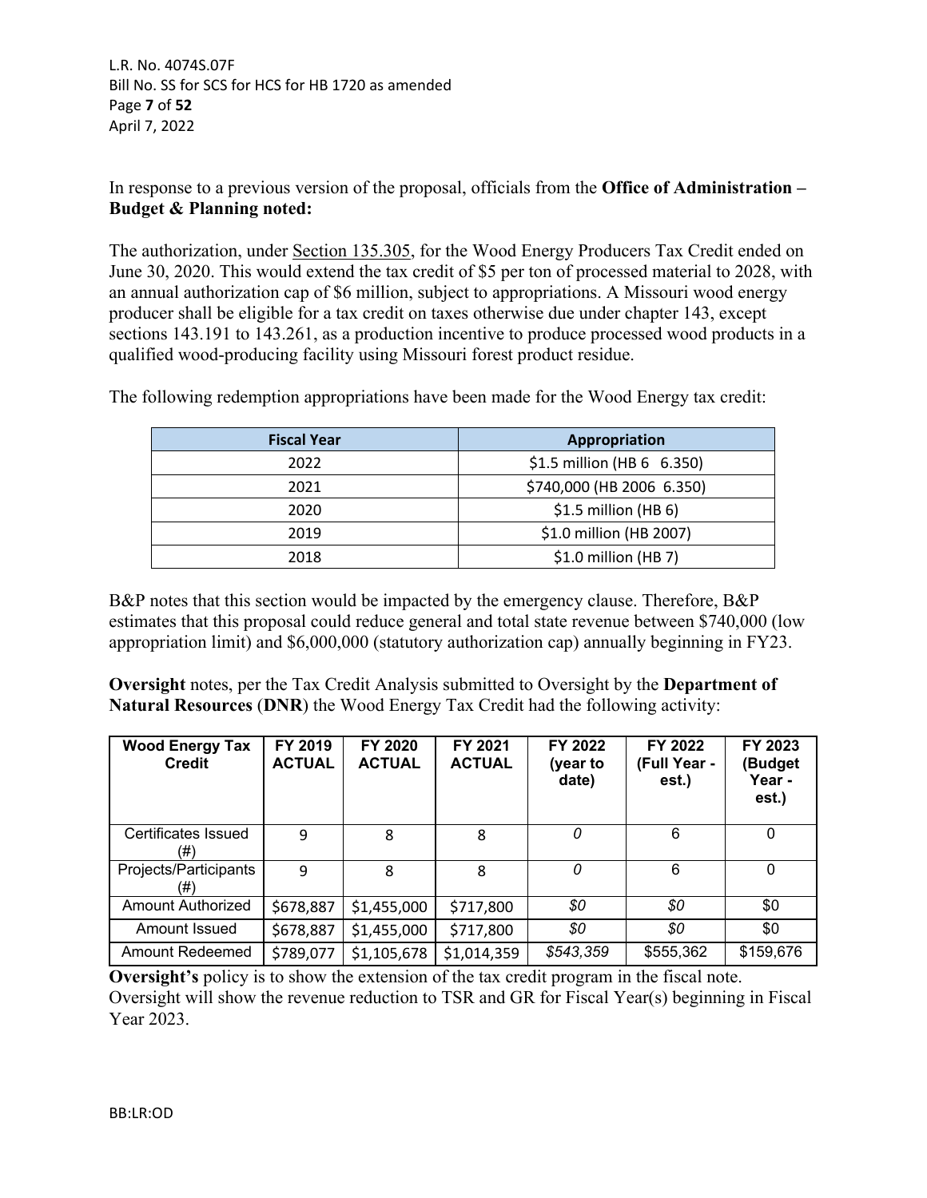In response to a previous version of the proposal, officials from the **Office of Administration – Budget & Planning noted:**

The authorization, under Section 135.305, for the Wood Energy Producers Tax Credit ended on June 30, 2020. This would extend the tax credit of $5 per ton of processed material to 2028, with an annual authorization cap of $6 million, subject to appropriations. A Missouri wood energy producer shall be eligible for a tax credit on taxes otherwise due under chapter 143, except sections 143.191 to 143.261, as a production incentive to produce processed wood products in a qualified wood-producing facility using Missouri forest product residue.

The following redemption appropriations have been made for the Wood Energy tax credit:

| Fiscal Year | Appropriation |
|---|---|
| 2022 | $1.5 million (HB 6 6.350) |
| 2021 | $740,000 (HB 2006 6.350) |
| 2020 | $1.5 million (HB 6) |
| 2019 | $1.0 million (HB 2007) |
| 2018 | $1.0 million (HB 7) |

B&P notes that this section would be impacted by the emergency clause. Therefore, B&P estimates that this proposal could reduce general and total state revenue between $740,000 (low appropriation limit) and $6,000,000 (statutory authorization cap) annually beginning in FY23.

**Oversight** notes, per the Tax Credit Analysis submitted to Oversight by the **Department of Natural Resources** (**DNR**) the Wood Energy Tax Credit had the following activity:

| Wood Energy Tax Credit | FY 2019 ACTUAL | FY 2020 ACTUAL | FY 2021 ACTUAL | FY 2022 (year to date) | FY 2022 (Full Year - est.) | FY 2023 (Budget Year - est.) |
|---|---|---|---|---|---|---|
| Certificates Issued (#) | 9 | 8 | 8 | *0* | 6 | 0 |
| Projects/Participants (#) | 9 | 8 | 8 | *0* | 6 | 0 |
| Amount Authorized | $678,887 | $1,455,000 | $717,800 | *$0* | *$0* | $0 |
| Amount Issued | $678,887 | $1,455,000 | $717,800 | *$0* | *$0* | $0 |
| Amount Redeemed | $789,077 | $1,105,678 | $1,014,359 | *$543,359* | $555,362 | $159,676 |

**Oversight's** policy is to show the extension of the tax credit program in the fiscal note. Oversight will show the revenue reduction to TSR and GR for Fiscal Year(s) beginning in Fiscal Year 2023.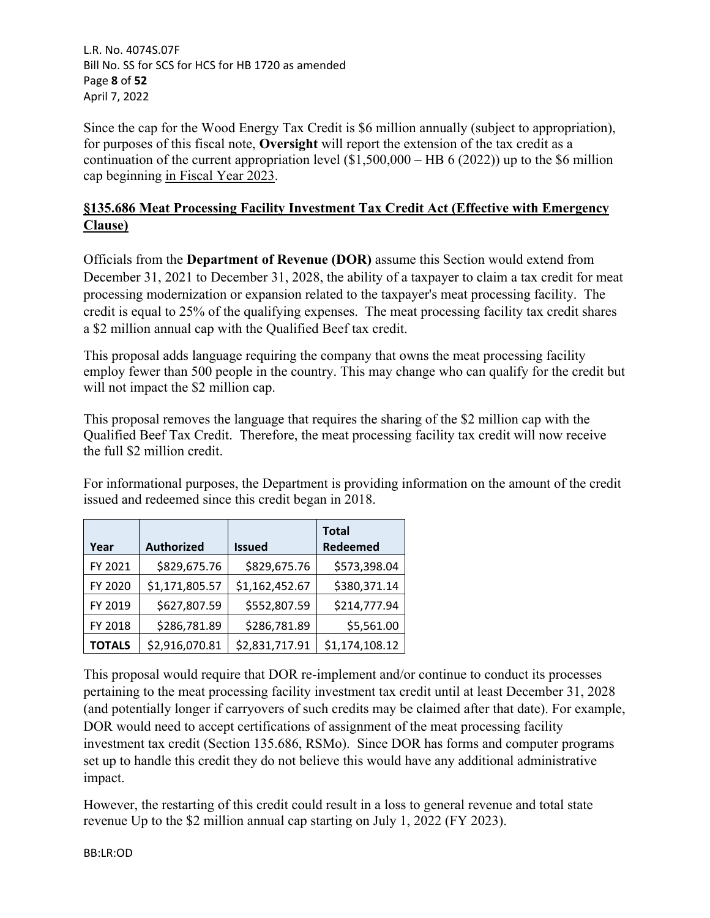Since the cap for the Wood Energy Tax Credit is $6 million annually (subject to appropriation), for purposes of this fiscal note, **Oversight** will report the extension of the tax credit as a continuation of the current appropriation level ($1,500,000 – HB 6 (2022)) up to the $6 million cap beginning in Fiscal Year 2023.

**§135.686 Meat Processing Facility Investment Tax Credit Act (Effective with Emergency Clause)**

Officials from the **Department of Revenue (DOR)** assume this Section would extend from December 31, 2021 to December 31, 2028, the ability of a taxpayer to claim a tax credit for meat processing modernization or expansion related to the taxpayer's meat processing facility. The credit is equal to 25% of the qualifying expenses. The meat processing facility tax credit shares a $2 million annual cap with the Qualified Beef tax credit.

This proposal adds language requiring the company that owns the meat processing facility employ fewer than 500 people in the country. This may change who can qualify for the credit but will not impact the $2 million cap.

This proposal removes the language that requires the sharing of the $2 million cap with the Qualified Beef Tax Credit. Therefore, the meat processing facility tax credit will now receive the full $2 million credit.

For informational purposes, the Department is providing information on the amount of the credit issued and redeemed since this credit began in 2018.

| Year | Authorized | Issued | Total Redeemed |
|---|---|---|---|
| FY 2021 | $829,675.76 | $829,675.76 | $573,398.04 |
| FY 2020 | $1,171,805.57 | $1,162,452.67 | $380,371.14 |
| FY 2019 | $627,807.59 | $552,807.59 | $214,777.94 |
| FY 2018 | $286,781.89 | $286,781.89 | $5,561.00 |
| **TOTALS** | $2,916,070.81 | $2,831,717.91 | $1,174,108.12 |

This proposal would require that DOR re-implement and/or continue to conduct its processes pertaining to the meat processing facility investment tax credit until at least December 31, 2028 (and potentially longer if carryovers of such credits may be claimed after that date). For example, DOR would need to accept certifications of assignment of the meat processing facility investment tax credit (Section 135.686, RSMo). Since DOR has forms and computer programs set up to handle this credit they do not believe this would have any additional administrative impact.

However, the restarting of this credit could result in a loss to general revenue and total state revenue Up to the $2 million annual cap starting on July 1, 2022 (FY 2023).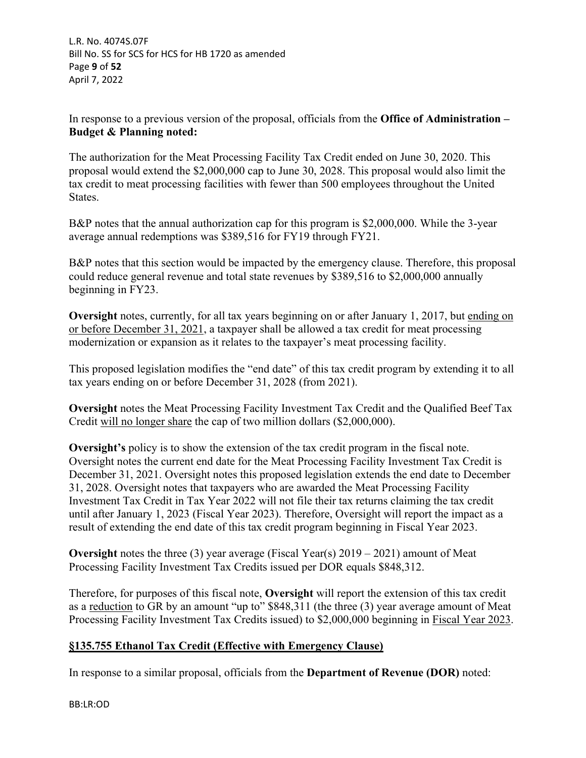In response to a previous version of the proposal, officials from the **Office of Administration – Budget & Planning noted:**

The authorization for the Meat Processing Facility Tax Credit ended on June 30, 2020. This proposal would extend the $2,000,000 cap to June 30, 2028. This proposal would also limit the tax credit to meat processing facilities with fewer than 500 employees throughout the United States.

B&P notes that the annual authorization cap for this program is $2,000,000. While the 3-year average annual redemptions was $389,516 for FY19 through FY21.

B&P notes that this section would be impacted by the emergency clause. Therefore, this proposal could reduce general revenue and total state revenues by $389,516 to $2,000,000 annually beginning in FY23.

**Oversight** notes, currently, for all tax years beginning on or after January 1, 2017, but ending on or before December 31, 2021, a taxpayer shall be allowed a tax credit for meat processing modernization or expansion as it relates to the taxpayer's meat processing facility.

This proposed legislation modifies the "end date" of this tax credit program by extending it to all tax years ending on or before December 31, 2028 (from 2021).

**Oversight** notes the Meat Processing Facility Investment Tax Credit and the Qualified Beef Tax Credit will no longer share the cap of two million dollars ($2,000,000).

**Oversight's** policy is to show the extension of the tax credit program in the fiscal note. Oversight notes the current end date for the Meat Processing Facility Investment Tax Credit is December 31, 2021. Oversight notes this proposed legislation extends the end date to December 31, 2028. Oversight notes that taxpayers who are awarded the Meat Processing Facility Investment Tax Credit in Tax Year 2022 will not file their tax returns claiming the tax credit until after January 1, 2023 (Fiscal Year 2023). Therefore, Oversight will report the impact as a result of extending the end date of this tax credit program beginning in Fiscal Year 2023.

**Oversight** notes the three (3) year average (Fiscal Year(s) 2019 – 2021) amount of Meat Processing Facility Investment Tax Credits issued per DOR equals $848,312.

Therefore, for purposes of this fiscal note, **Oversight** will report the extension of this tax credit as a reduction to GR by an amount "up to" $848,311 (the three (3) year average amount of Meat Processing Facility Investment Tax Credits issued) to $2,000,000 beginning in Fiscal Year 2023.

## §135.755 Ethanol Tax Credit (Effective with Emergency Clause)

In response to a similar proposal, officials from the **Department of Revenue (DOR)** noted: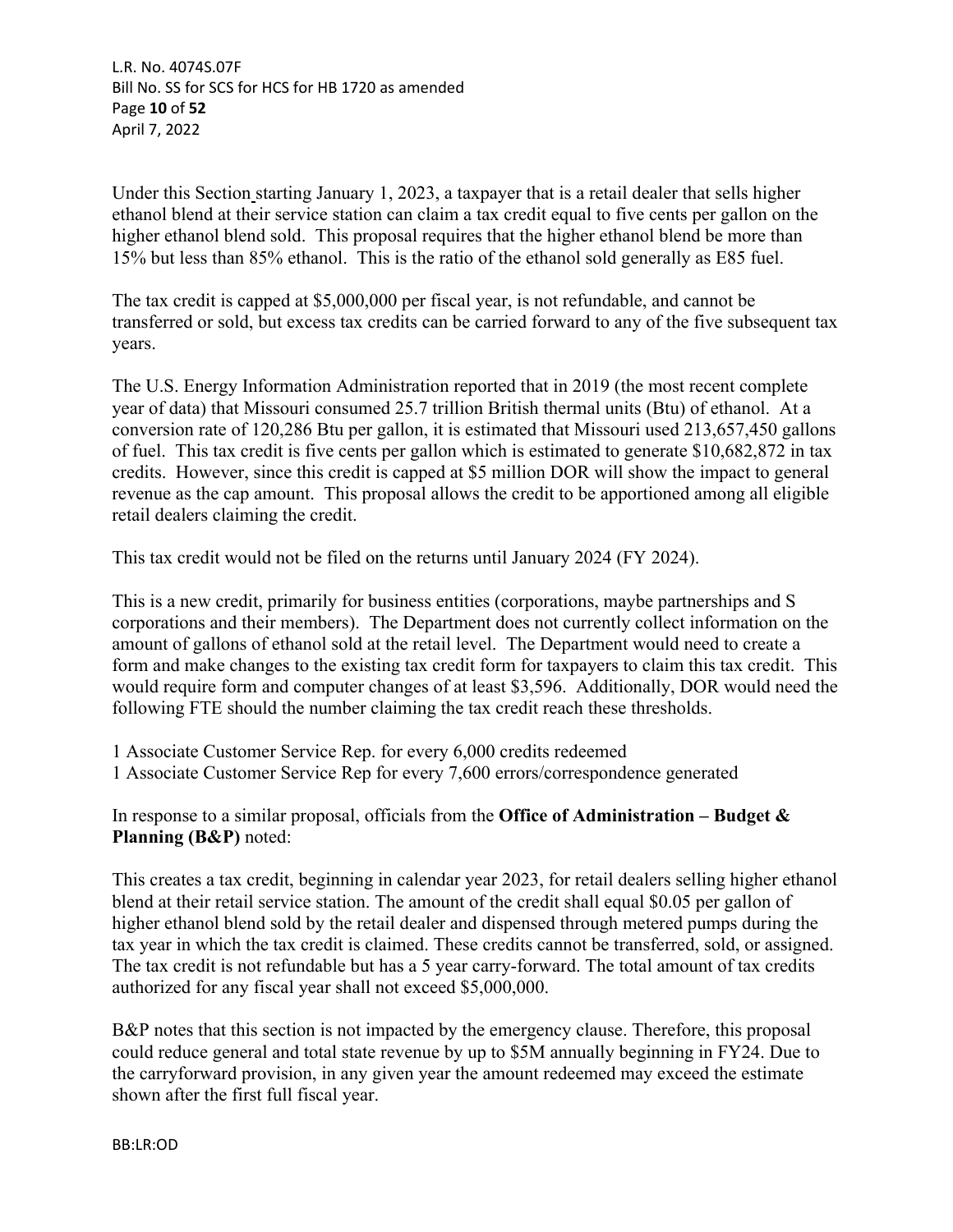Under this Section starting January 1, 2023, a taxpayer that is a retail dealer that sells higher ethanol blend at their service station can claim a tax credit equal to five cents per gallon on the higher ethanol blend sold. This proposal requires that the higher ethanol blend be more than 15% but less than 85% ethanol. This is the ratio of the ethanol sold generally as E85 fuel.

The tax credit is capped at $5,000,000 per fiscal year, is not refundable, and cannot be transferred or sold, but excess tax credits can be carried forward to any of the five subsequent tax years.

The U.S. Energy Information Administration reported that in 2019 (the most recent complete year of data) that Missouri consumed 25.7 trillion British thermal units (Btu) of ethanol. At a conversion rate of 120,286 Btu per gallon, it is estimated that Missouri used 213,657,450 gallons of fuel. This tax credit is five cents per gallon which is estimated to generate $10,682,872 in tax credits. However, since this credit is capped at $5 million DOR will show the impact to general revenue as the cap amount. This proposal allows the credit to be apportioned among all eligible retail dealers claiming the credit.

This tax credit would not be filed on the returns until January 2024 (FY 2024).

This is a new credit, primarily for business entities (corporations, maybe partnerships and S corporations and their members). The Department does not currently collect information on the amount of gallons of ethanol sold at the retail level. The Department would need to create a form and make changes to the existing tax credit form for taxpayers to claim this tax credit. This would require form and computer changes of at least $3,596. Additionally, DOR would need the following FTE should the number claiming the tax credit reach these thresholds.

1 Associate Customer Service Rep. for every 6,000 credits redeemed
1 Associate Customer Service Rep for every 7,600 errors/correspondence generated

In response to a similar proposal, officials from the **Office of Administration – Budget & Planning (B&P)** noted:

This creates a tax credit, beginning in calendar year 2023, for retail dealers selling higher ethanol blend at their retail service station. The amount of the credit shall equal $0.05 per gallon of higher ethanol blend sold by the retail dealer and dispensed through metered pumps during the tax year in which the tax credit is claimed. These credits cannot be transferred, sold, or assigned. The tax credit is not refundable but has a 5 year carry-forward. The total amount of tax credits authorized for any fiscal year shall not exceed $5,000,000.

B&P notes that this section is not impacted by the emergency clause. Therefore, this proposal could reduce general and total state revenue by up to $5M annually beginning in FY24. Due to the carryforward provision, in any given year the amount redeemed may exceed the estimate shown after the first full fiscal year.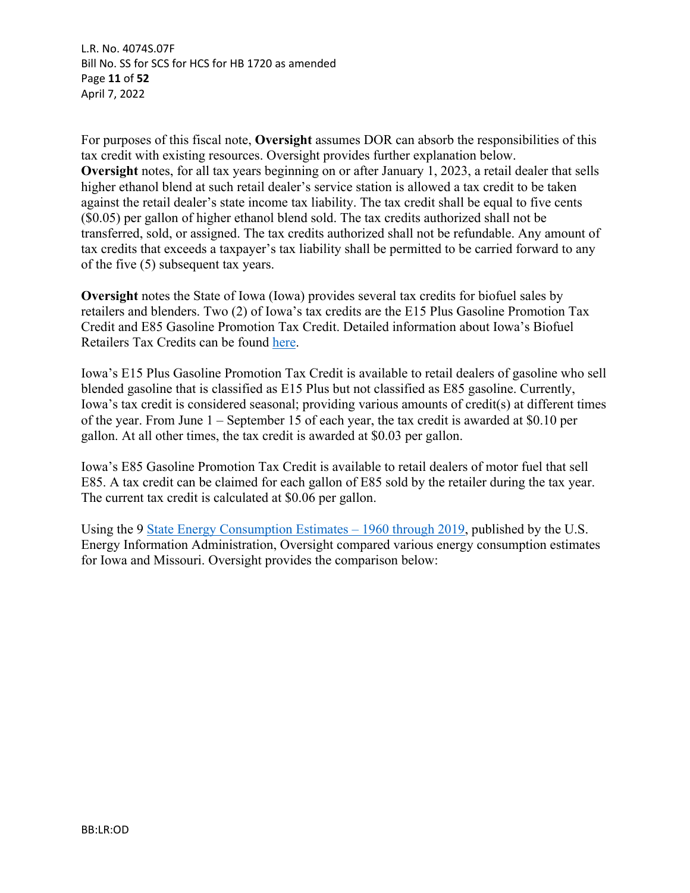For purposes of this fiscal note, **Oversight** assumes DOR can absorb the responsibilities of this tax credit with existing resources. Oversight provides further explanation below.
**Oversight** notes, for all tax years beginning on or after January 1, 2023, a retail dealer that sells higher ethanol blend at such retail dealer's service station is allowed a tax credit to be taken against the retail dealer's state income tax liability. The tax credit shall be equal to five cents ($0.05) per gallon of higher ethanol blend sold. The tax credits authorized shall not be transferred, sold, or assigned. The tax credits authorized shall not be refundable. Any amount of tax credits that exceeds a taxpayer's tax liability shall be permitted to be carried forward to any of the five (5) subsequent tax years.

**Oversight** notes the State of Iowa (Iowa) provides several tax credits for biofuel sales by retailers and blenders. Two (2) of Iowa's tax credits are the E15 Plus Gasoline Promotion Tax Credit and E85 Gasoline Promotion Tax Credit. Detailed information about Iowa's Biofuel Retailers Tax Credits can be found here.

Iowa's E15 Plus Gasoline Promotion Tax Credit is available to retail dealers of gasoline who sell blended gasoline that is classified as E15 Plus but not classified as E85 gasoline. Currently, Iowa's tax credit is considered seasonal; providing various amounts of credit(s) at different times of the year. From June 1 – September 15 of each year, the tax credit is awarded at $0.10 per gallon. At all other times, the tax credit is awarded at $0.03 per gallon.

Iowa's E85 Gasoline Promotion Tax Credit is available to retail dealers of motor fuel that sell E85. A tax credit can be claimed for each gallon of E85 sold by the retailer during the tax year. The current tax credit is calculated at $0.06 per gallon.

Using the 9 State Energy Consumption Estimates – 1960 through 2019, published by the U.S. Energy Information Administration, Oversight compared various energy consumption estimates for Iowa and Missouri. Oversight provides the comparison below: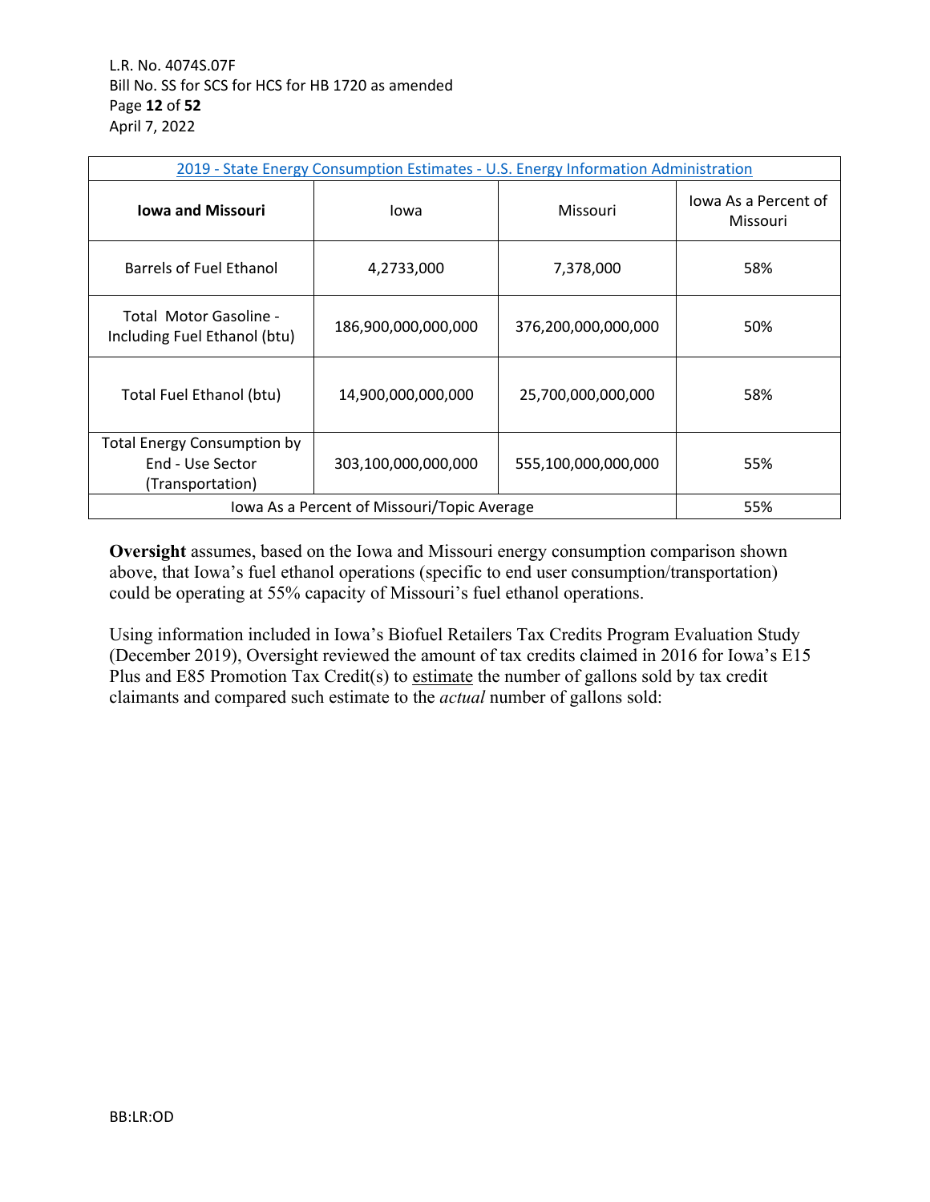| 2019 - State Energy Consumption Estimates - U.S. Energy Information Administration | | | |
|---|---|---|---|
| **Iowa and Missouri** | Iowa | Missouri | Iowa As a Percent of Missouri |
| Barrels of Fuel Ethanol | 4,2733,000 | 7,378,000 | 58% |
| Total Motor Gasoline - Including Fuel Ethanol (btu) | 186,900,000,000,000 | 376,200,000,000,000 | 50% |
| Total Fuel Ethanol (btu) | 14,900,000,000,000 | 25,700,000,000,000 | 58% |
| Total Energy Consumption by End - Use Sector (Transportation) | 303,100,000,000,000 | 555,100,000,000,000 | 55% |
| Iowa As a Percent of Missouri/Topic Average | | | 55% |

**Oversight** assumes, based on the Iowa and Missouri energy consumption comparison shown above, that Iowa's fuel ethanol operations (specific to end user consumption/transportation) could be operating at 55% capacity of Missouri's fuel ethanol operations.

Using information included in Iowa's Biofuel Retailers Tax Credits Program Evaluation Study (December 2019), Oversight reviewed the amount of tax credits claimed in 2016 for Iowa's E15 Plus and E85 Promotion Tax Credit(s) to estimate the number of gallons sold by tax credit claimants and compared such estimate to the *actual* number of gallons sold: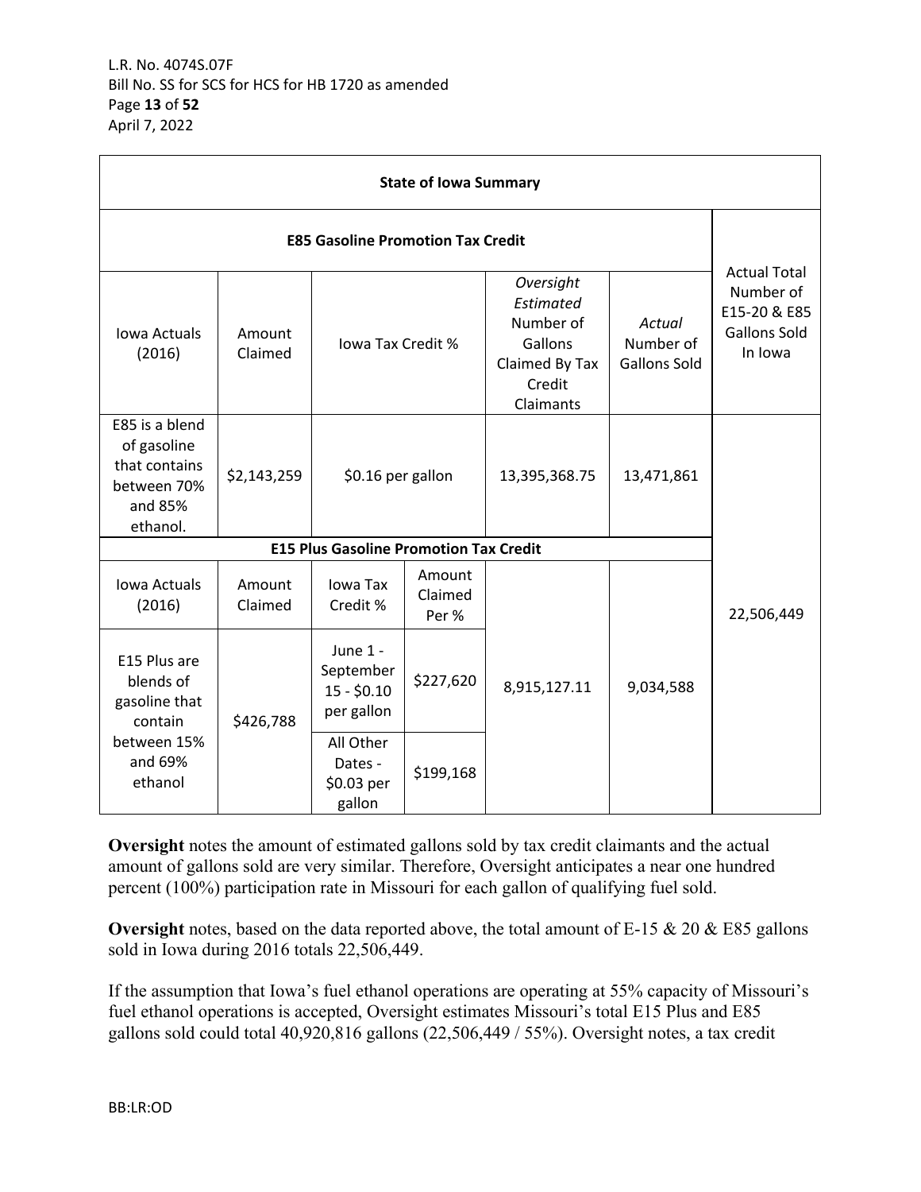| State of Iowa Summary | | | | | | |
|---|---|---|---|---|---|---|
| **E85 Gasoline Promotion Tax Credit** | | | | | | Actual Total Number of E15-20 & E85 Gallons Sold In Iowa |
| Iowa Actuals (2016) | Amount Claimed | Iowa Tax Credit % | | *Oversight Estimated* Number of Gallons Claimed By Tax Credit Claimants | *Actual* Number of Gallons Sold | |
| E85 is a blend of gasoline that contains between 70% and 85% ethanol. | $2,143,259 | $0.16 per gallon | | 13,395,368.75 | 13,471,861 | 22,506,449 |
| **E15 Plus Gasoline Promotion Tax Credit** | | | | | | |
| Iowa Actuals (2016) | Amount Claimed | Iowa Tax Credit % | Amount Claimed Per % | | | |
| E15 Plus are blends of gasoline that contain between 15% and 69% ethanol | $426,788 | June 1 - September 15 - $0.10 per gallon | $227,620 | 8,915,127.11 | 9,034,588 | |
| | | All Other Dates - $0.03 per gallon | $199,168 | | | |

**Oversight** notes the amount of estimated gallons sold by tax credit claimants and the actual amount of gallons sold are very similar. Therefore, Oversight anticipates a near one hundred percent (100%) participation rate in Missouri for each gallon of qualifying fuel sold.

**Oversight** notes, based on the data reported above, the total amount of E-15 & 20 & E85 gallons sold in Iowa during 2016 totals 22,506,449.

If the assumption that Iowa's fuel ethanol operations are operating at 55% capacity of Missouri's fuel ethanol operations is accepted, Oversight estimates Missouri's total E15 Plus and E85 gallons sold could total 40,920,816 gallons (22,506,449 / 55%). Oversight notes, a tax credit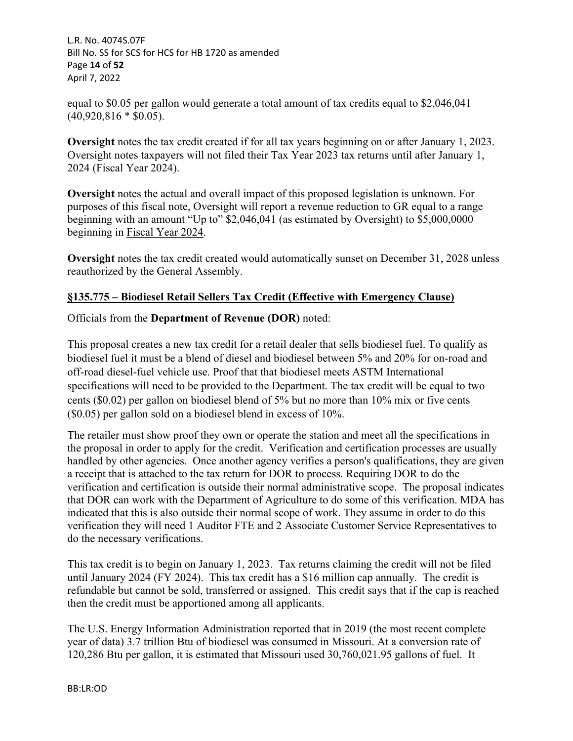equal to \$0.05 per gallon would generate a total amount of tax credits equal to \$2,046,041 (40,920,816 * \$0.05).

**Oversight** notes the tax credit created if for all tax years beginning on or after January 1, 2023. Oversight notes taxpayers will not filed their Tax Year 2023 tax returns until after January 1, 2024 (Fiscal Year 2024).

**Oversight** notes the actual and overall impact of this proposed legislation is unknown. For purposes of this fiscal note, Oversight will report a revenue reduction to GR equal to a range beginning with an amount "Up to" \$2,046,041 (as estimated by Oversight) to \$5,000,0000 beginning in Fiscal Year 2024.

**Oversight** notes the tax credit created would automatically sunset on December 31, 2028 unless reauthorized by the General Assembly.

**§135.775 – Biodiesel Retail Sellers Tax Credit (Effective with Emergency Clause)**

Officials from the **Department of Revenue (DOR)** noted:

This proposal creates a new tax credit for a retail dealer that sells biodiesel fuel. To qualify as biodiesel fuel it must be a blend of diesel and biodiesel between 5% and 20% for on-road and off-road diesel-fuel vehicle use. Proof that that biodiesel meets ASTM International specifications will need to be provided to the Department. The tax credit will be equal to two cents (\$0.02) per gallon on biodiesel blend of 5% but no more than 10% mix or five cents (\$0.05) per gallon sold on a biodiesel blend in excess of 10%.

The retailer must show proof they own or operate the station and meet all the specifications in the proposal in order to apply for the credit. Verification and certification processes are usually handled by other agencies. Once another agency verifies a person's qualifications, they are given a receipt that is attached to the tax return for DOR to process. Requiring DOR to do the verification and certification is outside their normal administrative scope. The proposal indicates that DOR can work with the Department of Agriculture to do some of this verification. MDA has indicated that this is also outside their normal scope of work. They assume in order to do this verification they will need 1 Auditor FTE and 2 Associate Customer Service Representatives to do the necessary verifications.

This tax credit is to begin on January 1, 2023. Tax returns claiming the credit will not be filed until January 2024 (FY 2024). This tax credit has a \$16 million cap annually. The credit is refundable but cannot be sold, transferred or assigned. This credit says that if the cap is reached then the credit must be apportioned among all applicants.

The U.S. Energy Information Administration reported that in 2019 (the most recent complete year of data) 3.7 trillion Btu of biodiesel was consumed in Missouri. At a conversion rate of 120,286 Btu per gallon, it is estimated that Missouri used 30,760,021.95 gallons of fuel. It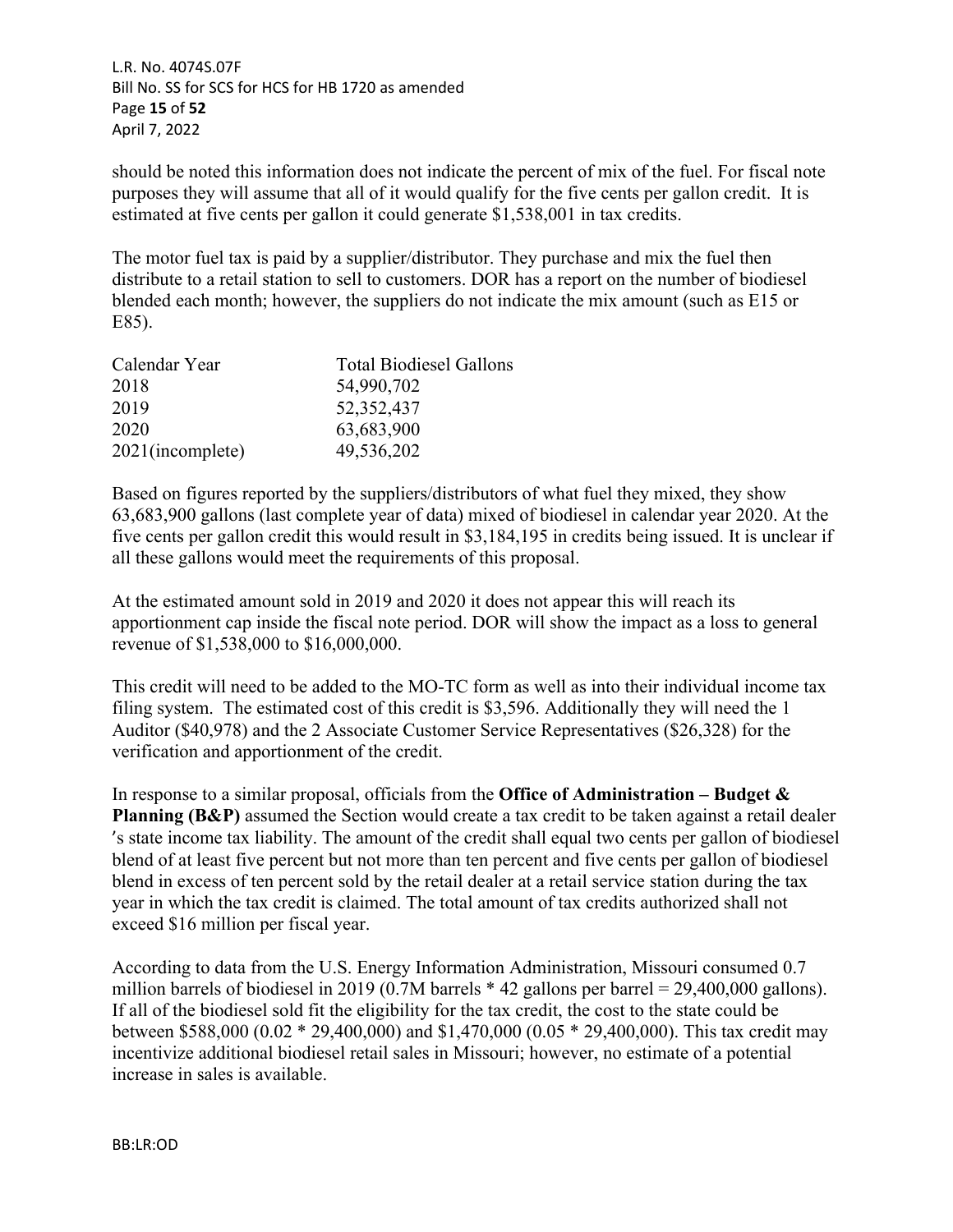should be noted this information does not indicate the percent of mix of the fuel. For fiscal note purposes they will assume that all of it would qualify for the five cents per gallon credit. It is estimated at five cents per gallon it could generate $1,538,001 in tax credits.

The motor fuel tax is paid by a supplier/distributor. They purchase and mix the fuel then distribute to a retail station to sell to customers. DOR has a report on the number of biodiesel blended each month; however, the suppliers do not indicate the mix amount (such as E15 or E85).

| Calendar Year | Total Biodiesel Gallons |
|---|---|
| 2018 | 54,990,702 |
| 2019 | 52,352,437 |
| 2020 | 63,683,900 |
| 2021(incomplete) | 49,536,202 |

Based on figures reported by the suppliers/distributors of what fuel they mixed, they show 63,683,900 gallons (last complete year of data) mixed of biodiesel in calendar year 2020. At the five cents per gallon credit this would result in $3,184,195 in credits being issued. It is unclear if all these gallons would meet the requirements of this proposal.

At the estimated amount sold in 2019 and 2020 it does not appear this will reach its apportionment cap inside the fiscal note period. DOR will show the impact as a loss to general revenue of $1,538,000 to $16,000,000.

This credit will need to be added to the MO-TC form as well as into their individual income tax filing system. The estimated cost of this credit is $3,596. Additionally they will need the 1 Auditor ($40,978) and the 2 Associate Customer Service Representatives ($26,328) for the verification and apportionment of the credit.

In response to a similar proposal, officials from the **Office of Administration – Budget & Planning (B&P)** assumed the Section would create a tax credit to be taken against a retail dealer's state income tax liability. The amount of the credit shall equal two cents per gallon of biodiesel blend of at least five percent but not more than ten percent and five cents per gallon of biodiesel blend in excess of ten percent sold by the retail dealer at a retail service station during the tax year in which the tax credit is claimed. The total amount of tax credits authorized shall not exceed $16 million per fiscal year.

According to data from the U.S. Energy Information Administration, Missouri consumed 0.7 million barrels of biodiesel in 2019 (0.7M barrels * 42 gallons per barrel = 29,400,000 gallons). If all of the biodiesel sold fit the eligibility for the tax credit, the cost to the state could be between $588,000 (0.02 * 29,400,000) and $1,470,000 (0.05 * 29,400,000). This tax credit may incentivize additional biodiesel retail sales in Missouri; however, no estimate of a potential increase in sales is available.

BB:LR:OD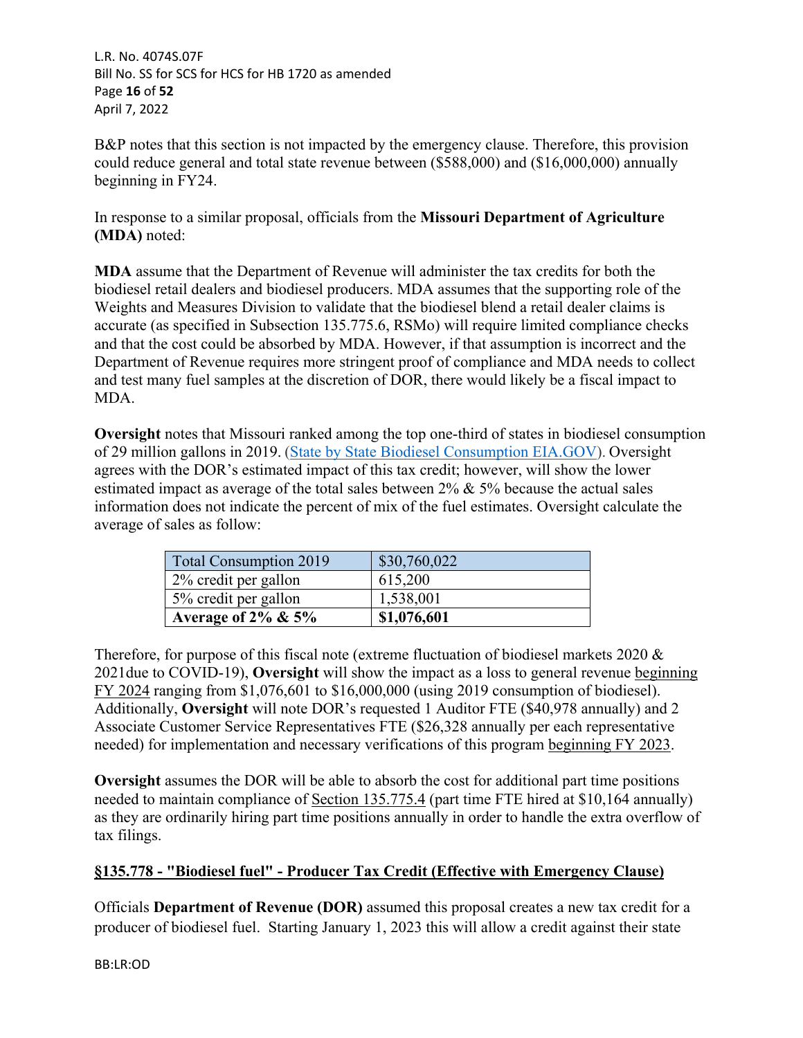B&P notes that this section is not impacted by the emergency clause. Therefore, this provision could reduce general and total state revenue between ($588,000) and ($16,000,000) annually beginning in FY24.

In response to a similar proposal, officials from the **Missouri Department of Agriculture (MDA)** noted:

**MDA** assume that the Department of Revenue will administer the tax credits for both the biodiesel retail dealers and biodiesel producers. MDA assumes that the supporting role of the Weights and Measures Division to validate that the biodiesel blend a retail dealer claims is accurate (as specified in Subsection 135.775.6, RSMo) will require limited compliance checks and that the cost could be absorbed by MDA. However, if that assumption is incorrect and the Department of Revenue requires more stringent proof of compliance and MDA needs to collect and test many fuel samples at the discretion of DOR, there would likely be a fiscal impact to MDA.

**Oversight** notes that Missouri ranked among the top one-third of states in biodiesel consumption of 29 million gallons in 2019. (State by State Biodiesel Consumption EIA.GOV). Oversight agrees with the DOR's estimated impact of this tax credit; however, will show the lower estimated impact as average of the total sales between 2% & 5% because the actual sales information does not indicate the percent of mix of the fuel estimates. Oversight calculate the average of sales as follow:

| Total Consumption 2019 | $30,760,022 |
|---|---|
| 2% credit per gallon | 615,200 |
| 5% credit per gallon | 1,538,001 |
| **Average of 2% & 5%** | **$1,076,601** |

Therefore, for purpose of this fiscal note (extreme fluctuation of biodiesel markets 2020 & 2021due to COVID-19), **Oversight** will show the impact as a loss to general revenue beginning FY 2024 ranging from $1,076,601 to $16,000,000 (using 2019 consumption of biodiesel). Additionally, **Oversight** will note DOR's requested 1 Auditor FTE ($40,978 annually) and 2 Associate Customer Service Representatives FTE ($26,328 annually per each representative needed) for implementation and necessary verifications of this program beginning FY 2023.

**Oversight** assumes the DOR will be able to absorb the cost for additional part time positions needed to maintain compliance of Section 135.775.4 (part time FTE hired at $10,164 annually) as they are ordinarily hiring part time positions annually in order to handle the extra overflow of tax filings.

## §135.778 - "Biodiesel fuel" - Producer Tax Credit (Effective with Emergency Clause)

Officials **Department of Revenue (DOR)** assumed this proposal creates a new tax credit for a producer of biodiesel fuel. Starting January 1, 2023 this will allow a credit against their state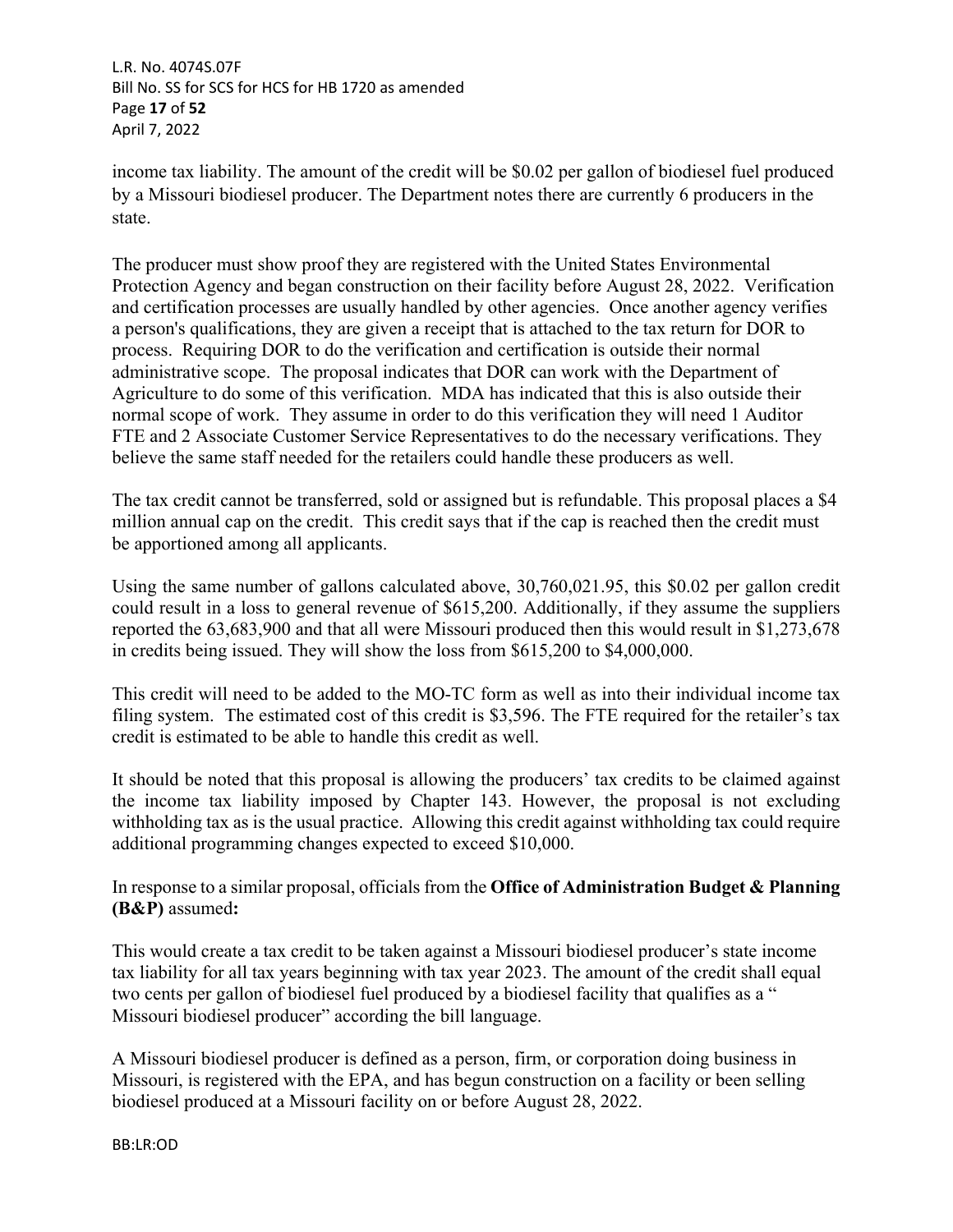income tax liability. The amount of the credit will be $0.02 per gallon of biodiesel fuel produced by a Missouri biodiesel producer. The Department notes there are currently 6 producers in the state.

The producer must show proof they are registered with the United States Environmental Protection Agency and began construction on their facility before August 28, 2022. Verification and certification processes are usually handled by other agencies. Once another agency verifies a person's qualifications, they are given a receipt that is attached to the tax return for DOR to process. Requiring DOR to do the verification and certification is outside their normal administrative scope. The proposal indicates that DOR can work with the Department of Agriculture to do some of this verification. MDA has indicated that this is also outside their normal scope of work. They assume in order to do this verification they will need 1 Auditor FTE and 2 Associate Customer Service Representatives to do the necessary verifications. They believe the same staff needed for the retailers could handle these producers as well.

The tax credit cannot be transferred, sold or assigned but is refundable. This proposal places a $4 million annual cap on the credit. This credit says that if the cap is reached then the credit must be apportioned among all applicants.

Using the same number of gallons calculated above, 30,760,021.95, this $0.02 per gallon credit could result in a loss to general revenue of $615,200. Additionally, if they assume the suppliers reported the 63,683,900 and that all were Missouri produced then this would result in $1,273,678 in credits being issued. They will show the loss from $615,200 to $4,000,000.

This credit will need to be added to the MO-TC form as well as into their individual income tax filing system. The estimated cost of this credit is $3,596. The FTE required for the retailer's tax credit is estimated to be able to handle this credit as well.

It should be noted that this proposal is allowing the producers' tax credits to be claimed against the income tax liability imposed by Chapter 143. However, the proposal is not excluding withholding tax as is the usual practice. Allowing this credit against withholding tax could require additional programming changes expected to exceed $10,000.

In response to a similar proposal, officials from the **Office of Administration Budget & Planning (B&P)** assumed**:**

This would create a tax credit to be taken against a Missouri biodiesel producer's state income tax liability for all tax years beginning with tax year 2023. The amount of the credit shall equal two cents per gallon of biodiesel fuel produced by a biodiesel facility that qualifies as a " Missouri biodiesel producer" according the bill language.

A Missouri biodiesel producer is defined as a person, firm, or corporation doing business in Missouri, is registered with the EPA, and has begun construction on a facility or been selling biodiesel produced at a Missouri facility on or before August 28, 2022.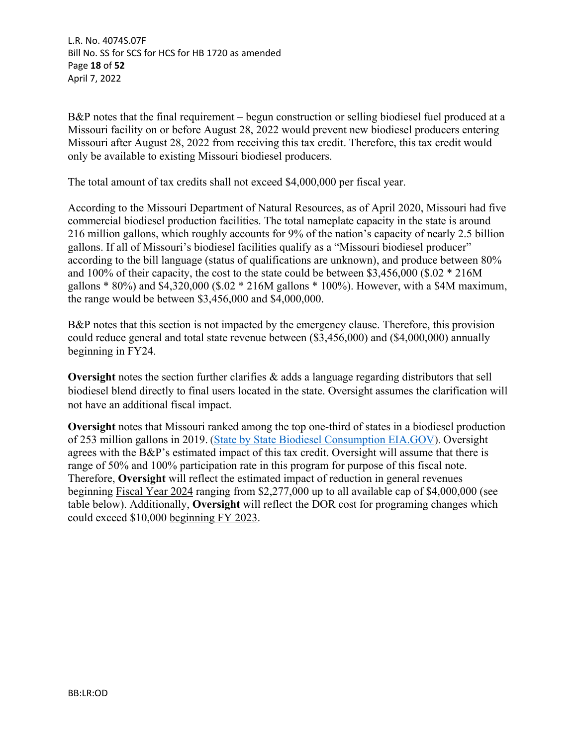B&P notes that the final requirement – begun construction or selling biodiesel fuel produced at a Missouri facility on or before August 28, 2022 would prevent new biodiesel producers entering Missouri after August 28, 2022 from receiving this tax credit. Therefore, this tax credit would only be available to existing Missouri biodiesel producers.

The total amount of tax credits shall not exceed $4,000,000 per fiscal year.

According to the Missouri Department of Natural Resources, as of April 2020, Missouri had five commercial biodiesel production facilities. The total nameplate capacity in the state is around 216 million gallons, which roughly accounts for 9% of the nation's capacity of nearly 2.5 billion gallons. If all of Missouri's biodiesel facilities qualify as a "Missouri biodiesel producer" according to the bill language (status of qualifications are unknown), and produce between 80% and 100% of their capacity, the cost to the state could be between $3,456,000 ($.02 * 216M gallons * 80%) and $4,320,000 ($.02 * 216M gallons * 100%). However, with a $4M maximum, the range would be between $3,456,000 and $4,000,000.

B&P notes that this section is not impacted by the emergency clause. Therefore, this provision could reduce general and total state revenue between ($3,456,000) and ($4,000,000) annually beginning in FY24.

**Oversight** notes the section further clarifies & adds a language regarding distributors that sell biodiesel blend directly to final users located in the state. Oversight assumes the clarification will not have an additional fiscal impact.

**Oversight** notes that Missouri ranked among the top one-third of states in a biodiesel production of 253 million gallons in 2019. (State by State Biodiesel Consumption EIA.GOV). Oversight agrees with the B&P's estimated impact of this tax credit. Oversight will assume that there is range of 50% and 100% participation rate in this program for purpose of this fiscal note. Therefore, **Oversight** will reflect the estimated impact of reduction in general revenues beginning Fiscal Year 2024 ranging from $2,277,000 up to all available cap of $4,000,000 (see table below). Additionally, **Oversight** will reflect the DOR cost for programing changes which could exceed $10,000 beginning FY 2023.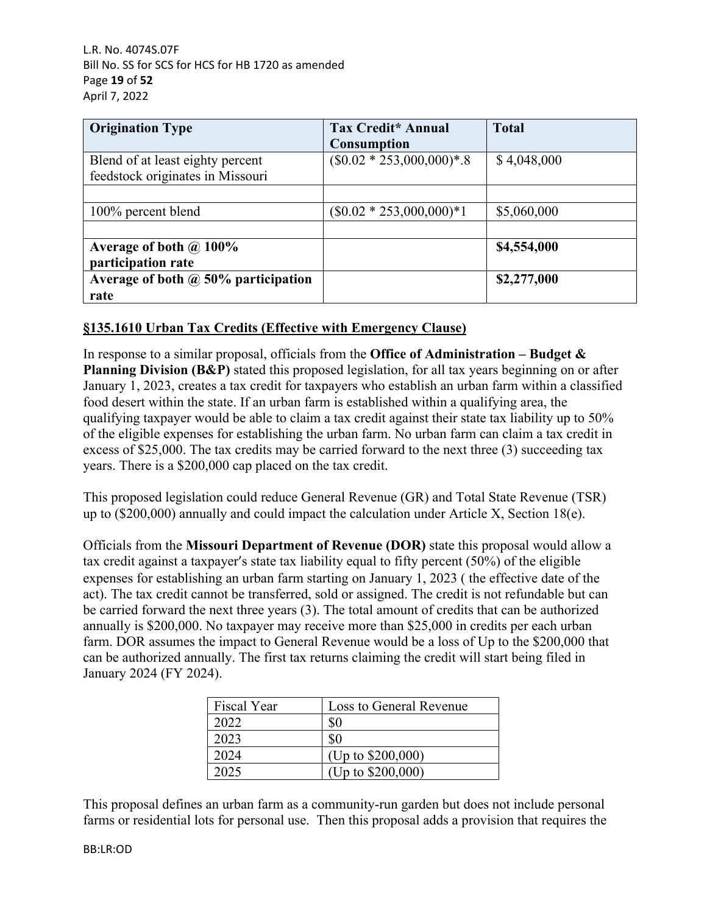| **Origination Type** | **Tax Credit* Annual Consumption** | **Total** |
| --- | --- | --- |
| Blend of at least eighty percent feedstock originates in Missouri | ($0.02 * 253,000,000)*.8 | $ 4,048,000 |
| | | |
| 100% percent blend | ($0.02 * 253,000,000)*1 | $5,060,000 |
| | | |
| **Average of both @ 100% participation rate** | | **$4,554,000** |
| **Average of both @ 50% participation rate** | | **$2,277,000** |

**§135.1610 Urban Tax Credits (Effective with Emergency Clause)**

In response to a similar proposal, officials from the **Office of Administration – Budget & Planning Division (B&P)** stated this proposed legislation, for all tax years beginning on or after January 1, 2023, creates a tax credit for taxpayers who establish an urban farm within a classified food desert within the state. If an urban farm is established within a qualifying area, the qualifying taxpayer would be able to claim a tax credit against their state tax liability up to 50% of the eligible expenses for establishing the urban farm. No urban farm can claim a tax credit in excess of $25,000. The tax credits may be carried forward to the next three (3) succeeding tax years. There is a $200,000 cap placed on the tax credit.

This proposed legislation could reduce General Revenue (GR) and Total State Revenue (TSR) up to ($200,000) annually and could impact the calculation under Article X, Section 18(e).

Officials from the **Missouri Department of Revenue (DOR)** state this proposal would allow a tax credit against a taxpayer's state tax liability equal to fifty percent (50%) of the eligible expenses for establishing an urban farm starting on January 1, 2023 ( the effective date of the act). The tax credit cannot be transferred, sold or assigned. The credit is not refundable but can be carried forward the next three years (3). The total amount of credits that can be authorized annually is $200,000. No taxpayer may receive more than $25,000 in credits per each urban farm. DOR assumes the impact to General Revenue would be a loss of Up to the $200,000 that can be authorized annually. The first tax returns claiming the credit will start being filed in January 2024 (FY 2024).

| Fiscal Year | Loss to General Revenue |
| --- | --- |
| 2022 | $0 |
| 2023 | $0 |
| 2024 | (Up to $200,000) |
| 2025 | (Up to $200,000) |

This proposal defines an urban farm as a community-run garden but does not include personal farms or residential lots for personal use. Then this proposal adds a provision that requires the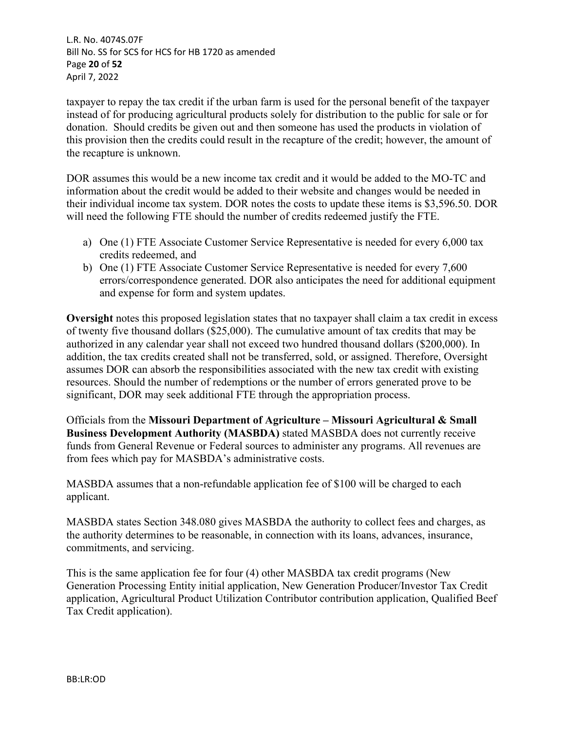taxpayer to repay the tax credit if the urban farm is used for the personal benefit of the taxpayer instead of for producing agricultural products solely for distribution to the public for sale or for donation. Should credits be given out and then someone has used the products in violation of this provision then the credits could result in the recapture of the credit; however, the amount of the recapture is unknown.

DOR assumes this would be a new income tax credit and it would be added to the MO-TC and information about the credit would be added to their website and changes would be needed in their individual income tax system. DOR notes the costs to update these items is $3,596.50. DOR will need the following FTE should the number of credits redeemed justify the FTE.

a) One (1) FTE Associate Customer Service Representative is needed for every 6,000 tax credits redeemed, and
b) One (1) FTE Associate Customer Service Representative is needed for every 7,600 errors/correspondence generated. DOR also anticipates the need for additional equipment and expense for form and system updates.

**Oversight** notes this proposed legislation states that no taxpayer shall claim a tax credit in excess of twenty five thousand dollars ($25,000). The cumulative amount of tax credits that may be authorized in any calendar year shall not exceed two hundred thousand dollars ($200,000). In addition, the tax credits created shall not be transferred, sold, or assigned. Therefore, Oversight assumes DOR can absorb the responsibilities associated with the new tax credit with existing resources. Should the number of redemptions or the number of errors generated prove to be significant, DOR may seek additional FTE through the appropriation process.

Officials from the **Missouri Department of Agriculture – Missouri Agricultural & Small Business Development Authority (MASBDA)** stated MASBDA does not currently receive funds from General Revenue or Federal sources to administer any programs. All revenues are from fees which pay for MASBDA's administrative costs.

MASBDA assumes that a non-refundable application fee of $100 will be charged to each applicant.

MASBDA states Section 348.080 gives MASBDA the authority to collect fees and charges, as the authority determines to be reasonable, in connection with its loans, advances, insurance, commitments, and servicing.

This is the same application fee for four (4) other MASBDA tax credit programs (New Generation Processing Entity initial application, New Generation Producer/Investor Tax Credit application, Agricultural Product Utilization Contributor contribution application, Qualified Beef Tax Credit application).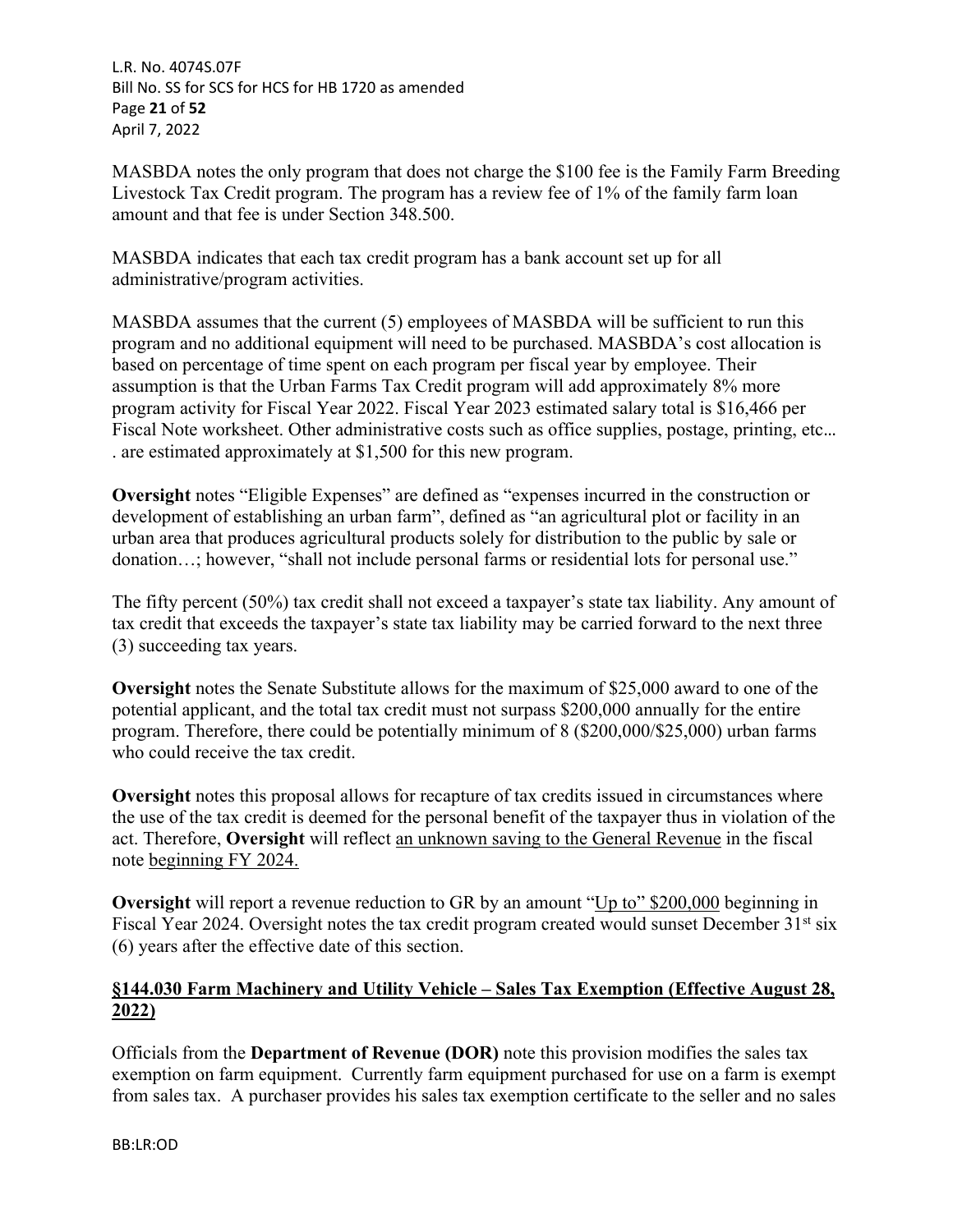MASBDA notes the only program that does not charge the $100 fee is the Family Farm Breeding Livestock Tax Credit program. The program has a review fee of 1% of the family farm loan amount and that fee is under Section 348.500.

MASBDA indicates that each tax credit program has a bank account set up for all administrative/program activities.

MASBDA assumes that the current (5) employees of MASBDA will be sufficient to run this program and no additional equipment will need to be purchased. MASBDA's cost allocation is based on percentage of time spent on each program per fiscal year by employee. Their assumption is that the Urban Farms Tax Credit program will add approximately 8% more program activity for Fiscal Year 2022. Fiscal Year 2023 estimated salary total is $16,466 per Fiscal Note worksheet. Other administrative costs such as office supplies, postage, printing, etc… . are estimated approximately at $1,500 for this new program.

**Oversight** notes "Eligible Expenses" are defined as "expenses incurred in the construction or development of establishing an urban farm", defined as "an agricultural plot or facility in an urban area that produces agricultural products solely for distribution to the public by sale or donation…; however, "shall not include personal farms or residential lots for personal use."

The fifty percent (50%) tax credit shall not exceed a taxpayer's state tax liability. Any amount of tax credit that exceeds the taxpayer's state tax liability may be carried forward to the next three (3) succeeding tax years.

**Oversight** notes the Senate Substitute allows for the maximum of $25,000 award to one of the potential applicant, and the total tax credit must not surpass $200,000 annually for the entire program. Therefore, there could be potentially minimum of 8 ($200,000/$25,000) urban farms who could receive the tax credit.

**Oversight** notes this proposal allows for recapture of tax credits issued in circumstances where the use of the tax credit is deemed for the personal benefit of the taxpayer thus in violation of the act. Therefore, **Oversight** will reflect <u>an unknown saving to the General Revenue</u> in the fiscal note <u>beginning FY 2024.</u>

**Oversight** will report a revenue reduction to GR by an amount <u>"Up to" $200,000</u> beginning in Fiscal Year 2024. Oversight notes the tax credit program created would sunset December 31st six (6) years after the effective date of this section.

**<u>§144.030 Farm Machinery and Utility Vehicle – Sales Tax Exemption (Effective August 28, 2022)</u>**

Officials from the **Department of Revenue (DOR)** note this provision modifies the sales tax exemption on farm equipment. Currently farm equipment purchased for use on a farm is exempt from sales tax. A purchaser provides his sales tax exemption certificate to the seller and no sales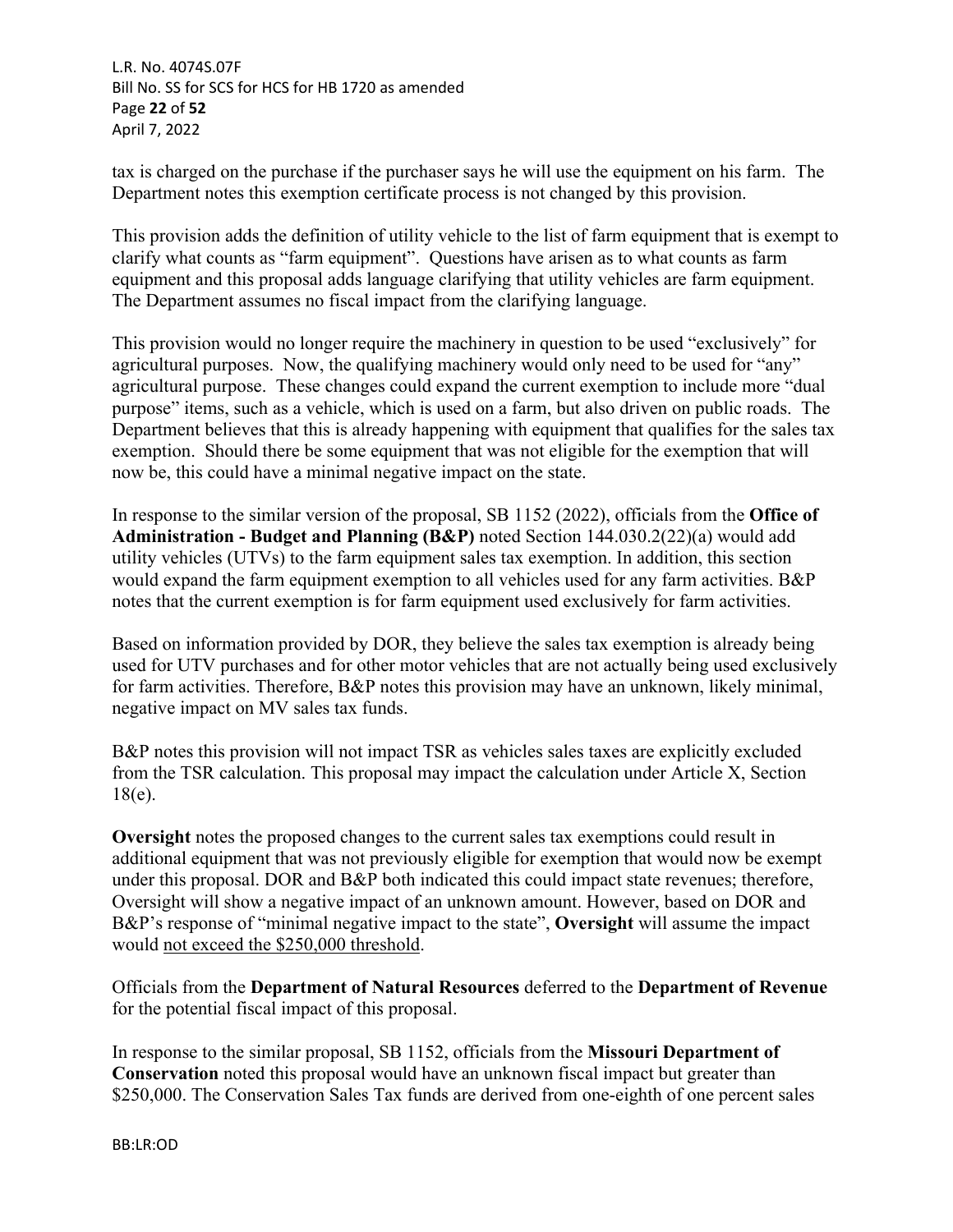tax is charged on the purchase if the purchaser says he will use the equipment on his farm. The Department notes this exemption certificate process is not changed by this provision.

This provision adds the definition of utility vehicle to the list of farm equipment that is exempt to clarify what counts as "farm equipment". Questions have arisen as to what counts as farm equipment and this proposal adds language clarifying that utility vehicles are farm equipment. The Department assumes no fiscal impact from the clarifying language.

This provision would no longer require the machinery in question to be used "exclusively" for agricultural purposes. Now, the qualifying machinery would only need to be used for "any" agricultural purpose. These changes could expand the current exemption to include more "dual purpose" items, such as a vehicle, which is used on a farm, but also driven on public roads. The Department believes that this is already happening with equipment that qualifies for the sales tax exemption. Should there be some equipment that was not eligible for the exemption that will now be, this could have a minimal negative impact on the state.

In response to the similar version of the proposal, SB 1152 (2022), officials from the **Office of Administration - Budget and Planning (B&P)** noted Section 144.030.2(22)(a) would add utility vehicles (UTVs) to the farm equipment sales tax exemption. In addition, this section would expand the farm equipment exemption to all vehicles used for any farm activities. B&P notes that the current exemption is for farm equipment used exclusively for farm activities.

Based on information provided by DOR, they believe the sales tax exemption is already being used for UTV purchases and for other motor vehicles that are not actually being used exclusively for farm activities. Therefore, B&P notes this provision may have an unknown, likely minimal, negative impact on MV sales tax funds.

B&P notes this provision will not impact TSR as vehicles sales taxes are explicitly excluded from the TSR calculation. This proposal may impact the calculation under Article X, Section 18(e).

**Oversight** notes the proposed changes to the current sales tax exemptions could result in additional equipment that was not previously eligible for exemption that would now be exempt under this proposal. DOR and B&P both indicated this could impact state revenues; therefore, Oversight will show a negative impact of an unknown amount. However, based on DOR and B&P's response of "minimal negative impact to the state", **Oversight** will assume the impact would not exceed the $250,000 threshold.

Officials from the **Department of Natural Resources** deferred to the **Department of Revenue** for the potential fiscal impact of this proposal.

In response to the similar proposal, SB 1152, officials from the **Missouri Department of Conservation** noted this proposal would have an unknown fiscal impact but greater than $250,000. The Conservation Sales Tax funds are derived from one-eighth of one percent sales

BB:LR:OD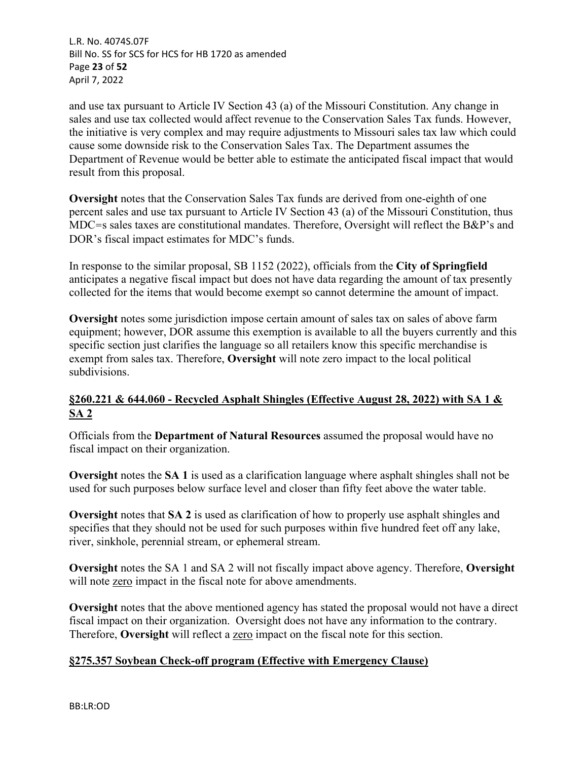and use tax pursuant to Article IV Section 43 (a) of the Missouri Constitution. Any change in sales and use tax collected would affect revenue to the Conservation Sales Tax funds. However, the initiative is very complex and may require adjustments to Missouri sales tax law which could cause some downside risk to the Conservation Sales Tax. The Department assumes the Department of Revenue would be better able to estimate the anticipated fiscal impact that would result from this proposal.

**Oversight** notes that the Conservation Sales Tax funds are derived from one-eighth of one percent sales and use tax pursuant to Article IV Section 43 (a) of the Missouri Constitution, thus MDC=s sales taxes are constitutional mandates. Therefore, Oversight will reflect the B&P's and DOR's fiscal impact estimates for MDC's funds.

In response to the similar proposal, SB 1152 (2022), officials from the **City of Springfield** anticipates a negative fiscal impact but does not have data regarding the amount of tax presently collected for the items that would become exempt so cannot determine the amount of impact.

**Oversight** notes some jurisdiction impose certain amount of sales tax on sales of above farm equipment; however, DOR assume this exemption is available to all the buyers currently and this specific section just clarifies the language so all retailers know this specific merchandise is exempt from sales tax. Therefore, **Oversight** will note zero impact to the local political subdivisions.

## §260.221 & 644.060 - Recycled Asphalt Shingles (Effective August 28, 2022) with SA 1 & SA 2

Officials from the **Department of Natural Resources** assumed the proposal would have no fiscal impact on their organization.

**Oversight** notes the **SA 1** is used as a clarification language where asphalt shingles shall not be used for such purposes below surface level and closer than fifty feet above the water table.

**Oversight** notes that **SA 2** is used as clarification of how to properly use asphalt shingles and specifies that they should not be used for such purposes within five hundred feet off any lake, river, sinkhole, perennial stream, or ephemeral stream.

**Oversight** notes the SA 1 and SA 2 will not fiscally impact above agency. Therefore, **Oversight** will note zero impact in the fiscal note for above amendments.

**Oversight** notes that the above mentioned agency has stated the proposal would not have a direct fiscal impact on their organization. Oversight does not have any information to the contrary. Therefore, **Oversight** will reflect a zero impact on the fiscal note for this section.

## §275.357 Soybean Check-off program (Effective with Emergency Clause)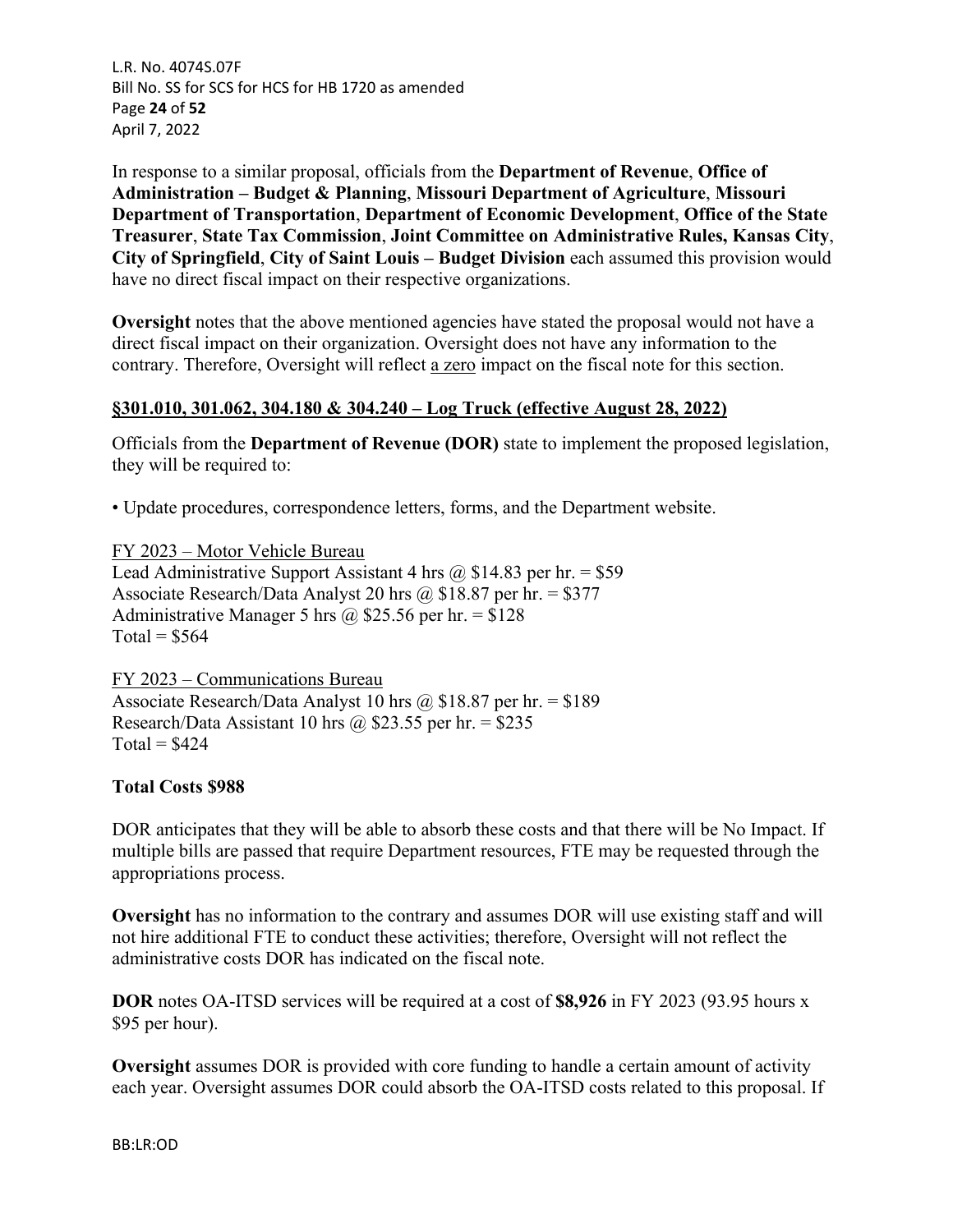In response to a similar proposal, officials from the **Department of Revenue**, **Office of Administration – Budget & Planning**, **Missouri Department of Agriculture**, **Missouri Department of Transportation**, **Department of Economic Development**, **Office of the State Treasurer**, **State Tax Commission**, **Joint Committee on Administrative Rules, Kansas City**, **City of Springfield**, **City of Saint Louis – Budget Division** each assumed this provision would have no direct fiscal impact on their respective organizations.

**Oversight** notes that the above mentioned agencies have stated the proposal would not have a direct fiscal impact on their organization. Oversight does not have any information to the contrary. Therefore, Oversight will reflect a zero impact on the fiscal note for this section.

**§301.010, 301.062, 304.180 & 304.240 – Log Truck (effective August 28, 2022)**

Officials from the **Department of Revenue (DOR)** state to implement the proposed legislation, they will be required to:

• Update procedures, correspondence letters, forms, and the Department website.

FY 2023 – Motor Vehicle Bureau
Lead Administrative Support Assistant 4 hrs @ $14.83 per hr. = $59
Associate Research/Data Analyst 20 hrs @ $18.87 per hr. = $377
Administrative Manager 5 hrs @ $25.56 per hr. = $128
Total = $564

FY 2023 – Communications Bureau
Associate Research/Data Analyst 10 hrs @ $18.87 per hr. = $189
Research/Data Assistant 10 hrs @ $23.55 per hr. = $235
Total = $424

**Total Costs $988**

DOR anticipates that they will be able to absorb these costs and that there will be No Impact. If multiple bills are passed that require Department resources, FTE may be requested through the appropriations process.

**Oversight** has no information to the contrary and assumes DOR will use existing staff and will not hire additional FTE to conduct these activities; therefore, Oversight will not reflect the administrative costs DOR has indicated on the fiscal note.

**DOR** notes OA-ITSD services will be required at a cost of **$8,926** in FY 2023 (93.95 hours x $95 per hour).

**Oversight** assumes DOR is provided with core funding to handle a certain amount of activity each year. Oversight assumes DOR could absorb the OA-ITSD costs related to this proposal. If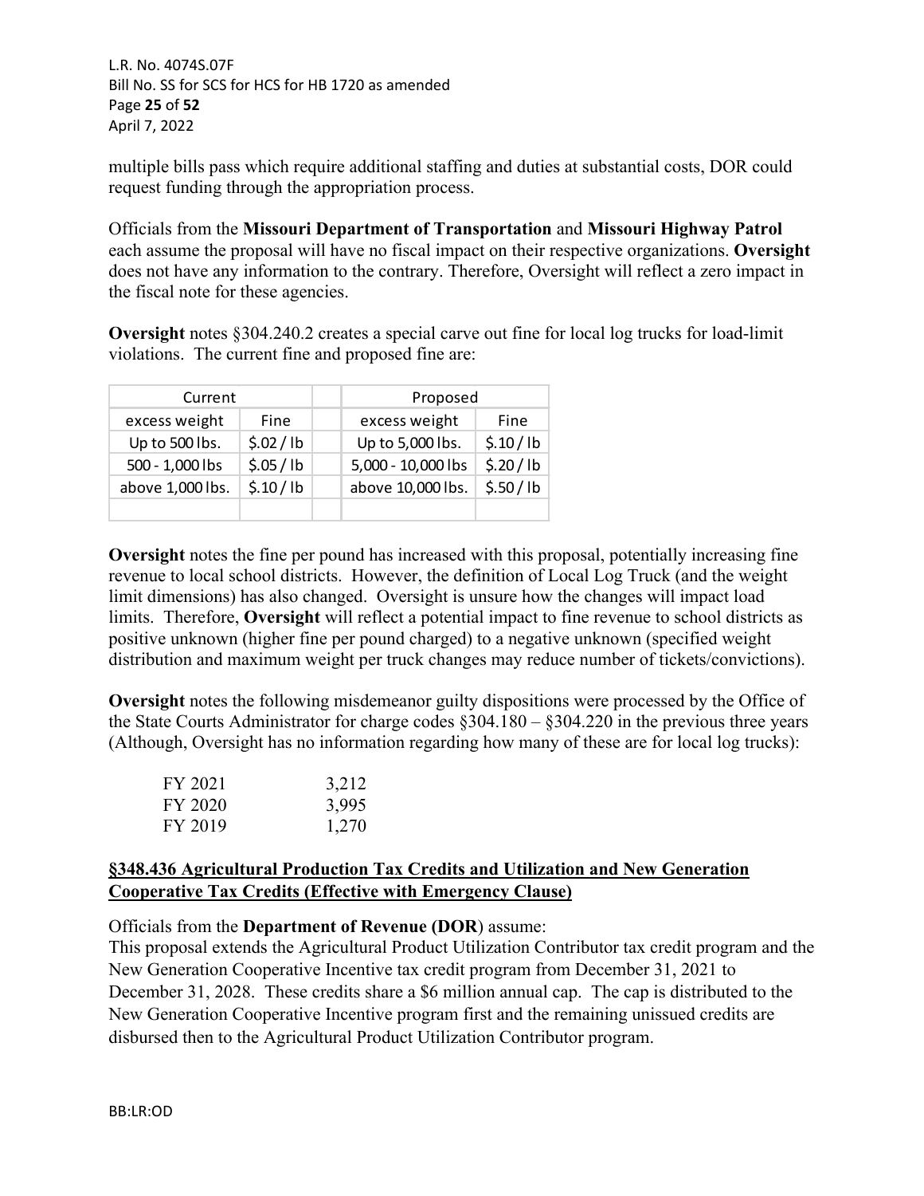multiple bills pass which require additional staffing and duties at substantial costs, DOR could request funding through the appropriation process.

Officials from the **Missouri Department of Transportation** and **Missouri Highway Patrol** each assume the proposal will have no fiscal impact on their respective organizations. **Oversight** does not have any information to the contrary. Therefore, Oversight will reflect a zero impact in the fiscal note for these agencies.

**Oversight** notes §304.240.2 creates a special carve out fine for local log trucks for load-limit violations. The current fine and proposed fine are:

| Current | | | Proposed | |
|---|---|---|---|---|
| excess weight | Fine | | excess weight | Fine |
| Up to 500 lbs. | $.02 / lb | | Up to 5,000 lbs. | $.10 / lb |
| 500 - 1,000 lbs | $.05 / lb | | 5,000 - 10,000 lbs | $.20 / lb |
| above 1,000 lbs. | $.10 / lb | | above 10,000 lbs. | $.50 / lb |
| | | | | |

**Oversight** notes the fine per pound has increased with this proposal, potentially increasing fine revenue to local school districts. However, the definition of Local Log Truck (and the weight limit dimensions) has also changed. Oversight is unsure how the changes will impact load limits. Therefore, **Oversight** will reflect a potential impact to fine revenue to school districts as positive unknown (higher fine per pound charged) to a negative unknown (specified weight distribution and maximum weight per truck changes may reduce number of tickets/convictions).

**Oversight** notes the following misdemeanor guilty dispositions were processed by the Office of the State Courts Administrator for charge codes §304.180 – §304.220 in the previous three years (Although, Oversight has no information regarding how many of these are for local log trucks):

| | |
|---|---|
| FY 2021 | 3,212 |
| FY 2020 | 3,995 |
| FY 2019 | 1,270 |

**§348.436 Agricultural Production Tax Credits and Utilization and New Generation Cooperative Tax Credits (Effective with Emergency Clause)**

Officials from the **Department of Revenue (DOR**) assume:
This proposal extends the Agricultural Product Utilization Contributor tax credit program and the New Generation Cooperative Incentive tax credit program from December 31, 2021 to December 31, 2028. These credits share a $6 million annual cap. The cap is distributed to the New Generation Cooperative Incentive program first and the remaining unissued credits are disbursed then to the Agricultural Product Utilization Contributor program.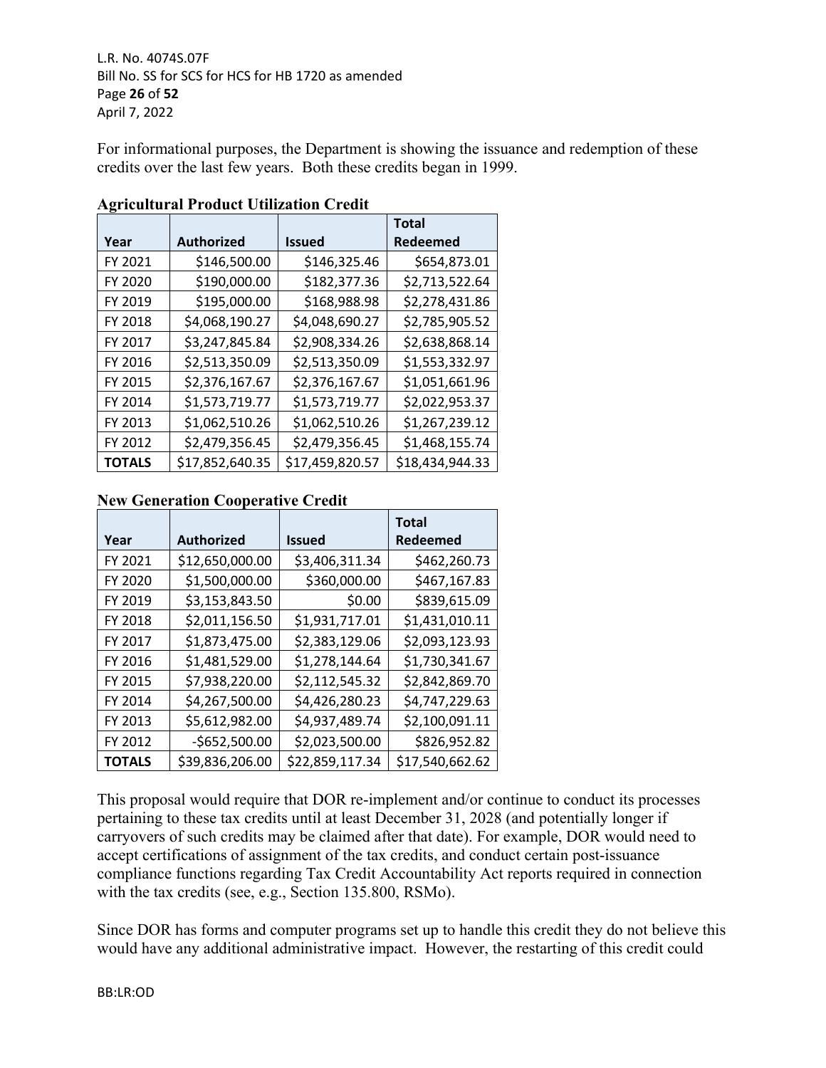For informational purposes, the Department is showing the issuance and redemption of these credits over the last few years. Both these credits began in 1999.

**Agricultural Product Utilization Credit**

| Year | Authorized | Issued | Total Redeemed |
|---|---|---|---|
| FY 2021 | $146,500.00 | $146,325.46 | $654,873.01 |
| FY 2020 | $190,000.00 | $182,377.36 | $2,713,522.64 |
| FY 2019 | $195,000.00 | $168,988.98 | $2,278,431.86 |
| FY 2018 | $4,068,190.27 | $4,048,690.27 | $2,785,905.52 |
| FY 2017 | $3,247,845.84 | $2,908,334.26 | $2,638,868.14 |
| FY 2016 | $2,513,350.09 | $2,513,350.09 | $1,553,332.97 |
| FY 2015 | $2,376,167.67 | $2,376,167.67 | $1,051,661.96 |
| FY 2014 | $1,573,719.77 | $1,573,719.77 | $2,022,953.37 |
| FY 2013 | $1,062,510.26 | $1,062,510.26 | $1,267,239.12 |
| FY 2012 | $2,479,356.45 | $2,479,356.45 | $1,468,155.74 |
| **TOTALS** | $17,852,640.35 | $17,459,820.57 | $18,434,944.33 |

**New Generation Cooperative Credit**

| Year | Authorized | Issued | Total Redeemed |
|---|---|---|---|
| FY 2021 | $12,650,000.00 | $3,406,311.34 | $462,260.73 |
| FY 2020 | $1,500,000.00 | $360,000.00 | $467,167.83 |
| FY 2019 | $3,153,843.50 | $0.00 | $839,615.09 |
| FY 2018 | $2,011,156.50 | $1,931,717.01 | $1,431,010.11 |
| FY 2017 | $1,873,475.00 | $2,383,129.06 | $2,093,123.93 |
| FY 2016 | $1,481,529.00 | $1,278,144.64 | $1,730,341.67 |
| FY 2015 | $7,938,220.00 | $2,112,545.32 | $2,842,869.70 |
| FY 2014 | $4,267,500.00 | $4,426,280.23 | $4,747,229.63 |
| FY 2013 | $5,612,982.00 | $4,937,489.74 | $2,100,091.11 |
| FY 2012 | -$652,500.00 | $2,023,500.00 | $826,952.82 |
| **TOTALS** | $39,836,206.00 | $22,859,117.34 | $17,540,662.62 |

This proposal would require that DOR re-implement and/or continue to conduct its processes pertaining to these tax credits until at least December 31, 2028 (and potentially longer if carryovers of such credits may be claimed after that date). For example, DOR would need to accept certifications of assignment of the tax credits, and conduct certain post-issuance compliance functions regarding Tax Credit Accountability Act reports required in connection with the tax credits (see, e.g., Section 135.800, RSMo).

Since DOR has forms and computer programs set up to handle this credit they do not believe this would have any additional administrative impact. However, the restarting of this credit could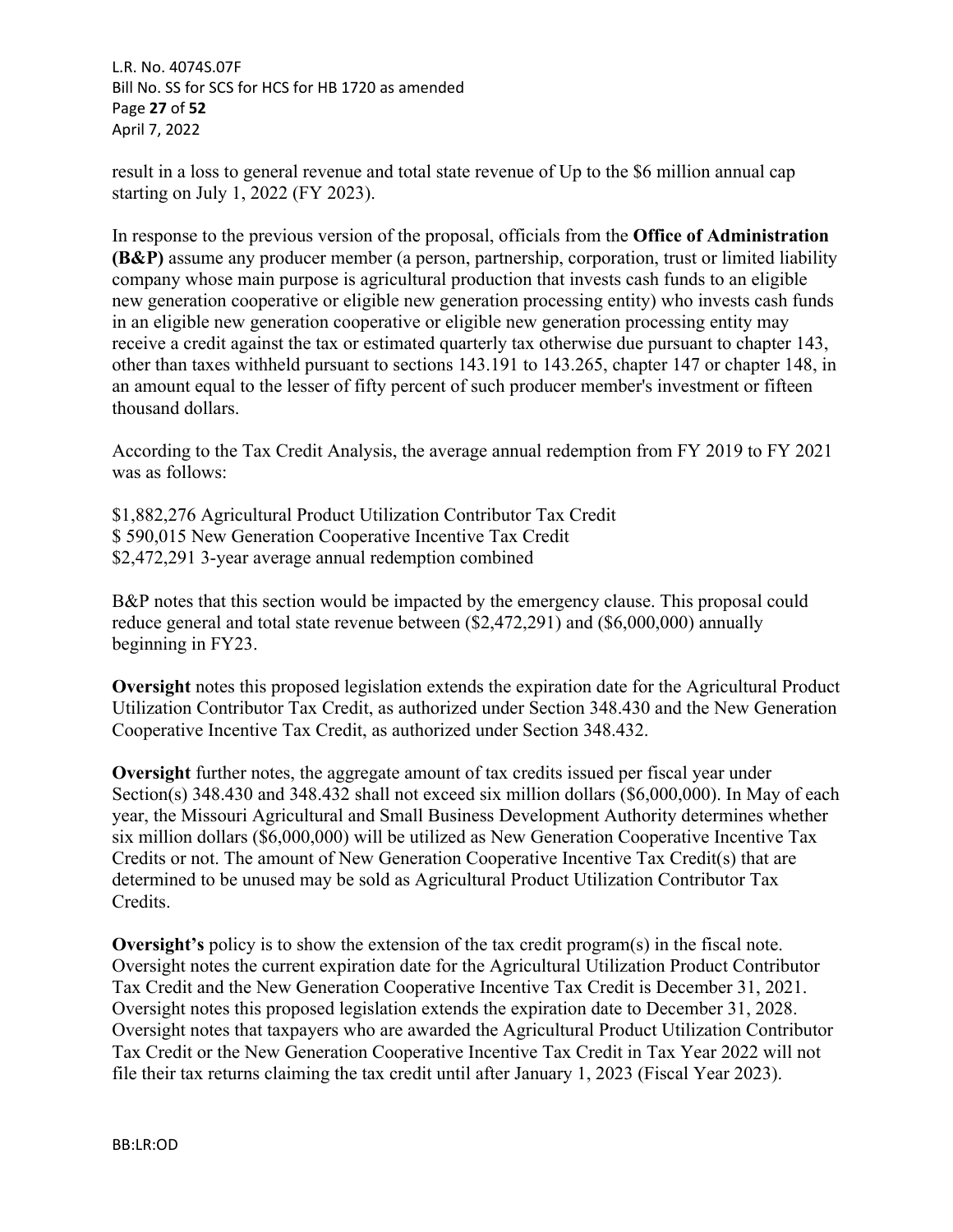result in a loss to general revenue and total state revenue of Up to the $6 million annual cap starting on July 1, 2022 (FY 2023).

In response to the previous version of the proposal, officials from the **Office of Administration (B&P)** assume any producer member (a person, partnership, corporation, trust or limited liability company whose main purpose is agricultural production that invests cash funds to an eligible new generation cooperative or eligible new generation processing entity) who invests cash funds in an eligible new generation cooperative or eligible new generation processing entity may receive a credit against the tax or estimated quarterly tax otherwise due pursuant to chapter 143, other than taxes withheld pursuant to sections 143.191 to 143.265, chapter 147 or chapter 148, in an amount equal to the lesser of fifty percent of such producer member's investment or fifteen thousand dollars.

According to the Tax Credit Analysis, the average annual redemption from FY 2019 to FY 2021 was as follows:

$1,882,276 Agricultural Product Utilization Contributor Tax Credit
$ 590,015 New Generation Cooperative Incentive Tax Credit
$2,472,291 3-year average annual redemption combined

B&P notes that this section would be impacted by the emergency clause. This proposal could reduce general and total state revenue between ($2,472,291) and ($6,000,000) annually beginning in FY23.

**Oversight** notes this proposed legislation extends the expiration date for the Agricultural Product Utilization Contributor Tax Credit, as authorized under Section 348.430 and the New Generation Cooperative Incentive Tax Credit, as authorized under Section 348.432.

**Oversight** further notes, the aggregate amount of tax credits issued per fiscal year under Section(s) 348.430 and 348.432 shall not exceed six million dollars ($6,000,000). In May of each year, the Missouri Agricultural and Small Business Development Authority determines whether six million dollars ($6,000,000) will be utilized as New Generation Cooperative Incentive Tax Credits or not. The amount of New Generation Cooperative Incentive Tax Credit(s) that are determined to be unused may be sold as Agricultural Product Utilization Contributor Tax Credits.

**Oversight's** policy is to show the extension of the tax credit program(s) in the fiscal note. Oversight notes the current expiration date for the Agricultural Utilization Product Contributor Tax Credit and the New Generation Cooperative Incentive Tax Credit is December 31, 2021. Oversight notes this proposed legislation extends the expiration date to December 31, 2028. Oversight notes that taxpayers who are awarded the Agricultural Product Utilization Contributor Tax Credit or the New Generation Cooperative Incentive Tax Credit in Tax Year 2022 will not file their tax returns claiming the tax credit until after January 1, 2023 (Fiscal Year 2023).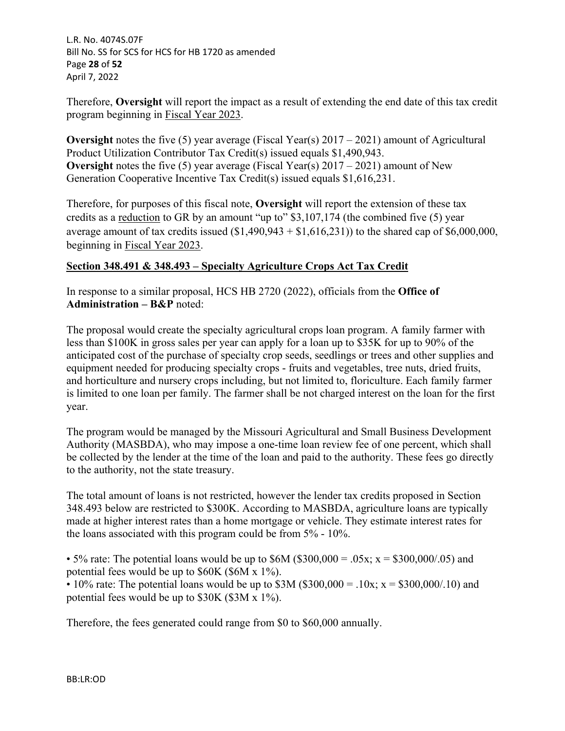Therefore, **Oversight** will report the impact as a result of extending the end date of this tax credit program beginning in Fiscal Year 2023.

**Oversight** notes the five (5) year average (Fiscal Year(s) 2017 – 2021) amount of Agricultural Product Utilization Contributor Tax Credit(s) issued equals $1,490,943.
**Oversight** notes the five (5) year average (Fiscal Year(s) 2017 – 2021) amount of New Generation Cooperative Incentive Tax Credit(s) issued equals $1,616,231.

Therefore, for purposes of this fiscal note, **Oversight** will report the extension of these tax credits as a reduction to GR by an amount "up to" $3,107,174 (the combined five (5) year average amount of tax credits issued ($1,490,943 + $1,616,231)) to the shared cap of $6,000,000, beginning in Fiscal Year 2023.

**Section 348.491 & 348.493 – Specialty Agriculture Crops Act Tax Credit**

In response to a similar proposal, HCS HB 2720 (2022), officials from the **Office of Administration – B&P** noted:

The proposal would create the specialty agricultural crops loan program. A family farmer with less than $100K in gross sales per year can apply for a loan up to $35K for up to 90% of the anticipated cost of the purchase of specialty crop seeds, seedlings or trees and other supplies and equipment needed for producing specialty crops - fruits and vegetables, tree nuts, dried fruits, and horticulture and nursery crops including, but not limited to, floriculture. Each family farmer is limited to one loan per family. The farmer shall be not charged interest on the loan for the first year.

The program would be managed by the Missouri Agricultural and Small Business Development Authority (MASBDA), who may impose a one-time loan review fee of one percent, which shall be collected by the lender at the time of the loan and paid to the authority. These fees go directly to the authority, not the state treasury.

The total amount of loans is not restricted, however the lender tax credits proposed in Section 348.493 below are restricted to $300K. According to MASBDA, agriculture loans are typically made at higher interest rates than a home mortgage or vehicle. They estimate interest rates for the loans associated with this program could be from 5% - 10%.

- 5% rate: The potential loans would be up to $6M ($300,000 = .05x; x = $300,000/.05) and potential fees would be up to $60K ($6M x 1%).
- 10% rate: The potential loans would be up to $3M ($300,000 = .10x; x = $300,000/.10) and potential fees would be up to $30K ($3M x 1%).

Therefore, the fees generated could range from $0 to $60,000 annually.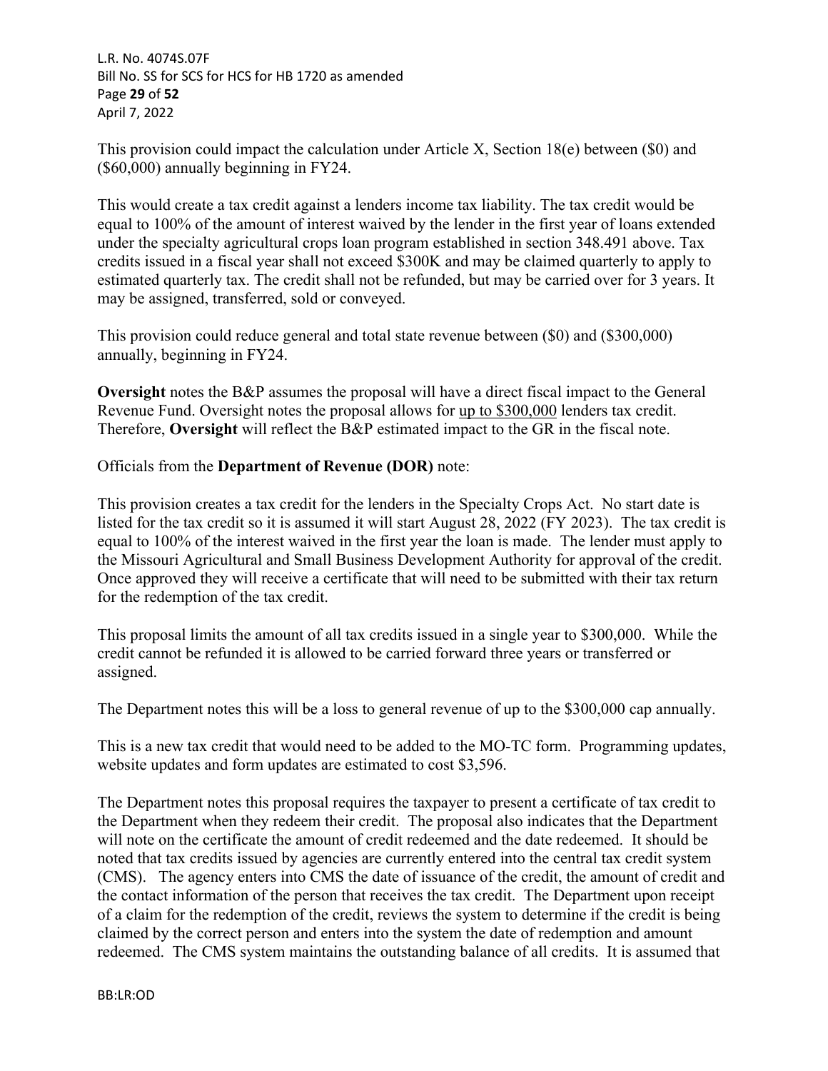This provision could impact the calculation under Article X, Section 18(e) between ($0) and ($60,000) annually beginning in FY24.

This would create a tax credit against a lenders income tax liability. The tax credit would be equal to 100% of the amount of interest waived by the lender in the first year of loans extended under the specialty agricultural crops loan program established in section 348.491 above. Tax credits issued in a fiscal year shall not exceed $300K and may be claimed quarterly to apply to estimated quarterly tax. The credit shall not be refunded, but may be carried over for 3 years. It may be assigned, transferred, sold or conveyed.

This provision could reduce general and total state revenue between ($0) and ($300,000) annually, beginning in FY24.

**Oversight** notes the B&P assumes the proposal will have a direct fiscal impact to the General Revenue Fund. Oversight notes the proposal allows for up to $300,000 lenders tax credit. Therefore, **Oversight** will reflect the B&P estimated impact to the GR in the fiscal note.

Officials from the **Department of Revenue (DOR)** note:

This provision creates a tax credit for the lenders in the Specialty Crops Act. No start date is listed for the tax credit so it is assumed it will start August 28, 2022 (FY 2023). The tax credit is equal to 100% of the interest waived in the first year the loan is made. The lender must apply to the Missouri Agricultural and Small Business Development Authority for approval of the credit. Once approved they will receive a certificate that will need to be submitted with their tax return for the redemption of the tax credit.

This proposal limits the amount of all tax credits issued in a single year to $300,000. While the credit cannot be refunded it is allowed to be carried forward three years or transferred or assigned.

The Department notes this will be a loss to general revenue of up to the $300,000 cap annually.

This is a new tax credit that would need to be added to the MO-TC form. Programming updates, website updates and form updates are estimated to cost $3,596.

The Department notes this proposal requires the taxpayer to present a certificate of tax credit to the Department when they redeem their credit. The proposal also indicates that the Department will note on the certificate the amount of credit redeemed and the date redeemed. It should be noted that tax credits issued by agencies are currently entered into the central tax credit system (CMS). The agency enters into CMS the date of issuance of the credit, the amount of credit and the contact information of the person that receives the tax credit. The Department upon receipt of a claim for the redemption of the credit, reviews the system to determine if the credit is being claimed by the correct person and enters into the system the date of redemption and amount redeemed. The CMS system maintains the outstanding balance of all credits. It is assumed that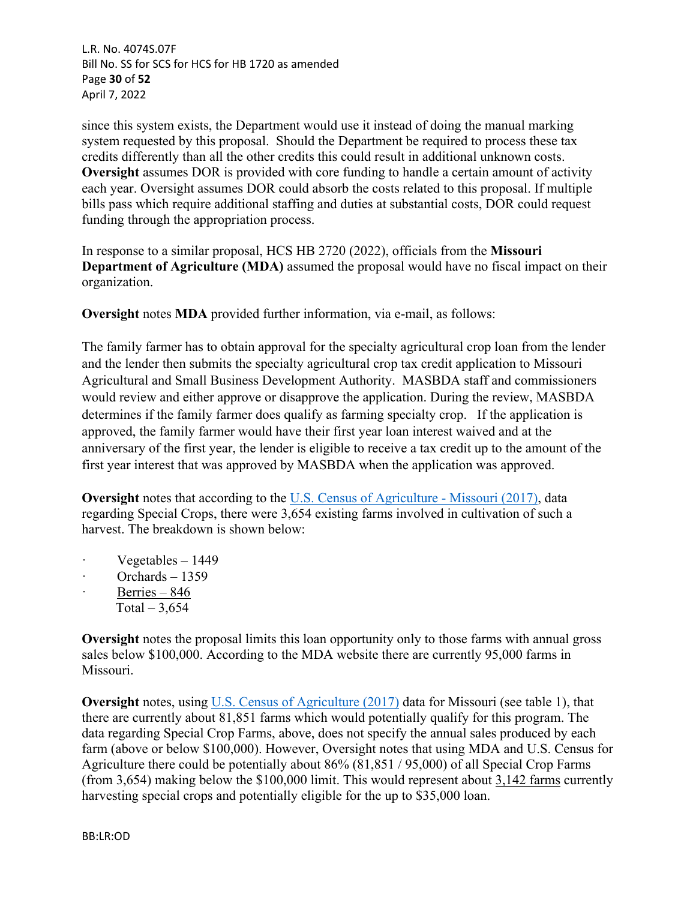since this system exists, the Department would use it instead of doing the manual marking system requested by this proposal. Should the Department be required to process these tax credits differently than all the other credits this could result in additional unknown costs. **Oversight** assumes DOR is provided with core funding to handle a certain amount of activity each year. Oversight assumes DOR could absorb the costs related to this proposal. If multiple bills pass which require additional staffing and duties at substantial costs, DOR could request funding through the appropriation process.

In response to a similar proposal, HCS HB 2720 (2022), officials from the **Missouri Department of Agriculture (MDA)** assumed the proposal would have no fiscal impact on their organization.

**Oversight** notes **MDA** provided further information, via e-mail, as follows:

The family farmer has to obtain approval for the specialty agricultural crop loan from the lender and the lender then submits the specialty agricultural crop tax credit application to Missouri Agricultural and Small Business Development Authority. MASBDA staff and commissioners would review and either approve or disapprove the application. During the review, MASBDA determines if the family farmer does qualify as farming specialty crop. If the application is approved, the family farmer would have their first year loan interest waived and at the anniversary of the first year, the lender is eligible to receive a tax credit up to the amount of the first year interest that was approved by MASBDA when the application was approved.

**Oversight** notes that according to the U.S. Census of Agriculture - Missouri (2017), data regarding Special Crops, there were 3,654 existing farms involved in cultivation of such a harvest. The breakdown is shown below:

- Vegetables – 1449
- Orchards – 1359
- Berries – 846

Total – 3,654

**Oversight** notes the proposal limits this loan opportunity only to those farms with annual gross sales below $100,000. According to the MDA website there are currently 95,000 farms in Missouri.

**Oversight** notes, using U.S. Census of Agriculture (2017) data for Missouri (see table 1), that there are currently about 81,851 farms which would potentially qualify for this program. The data regarding Special Crop Farms, above, does not specify the annual sales produced by each farm (above or below $100,000). However, Oversight notes that using MDA and U.S. Census for Agriculture there could be potentially about 86% (81,851 / 95,000) of all Special Crop Farms (from 3,654) making below the $100,000 limit. This would represent about 3,142 farms currently harvesting special crops and potentially eligible for the up to $35,000 loan.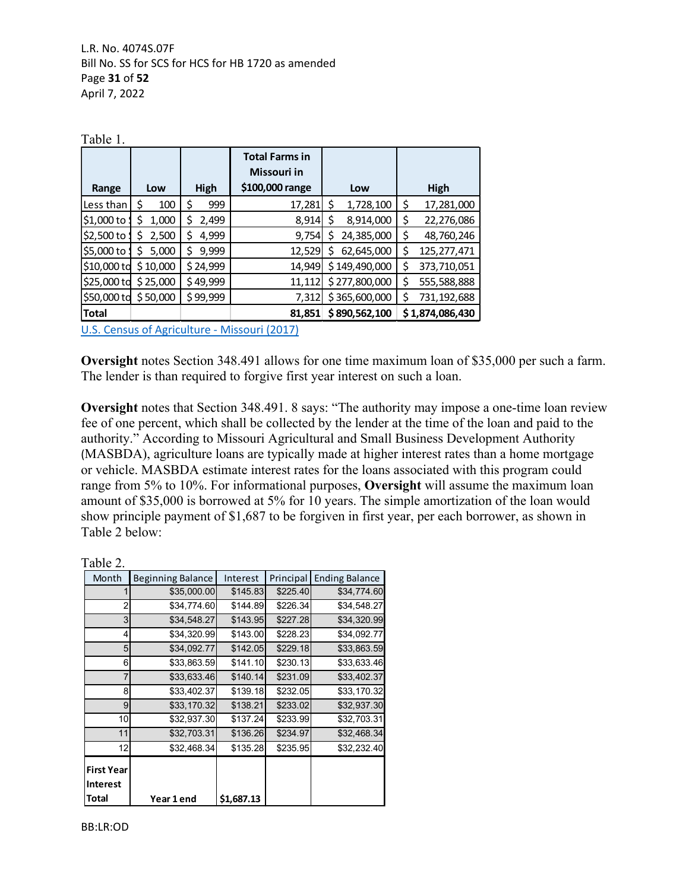Table 1.

| Range | Low | High | Total Farms in Missouri in $100,000 range | Low | High |
|---|---|---|---|---|---|
| Less than | $ 100 | $ 999 | 17,281 | $ 1,728,100 | $ 17,281,000 |
| $1,000 to $ | $ 1,000 | $ 2,499 | 8,914 | $ 8,914,000 | $ 22,276,086 |
| $2,500 to $ | $ 2,500 | $ 4,999 | 9,754 | $ 24,385,000 | $ 48,760,246 |
| $5,000 to $ | $ 5,000 | $ 9,999 | 12,529 | $ 62,645,000 | $ 125,277,471 |
| $10,000 to | $ 10,000 | $ 24,999 | 14,949 | $ 149,490,000 | $ 373,710,051 |
| $25,000 to | $ 25,000 | $ 49,999 | 11,112 | $ 277,800,000 | $ 555,588,888 |
| $50,000 to | $ 50,000 | $ 99,999 | 7,312 | $ 365,600,000 | $ 731,192,688 |
| **Total** | | | **81,851** | **$ 890,562,100** | **$ 1,874,086,430** |

U.S. Census of Agriculture - Missouri (2017)

**Oversight** notes Section 348.491 allows for one time maximum loan of $35,000 per such a farm. The lender is than required to forgive first year interest on such a loan.

**Oversight** notes that Section 348.491. 8 says: "The authority may impose a one-time loan review fee of one percent, which shall be collected by the lender at the time of the loan and paid to the authority." According to Missouri Agricultural and Small Business Development Authority (MASBDA), agriculture loans are typically made at higher interest rates than a home mortgage or vehicle. MASBDA estimate interest rates for the loans associated with this program could range from 5% to 10%. For informational purposes, **Oversight** will assume the maximum loan amount of $35,000 is borrowed at 5% for 10 years. The simple amortization of the loan would show principle payment of $1,687 to be forgiven in first year, per each borrower, as shown in Table 2 below:

Table 2.

| Month | Beginning Balance | Interest | Principal | Ending Balance |
|---|---|---|---|---|
| 1 | $35,000.00 | $145.83 | $225.40 | $34,774.60 |
| 2 | $34,774.60 | $144.89 | $226.34 | $34,548.27 |
| 3 | $34,548.27 | $143.95 | $227.28 | $34,320.99 |
| 4 | $34,320.99 | $143.00 | $228.23 | $34,092.77 |
| 5 | $34,092.77 | $142.05 | $229.18 | $33,863.59 |
| 6 | $33,863.59 | $141.10 | $230.13 | $33,633.46 |
| 7 | $33,633.46 | $140.14 | $231.09 | $33,402.37 |
| 8 | $33,402.37 | $139.18 | $232.05 | $33,170.32 |
| 9 | $33,170.32 | $138.21 | $233.02 | $32,937.30 |
| 10 | $32,937.30 | $137.24 | $233.99 | $32,703.31 |
| 11 | $32,703.31 | $136.26 | $234.97 | $32,468.34 |
| 12 | $32,468.34 | $135.28 | $235.95 | $32,232.40 |
| **First Year Interest Total** | **Year 1 end** | **$1,687.13** | | |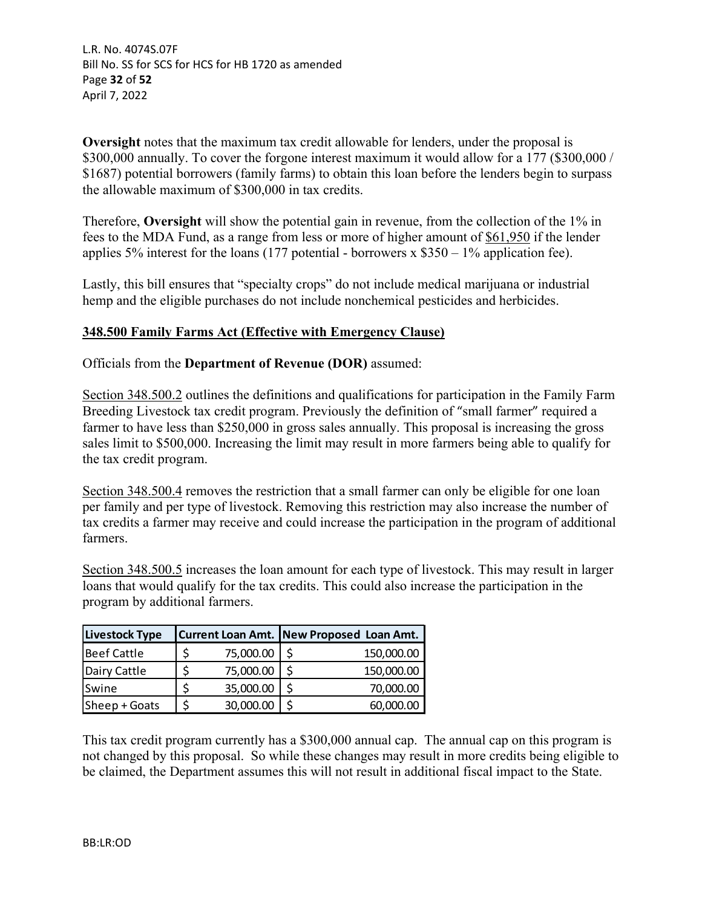**Oversight** notes that the maximum tax credit allowable for lenders, under the proposal is $300,000 annually. To cover the forgone interest maximum it would allow for a 177 ($300,000 / $1687) potential borrowers (family farms) to obtain this loan before the lenders begin to surpass the allowable maximum of $300,000 in tax credits.

Therefore, **Oversight** will show the potential gain in revenue, from the collection of the 1% in fees to the MDA Fund, as a range from less or more of higher amount of <u>$61,950</u> if the lender applies 5% interest for the loans (177 potential - borrowers x $350 – 1% application fee).

Lastly, this bill ensures that "specialty crops" do not include medical marijuana or industrial hemp and the eligible purchases do not include nonchemical pesticides and herbicides.

## <u>348.500 Family Farms Act (Effective with Emergency Clause)</u>

Officials from the **Department of Revenue (DOR)** assumed:

<u>Section 348.500.2</u> outlines the definitions and qualifications for participation in the Family Farm Breeding Livestock tax credit program. Previously the definition of "small farmer" required a farmer to have less than $250,000 in gross sales annually. This proposal is increasing the gross sales limit to $500,000. Increasing the limit may result in more farmers being able to qualify for the tax credit program.

<u>Section 348.500.4</u> removes the restriction that a small farmer can only be eligible for one loan per family and per type of livestock. Removing this restriction may also increase the number of tax credits a farmer may receive and could increase the participation in the program of additional farmers.

<u>Section 348.500.5</u> increases the loan amount for each type of livestock. This may result in larger loans that would qualify for the tax credits. This could also increase the participation in the program by additional farmers.

| Livestock Type | Current Loan Amt. | New Proposed Loan Amt. |
|---|---|---|
| Beef Cattle | $ 75,000.00 | $ 150,000.00 |
| Dairy Cattle | $ 75,000.00 | $ 150,000.00 |
| Swine | $ 35,000.00 | $ 70,000.00 |
| Sheep + Goats | $ 30,000.00 | $ 60,000.00 |

This tax credit program currently has a $300,000 annual cap. The annual cap on this program is not changed by this proposal. So while these changes may result in more credits being eligible to be claimed, the Department assumes this will not result in additional fiscal impact to the State.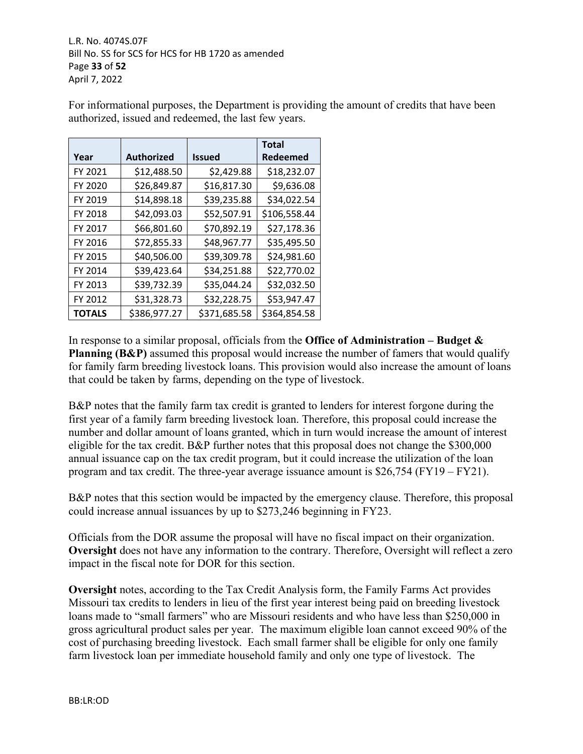For informational purposes, the Department is providing the amount of credits that have been authorized, issued and redeemed, the last few years.

| Year | Authorized | Issued | Total Redeemed |
|---|---|---|---|
| FY 2021 | $12,488.50 | $2,429.88 | $18,232.07 |
| FY 2020 | $26,849.87 | $16,817.30 | $9,636.08 |
| FY 2019 | $14,898.18 | $39,235.88 | $34,022.54 |
| FY 2018 | $42,093.03 | $52,507.91 | $106,558.44 |
| FY 2017 | $66,801.60 | $70,892.19 | $27,178.36 |
| FY 2016 | $72,855.33 | $48,967.77 | $35,495.50 |
| FY 2015 | $40,506.00 | $39,309.78 | $24,981.60 |
| FY 2014 | $39,423.64 | $34,251.88 | $22,770.02 |
| FY 2013 | $39,732.39 | $35,044.24 | $32,032.50 |
| FY 2012 | $31,328.73 | $32,228.75 | $53,947.47 |
| **TOTALS** | $386,977.27 | $371,685.58 | $364,854.58 |

In response to a similar proposal, officials from the **Office of Administration – Budget & Planning (B&P)** assumed this proposal would increase the number of famers that would qualify for family farm breeding livestock loans. This provision would also increase the amount of loans that could be taken by farms, depending on the type of livestock.

B&P notes that the family farm tax credit is granted to lenders for interest forgone during the first year of a family farm breeding livestock loan. Therefore, this proposal could increase the number and dollar amount of loans granted, which in turn would increase the amount of interest eligible for the tax credit. B&P further notes that this proposal does not change the $300,000 annual issuance cap on the tax credit program, but it could increase the utilization of the loan program and tax credit. The three-year average issuance amount is $26,754 (FY19 – FY21).

B&P notes that this section would be impacted by the emergency clause. Therefore, this proposal could increase annual issuances by up to $273,246 beginning in FY23.

Officials from the DOR assume the proposal will have no fiscal impact on their organization. **Oversight** does not have any information to the contrary. Therefore, Oversight will reflect a zero impact in the fiscal note for DOR for this section.

**Oversight** notes, according to the Tax Credit Analysis form, the Family Farms Act provides Missouri tax credits to lenders in lieu of the first year interest being paid on breeding livestock loans made to "small farmers" who are Missouri residents and who have less than $250,000 in gross agricultural product sales per year. The maximum eligible loan cannot exceed 90% of the cost of purchasing breeding livestock. Each small farmer shall be eligible for only one family farm livestock loan per immediate household family and only one type of livestock. The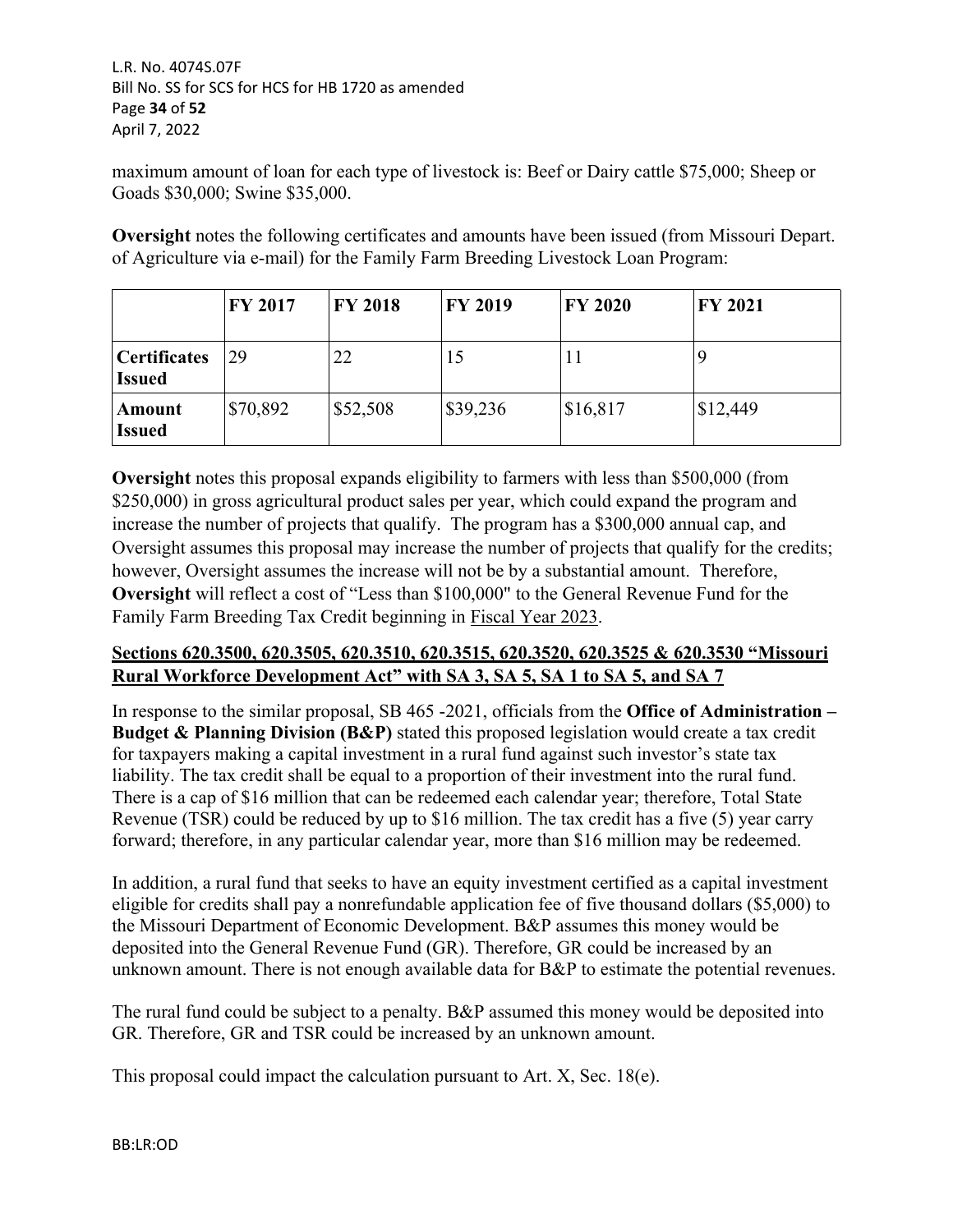maximum amount of loan for each type of livestock is: Beef or Dairy cattle $75,000; Sheep or Goads $30,000; Swine $35,000.

**Oversight** notes the following certificates and amounts have been issued (from Missouri Depart. of Agriculture via e-mail) for the Family Farm Breeding Livestock Loan Program:

| | FY 2017 | FY 2018 | FY 2019 | FY 2020 | FY 2021 |
|---|---|---|---|---|---|
| **Certificates Issued** | 29 | 22 | 15 | 11 | 9 |
| **Amount Issued** | $70,892 | $52,508 | $39,236 | $16,817 | $12,449 |

**Oversight** notes this proposal expands eligibility to farmers with less than $500,000 (from $250,000) in gross agricultural product sales per year, which could expand the program and increase the number of projects that qualify. The program has a $300,000 annual cap, and Oversight assumes this proposal may increase the number of projects that qualify for the credits; however, Oversight assumes the increase will not be by a substantial amount. Therefore, **Oversight** will reflect a cost of "Less than $100,000" to the General Revenue Fund for the Family Farm Breeding Tax Credit beginning in Fiscal Year 2023.

**Sections 620.3500, 620.3505, 620.3510, 620.3515, 620.3520, 620.3525 & 620.3530 "Missouri Rural Workforce Development Act" with SA 3, SA 5, SA 1 to SA 5, and SA 7**

In response to the similar proposal, SB 465 -2021, officials from the **Office of Administration – Budget & Planning Division (B&P)** stated this proposed legislation would create a tax credit for taxpayers making a capital investment in a rural fund against such investor's state tax liability. The tax credit shall be equal to a proportion of their investment into the rural fund. There is a cap of $16 million that can be redeemed each calendar year; therefore, Total State Revenue (TSR) could be reduced by up to $16 million. The tax credit has a five (5) year carry forward; therefore, in any particular calendar year, more than $16 million may be redeemed.

In addition, a rural fund that seeks to have an equity investment certified as a capital investment eligible for credits shall pay a nonrefundable application fee of five thousand dollars ($5,000) to the Missouri Department of Economic Development. B&P assumes this money would be deposited into the General Revenue Fund (GR). Therefore, GR could be increased by an unknown amount. There is not enough available data for B&P to estimate the potential revenues.

The rural fund could be subject to a penalty. B&P assumed this money would be deposited into GR. Therefore, GR and TSR could be increased by an unknown amount.

This proposal could impact the calculation pursuant to Art. X, Sec. 18(e).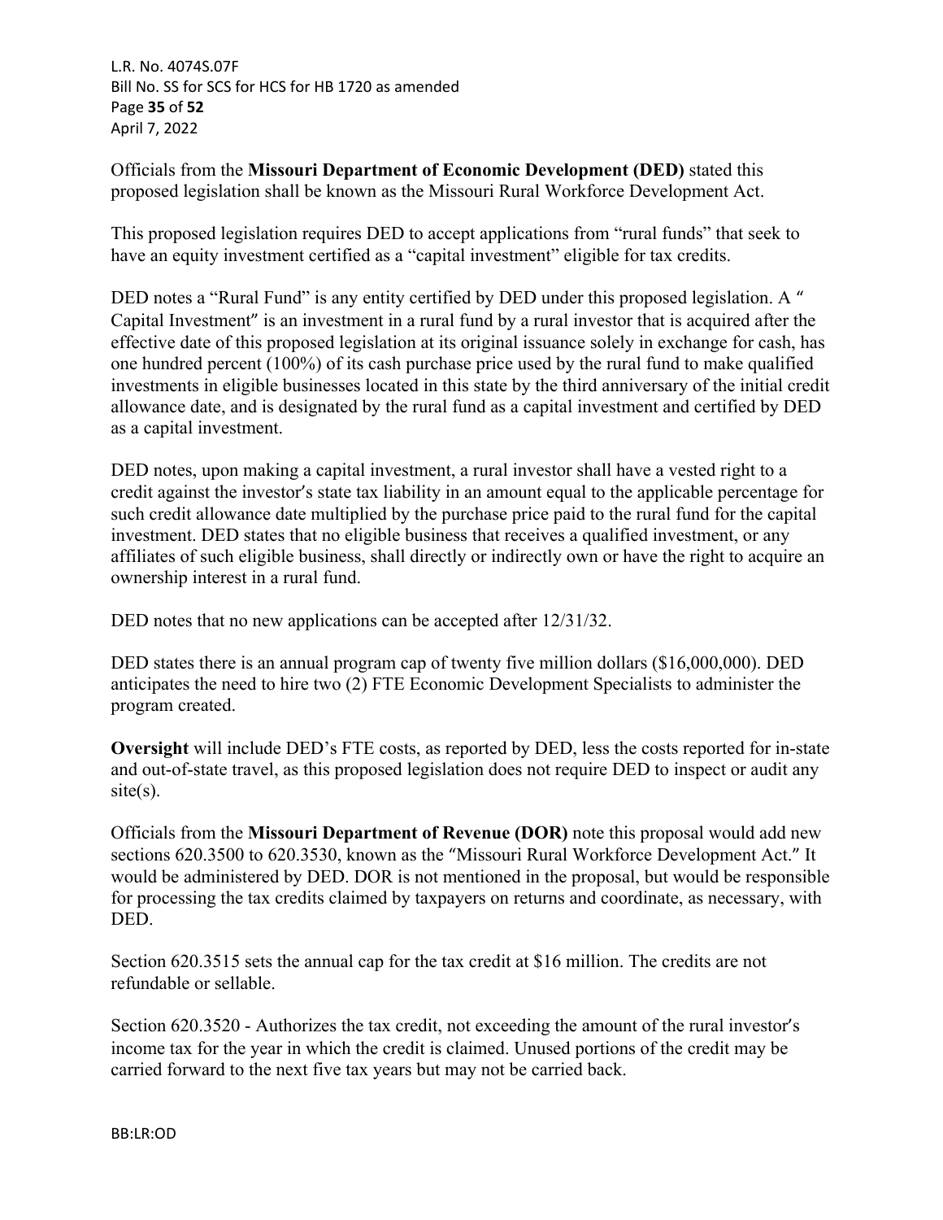Officials from the **Missouri Department of Economic Development (DED)** stated this proposed legislation shall be known as the Missouri Rural Workforce Development Act.

This proposed legislation requires DED to accept applications from "rural funds" that seek to have an equity investment certified as a "capital investment" eligible for tax credits.

DED notes a "Rural Fund" is any entity certified by DED under this proposed legislation. A " Capital Investment" is an investment in a rural fund by a rural investor that is acquired after the effective date of this proposed legislation at its original issuance solely in exchange for cash, has one hundred percent (100%) of its cash purchase price used by the rural fund to make qualified investments in eligible businesses located in this state by the third anniversary of the initial credit allowance date, and is designated by the rural fund as a capital investment and certified by DED as a capital investment.

DED notes, upon making a capital investment, a rural investor shall have a vested right to a credit against the investor's state tax liability in an amount equal to the applicable percentage for such credit allowance date multiplied by the purchase price paid to the rural fund for the capital investment. DED states that no eligible business that receives a qualified investment, or any affiliates of such eligible business, shall directly or indirectly own or have the right to acquire an ownership interest in a rural fund.

DED notes that no new applications can be accepted after 12/31/32.

DED states there is an annual program cap of twenty five million dollars ($16,000,000). DED anticipates the need to hire two (2) FTE Economic Development Specialists to administer the program created.

**Oversight** will include DED's FTE costs, as reported by DED, less the costs reported for in-state and out-of-state travel, as this proposed legislation does not require DED to inspect or audit any site(s).

Officials from the **Missouri Department of Revenue (DOR)** note this proposal would add new sections 620.3500 to 620.3530, known as the "Missouri Rural Workforce Development Act." It would be administered by DED. DOR is not mentioned in the proposal, but would be responsible for processing the tax credits claimed by taxpayers on returns and coordinate, as necessary, with DED.

Section 620.3515 sets the annual cap for the tax credit at $16 million. The credits are not refundable or sellable.

Section 620.3520 - Authorizes the tax credit, not exceeding the amount of the rural investor's income tax for the year in which the credit is claimed. Unused portions of the credit may be carried forward to the next five tax years but may not be carried back.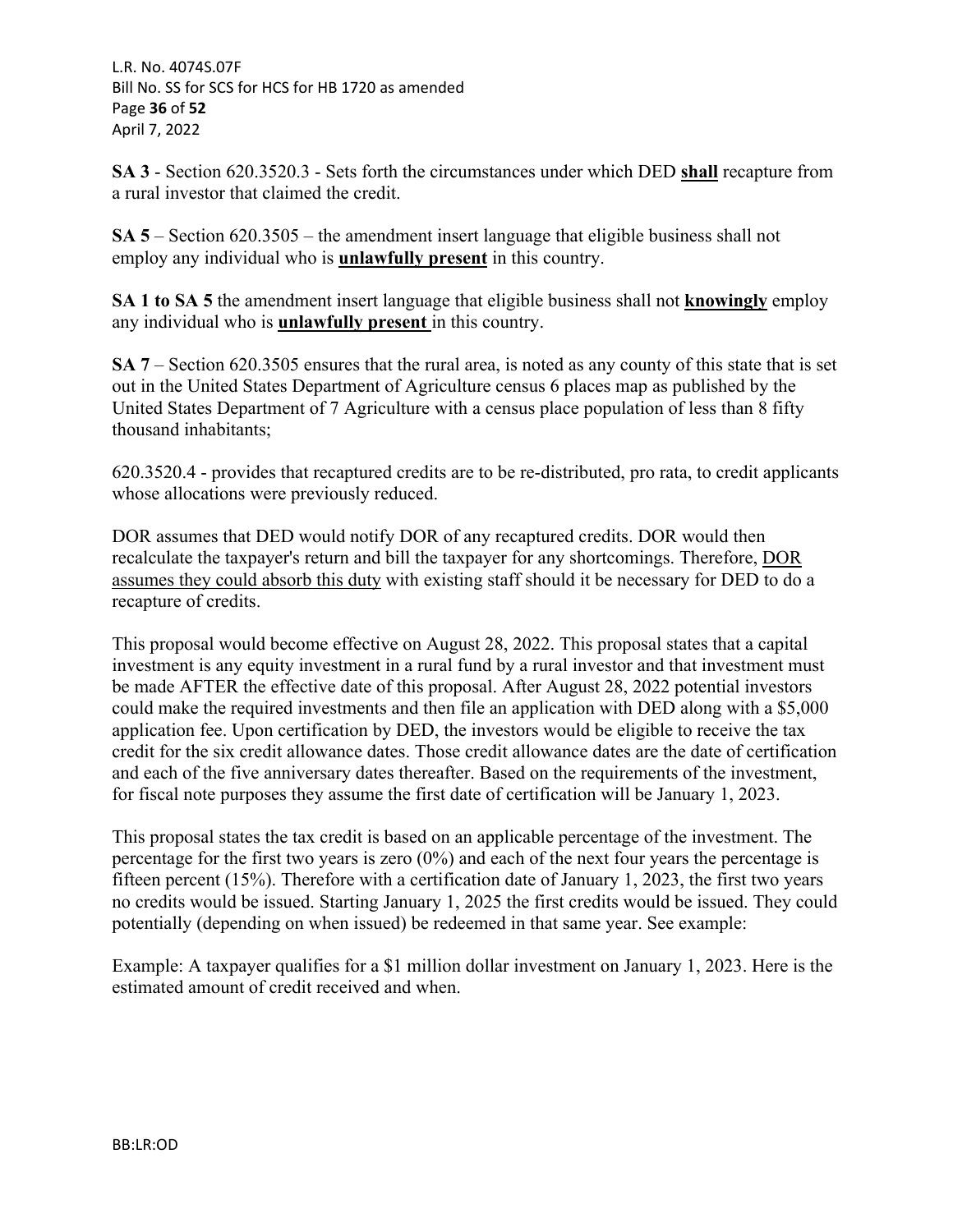**SA 3** - Section 620.3520.3 - Sets forth the circumstances under which DED **<u>shall</u>** recapture from a rural investor that claimed the credit.

**SA 5** – Section 620.3505 – the amendment insert language that eligible business shall not employ any individual who is **<u>unlawfully present</u>** in this country.

**SA 1 to SA 5** the amendment insert language that eligible business shall not **<u>knowingly</u>** employ any individual who is **<u>unlawfully present</u>** in this country.

**SA 7** – Section 620.3505 ensures that the rural area, is noted as any county of this state that is set out in the United States Department of Agriculture census 6 places map as published by the United States Department of 7 Agriculture with a census place population of less than 8 fifty thousand inhabitants;

620.3520.4 - provides that recaptured credits are to be re-distributed, pro rata, to credit applicants whose allocations were previously reduced.

DOR assumes that DED would notify DOR of any recaptured credits. DOR would then recalculate the taxpayer's return and bill the taxpayer for any shortcomings. Therefore, <u>DOR assumes they could absorb this duty</u> with existing staff should it be necessary for DED to do a recapture of credits.

This proposal would become effective on August 28, 2022. This proposal states that a capital investment is any equity investment in a rural fund by a rural investor and that investment must be made AFTER the effective date of this proposal. After August 28, 2022 potential investors could make the required investments and then file an application with DED along with a $5,000 application fee. Upon certification by DED, the investors would be eligible to receive the tax credit for the six credit allowance dates. Those credit allowance dates are the date of certification and each of the five anniversary dates thereafter. Based on the requirements of the investment, for fiscal note purposes they assume the first date of certification will be January 1, 2023.

This proposal states the tax credit is based on an applicable percentage of the investment. The percentage for the first two years is zero (0%) and each of the next four years the percentage is fifteen percent (15%). Therefore with a certification date of January 1, 2023, the first two years no credits would be issued. Starting January 1, 2025 the first credits would be issued. They could potentially (depending on when issued) be redeemed in that same year. See example:

Example: A taxpayer qualifies for a $1 million dollar investment on January 1, 2023. Here is the estimated amount of credit received and when.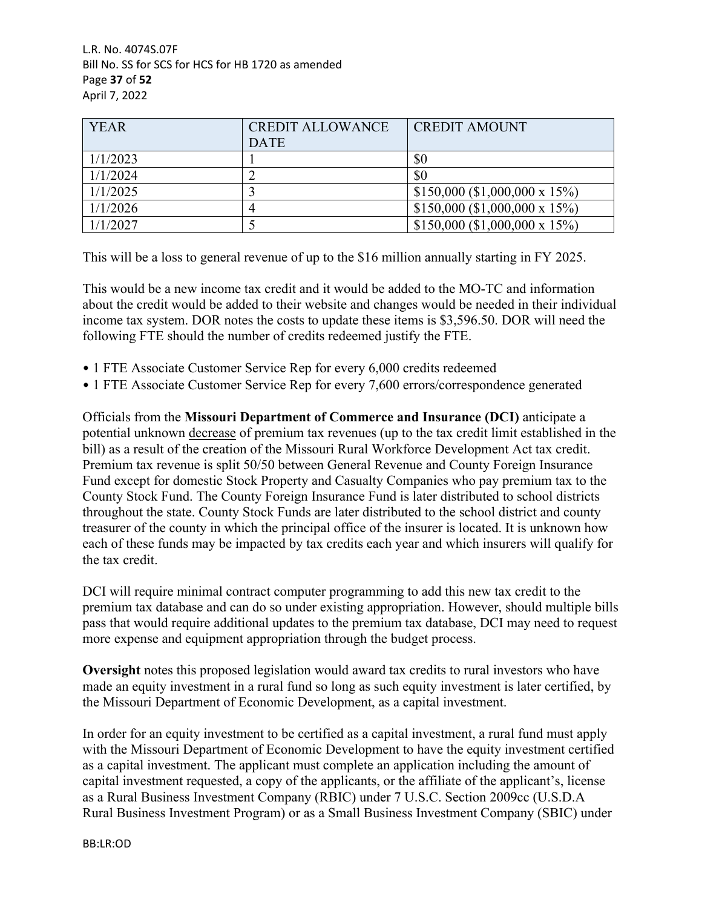| YEAR | CREDIT ALLOWANCE DATE | CREDIT AMOUNT |
|---|---|---|
| 1/1/2023 | 1 | $0 |
| 1/1/2024 | 2 | $0 |
| 1/1/2025 | 3 | $150,000 ($1,000,000 x 15%) |
| 1/1/2026 | 4 | $150,000 ($1,000,000 x 15%) |
| 1/1/2027 | 5 | $150,000 ($1,000,000 x 15%) |

This will be a loss to general revenue of up to the $16 million annually starting in FY 2025.

This would be a new income tax credit and it would be added to the MO-TC and information about the credit would be added to their website and changes would be needed in their individual income tax system. DOR notes the costs to update these items is $3,596.50. DOR will need the following FTE should the number of credits redeemed justify the FTE.

- 1 FTE Associate Customer Service Rep for every 6,000 credits redeemed
- 1 FTE Associate Customer Service Rep for every 7,600 errors/correspondence generated

Officials from the **Missouri Department of Commerce and Insurance (DCI)** anticipate a potential unknown <u>decrease</u> of premium tax revenues (up to the tax credit limit established in the bill) as a result of the creation of the Missouri Rural Workforce Development Act tax credit. Premium tax revenue is split 50/50 between General Revenue and County Foreign Insurance Fund except for domestic Stock Property and Casualty Companies who pay premium tax to the County Stock Fund. The County Foreign Insurance Fund is later distributed to school districts throughout the state. County Stock Funds are later distributed to the school district and county treasurer of the county in which the principal office of the insurer is located. It is unknown how each of these funds may be impacted by tax credits each year and which insurers will qualify for the tax credit.

DCI will require minimal contract computer programming to add this new tax credit to the premium tax database and can do so under existing appropriation. However, should multiple bills pass that would require additional updates to the premium tax database, DCI may need to request more expense and equipment appropriation through the budget process.

**Oversight** notes this proposed legislation would award tax credits to rural investors who have made an equity investment in a rural fund so long as such equity investment is later certified, by the Missouri Department of Economic Development, as a capital investment.

In order for an equity investment to be certified as a capital investment, a rural fund must apply with the Missouri Department of Economic Development to have the equity investment certified as a capital investment. The applicant must complete an application including the amount of capital investment requested, a copy of the applicants, or the affiliate of the applicant's, license as a Rural Business Investment Company (RBIC) under 7 U.S.C. Section 2009cc (U.S.D.A Rural Business Investment Program) or as a Small Business Investment Company (SBIC) under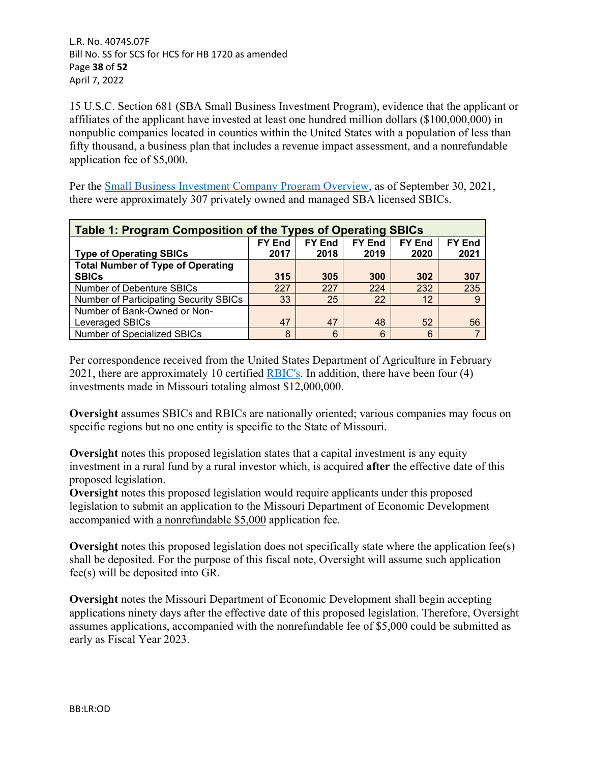15 U.S.C. Section 681 (SBA Small Business Investment Program), evidence that the applicant or affiliates of the applicant have invested at least one hundred million dollars ($100,000,000) in nonpublic companies located in counties within the United States with a population of less than fifty thousand, a business plan that includes a revenue impact assessment, and a nonrefundable application fee of $5,000.

Per the [Small Business Investment Company Program Overview](), as of September 30, 2021, there were approximately 307 privately owned and managed SBA licensed SBICs.

| Table 1: Program Composition of the Types of Operating SBICs | | | | | |
|---|---|---|---|---|---|
| **Type of Operating SBICs** | **FY End 2017** | **FY End 2018** | **FY End 2019** | **FY End 2020** | **FY End 2021** |
| **Total Number of Type of Operating SBICs** | **315** | **305** | **300** | **302** | **307** |
| Number of Debenture SBICs | 227 | 227 | 224 | 232 | 235 |
| Number of Participating Security SBICs | 33 | 25 | 22 | 12 | 9 |
| Number of Bank-Owned or Non-Leveraged SBICs | 47 | 47 | 48 | 52 | 56 |
| Number of Specialized SBICs | 8 | 6 | 6 | 6 | 7 |

Per correspondence received from the United States Department of Agriculture in February 2021, there are approximately 10 certified [RBIC's](). In addition, there have been four (4) investments made in Missouri totaling almost $12,000,000.

**Oversight** assumes SBICs and RBICs are nationally oriented; various companies may focus on specific regions but no one entity is specific to the State of Missouri.

**Oversight** notes this proposed legislation states that a capital investment is any equity investment in a rural fund by a rural investor which, is acquired **after** the effective date of this proposed legislation.

**Oversight** notes this proposed legislation would require applicants under this proposed legislation to submit an application to the Missouri Department of Economic Development accompanied with a nonrefundable $5,000 application fee.

**Oversight** notes this proposed legislation does not specifically state where the application fee(s) shall be deposited. For the purpose of this fiscal note, Oversight will assume such application fee(s) will be deposited into GR.

**Oversight** notes the Missouri Department of Economic Development shall begin accepting applications ninety days after the effective date of this proposed legislation. Therefore, Oversight assumes applications, accompanied with the nonrefundable fee of $5,000 could be submitted as early as Fiscal Year 2023.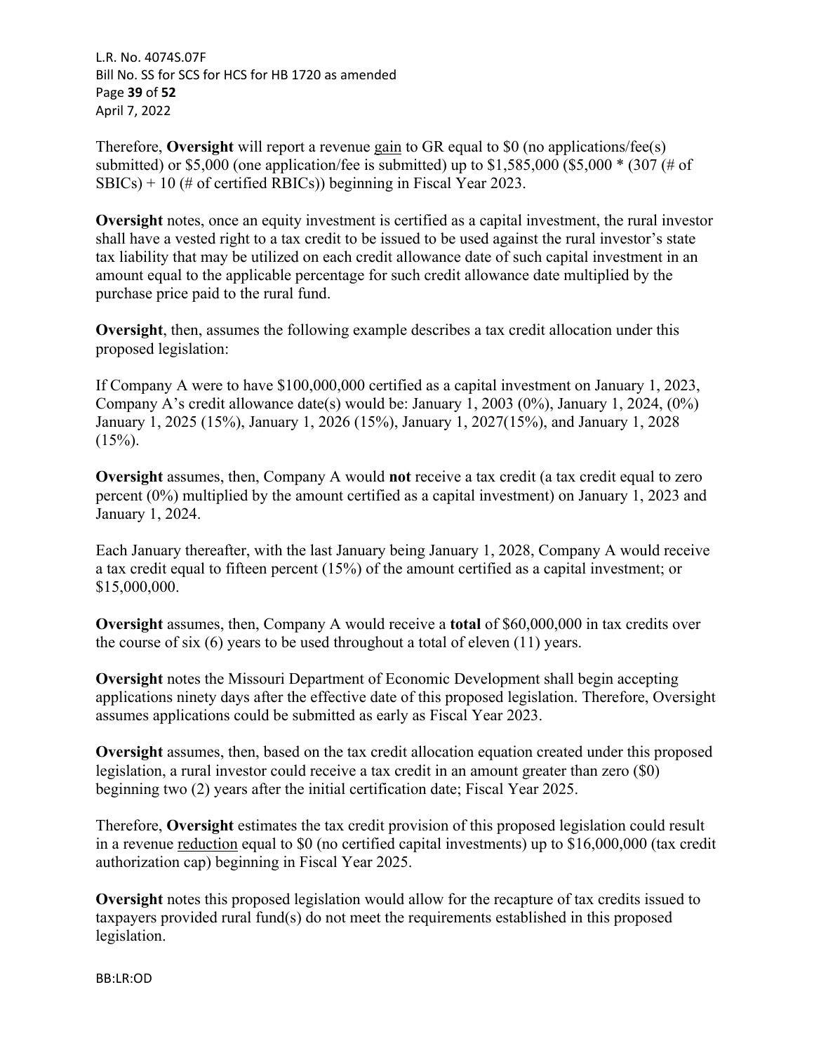Therefore, **Oversight** will report a revenue gain to GR equal to $0 (no applications/fee(s) submitted) or $5,000 (one application/fee is submitted) up to $1,585,000 ($5,000 * (307 (# of SBICs) + 10 (# of certified RBICs)) beginning in Fiscal Year 2023.

**Oversight** notes, once an equity investment is certified as a capital investment, the rural investor shall have a vested right to a tax credit to be issued to be used against the rural investor's state tax liability that may be utilized on each credit allowance date of such capital investment in an amount equal to the applicable percentage for such credit allowance date multiplied by the purchase price paid to the rural fund.

**Oversight**, then, assumes the following example describes a tax credit allocation under this proposed legislation:

If Company A were to have $100,000,000 certified as a capital investment on January 1, 2023, Company A's credit allowance date(s) would be: January 1, 2003 (0%), January 1, 2024, (0%) January 1, 2025 (15%), January 1, 2026 (15%), January 1, 2027(15%), and January 1, 2028 (15%).

**Oversight** assumes, then, Company A would **not** receive a tax credit (a tax credit equal to zero percent (0%) multiplied by the amount certified as a capital investment) on January 1, 2023 and January 1, 2024.

Each January thereafter, with the last January being January 1, 2028, Company A would receive a tax credit equal to fifteen percent (15%) of the amount certified as a capital investment; or $15,000,000.

**Oversight** assumes, then, Company A would receive a **total** of $60,000,000 in tax credits over the course of six (6) years to be used throughout a total of eleven (11) years.

**Oversight** notes the Missouri Department of Economic Development shall begin accepting applications ninety days after the effective date of this proposed legislation. Therefore, Oversight assumes applications could be submitted as early as Fiscal Year 2023.

**Oversight** assumes, then, based on the tax credit allocation equation created under this proposed legislation, a rural investor could receive a tax credit in an amount greater than zero ($0) beginning two (2) years after the initial certification date; Fiscal Year 2025.

Therefore, **Oversight** estimates the tax credit provision of this proposed legislation could result in a revenue reduction equal to $0 (no certified capital investments) up to $16,000,000 (tax credit authorization cap) beginning in Fiscal Year 2025.

**Oversight** notes this proposed legislation would allow for the recapture of tax credits issued to taxpayers provided rural fund(s) do not meet the requirements established in this proposed legislation.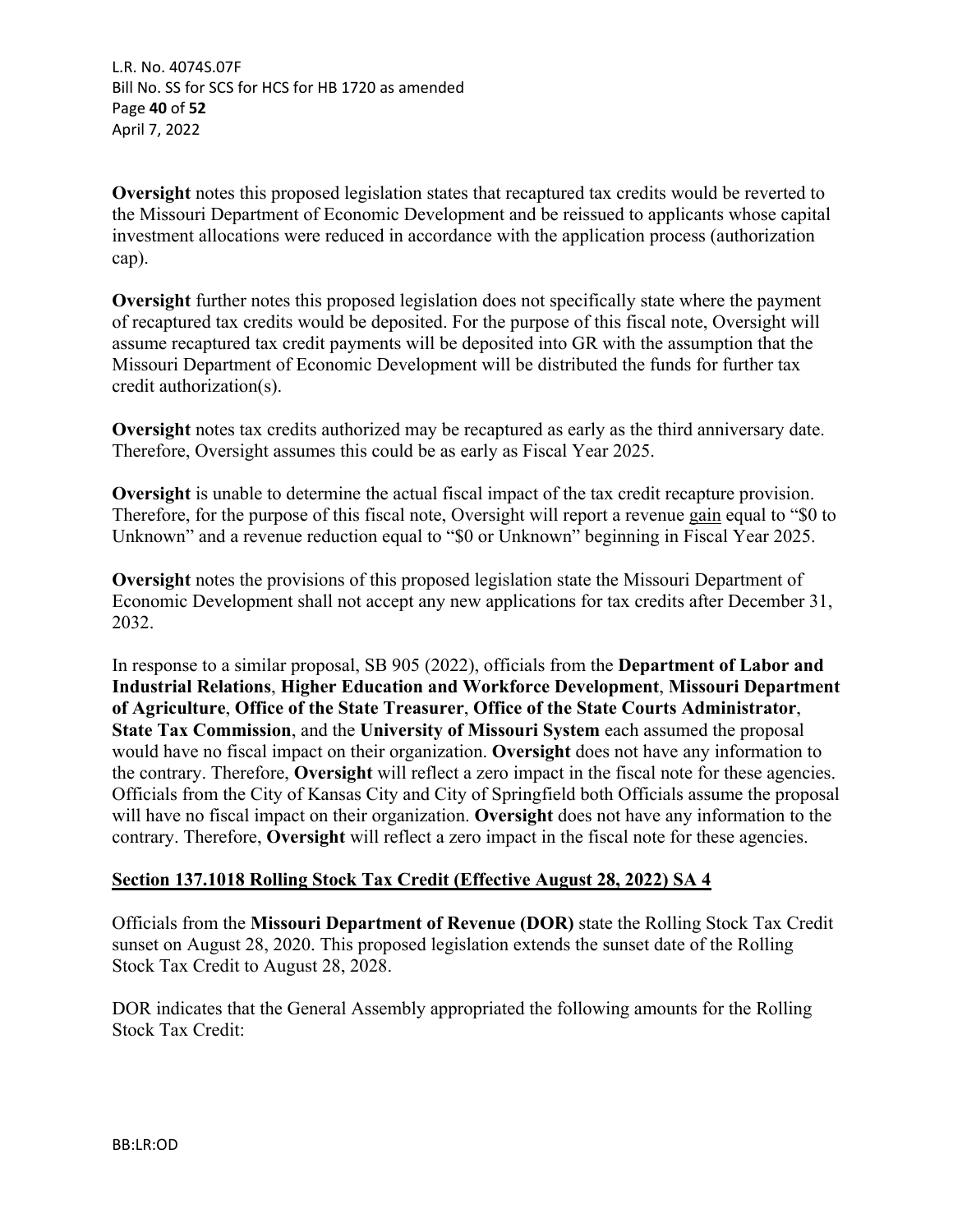**Oversight** notes this proposed legislation states that recaptured tax credits would be reverted to the Missouri Department of Economic Development and be reissued to applicants whose capital investment allocations were reduced in accordance with the application process (authorization cap).

**Oversight** further notes this proposed legislation does not specifically state where the payment of recaptured tax credits would be deposited. For the purpose of this fiscal note, Oversight will assume recaptured tax credit payments will be deposited into GR with the assumption that the Missouri Department of Economic Development will be distributed the funds for further tax credit authorization(s).

**Oversight** notes tax credits authorized may be recaptured as early as the third anniversary date. Therefore, Oversight assumes this could be as early as Fiscal Year 2025.

**Oversight** is unable to determine the actual fiscal impact of the tax credit recapture provision. Therefore, for the purpose of this fiscal note, Oversight will report a revenue <u>gain</u> equal to "$0 to Unknown" and a revenue reduction equal to "$0 or Unknown" beginning in Fiscal Year 2025.

**Oversight** notes the provisions of this proposed legislation state the Missouri Department of Economic Development shall not accept any new applications for tax credits after December 31, 2032.

In response to a similar proposal, SB 905 (2022), officials from the **Department of Labor and Industrial Relations**, **Higher Education and Workforce Development**, **Missouri Department of Agriculture**, **Office of the State Treasurer**, **Office of the State Courts Administrator**, **State Tax Commission**, and the **University of Missouri System** each assumed the proposal would have no fiscal impact on their organization. **Oversight** does not have any information to the contrary. Therefore, **Oversight** will reflect a zero impact in the fiscal note for these agencies. Officials from the City of Kansas City and City of Springfield both Officials assume the proposal will have no fiscal impact on their organization. **Oversight** does not have any information to the contrary. Therefore, **Oversight** will reflect a zero impact in the fiscal note for these agencies.

## <u>Section 137.1018 Rolling Stock Tax Credit (Effective August 28, 2022) SA 4</u>

Officials from the **Missouri Department of Revenue (DOR)** state the Rolling Stock Tax Credit sunset on August 28, 2020. This proposed legislation extends the sunset date of the Rolling Stock Tax Credit to August 28, 2028.

DOR indicates that the General Assembly appropriated the following amounts for the Rolling Stock Tax Credit: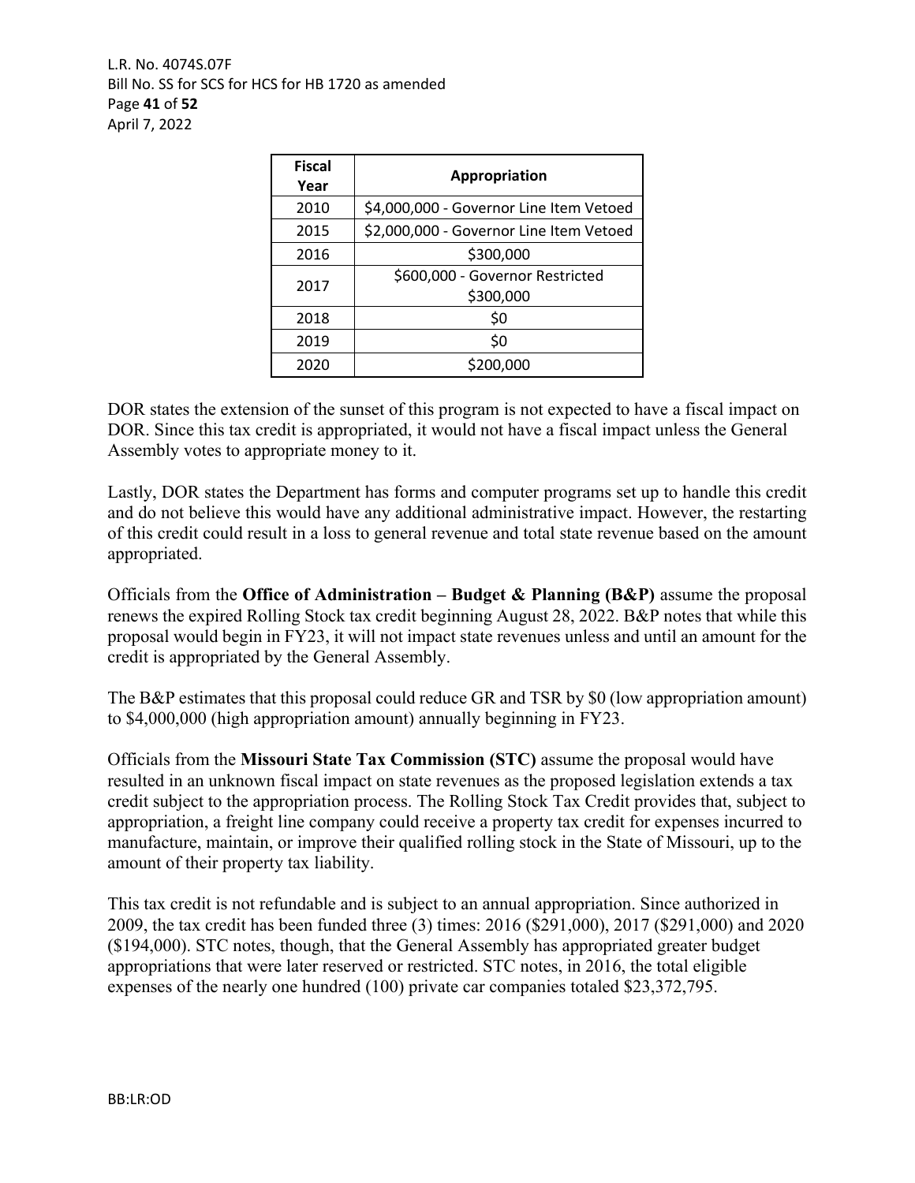| Fiscal Year | Appropriation |
|---|---|
| 2010 | $4,000,000 - Governor Line Item Vetoed |
| 2015 | $2,000,000 - Governor Line Item Vetoed |
| 2016 | $300,000 |
| 2017 | $600,000 - Governor Restricted $300,000 |
| 2018 | $0 |
| 2019 | $0 |
| 2020 | $200,000 |

DOR states the extension of the sunset of this program is not expected to have a fiscal impact on DOR. Since this tax credit is appropriated, it would not have a fiscal impact unless the General Assembly votes to appropriate money to it.

Lastly, DOR states the Department has forms and computer programs set up to handle this credit and do not believe this would have any additional administrative impact. However, the restarting of this credit could result in a loss to general revenue and total state revenue based on the amount appropriated.

Officials from the **Office of Administration – Budget & Planning (B&P)** assume the proposal renews the expired Rolling Stock tax credit beginning August 28, 2022. B&P notes that while this proposal would begin in FY23, it will not impact state revenues unless and until an amount for the credit is appropriated by the General Assembly.

The B&P estimates that this proposal could reduce GR and TSR by $0 (low appropriation amount) to $4,000,000 (high appropriation amount) annually beginning in FY23.

Officials from the **Missouri State Tax Commission (STC)** assume the proposal would have resulted in an unknown fiscal impact on state revenues as the proposed legislation extends a tax credit subject to the appropriation process. The Rolling Stock Tax Credit provides that, subject to appropriation, a freight line company could receive a property tax credit for expenses incurred to manufacture, maintain, or improve their qualified rolling stock in the State of Missouri, up to the amount of their property tax liability.

This tax credit is not refundable and is subject to an annual appropriation. Since authorized in 2009, the tax credit has been funded three (3) times: 2016 ($291,000), 2017 ($291,000) and 2020 ($194,000). STC notes, though, that the General Assembly has appropriated greater budget appropriations that were later reserved or restricted. STC notes, in 2016, the total eligible expenses of the nearly one hundred (100) private car companies totaled $23,372,795.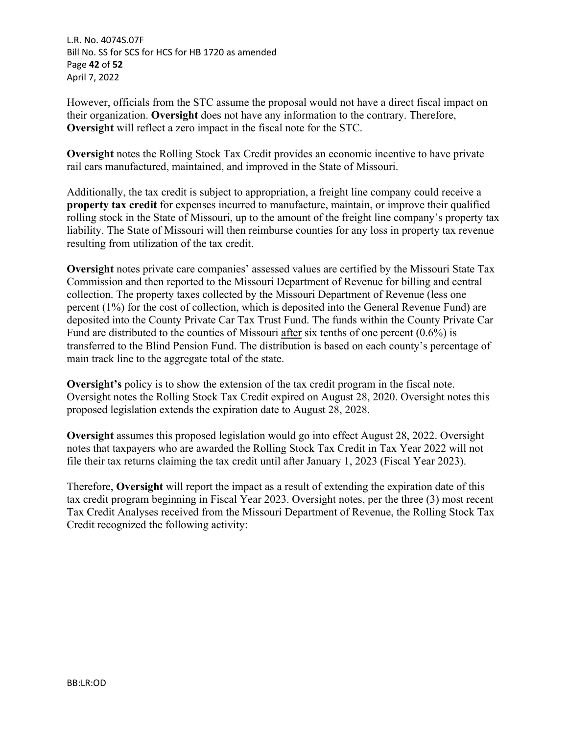However, officials from the STC assume the proposal would not have a direct fiscal impact on their organization. **Oversight** does not have any information to the contrary. Therefore, **Oversight** will reflect a zero impact in the fiscal note for the STC.

**Oversight** notes the Rolling Stock Tax Credit provides an economic incentive to have private rail cars manufactured, maintained, and improved in the State of Missouri.

Additionally, the tax credit is subject to appropriation, a freight line company could receive a **property tax credit** for expenses incurred to manufacture, maintain, or improve their qualified rolling stock in the State of Missouri, up to the amount of the freight line company's property tax liability. The State of Missouri will then reimburse counties for any loss in property tax revenue resulting from utilization of the tax credit.

**Oversight** notes private care companies' assessed values are certified by the Missouri State Tax Commission and then reported to the Missouri Department of Revenue for billing and central collection. The property taxes collected by the Missouri Department of Revenue (less one percent (1%) for the cost of collection, which is deposited into the General Revenue Fund) are deposited into the County Private Car Tax Trust Fund. The funds within the County Private Car Fund are distributed to the counties of Missouri after six tenths of one percent (0.6%) is transferred to the Blind Pension Fund. The distribution is based on each county's percentage of main track line to the aggregate total of the state.

**Oversight's** policy is to show the extension of the tax credit program in the fiscal note. Oversight notes the Rolling Stock Tax Credit expired on August 28, 2020. Oversight notes this proposed legislation extends the expiration date to August 28, 2028.

**Oversight** assumes this proposed legislation would go into effect August 28, 2022. Oversight notes that taxpayers who are awarded the Rolling Stock Tax Credit in Tax Year 2022 will not file their tax returns claiming the tax credit until after January 1, 2023 (Fiscal Year 2023).

Therefore, **Oversight** will report the impact as a result of extending the expiration date of this tax credit program beginning in Fiscal Year 2023. Oversight notes, per the three (3) most recent Tax Credit Analyses received from the Missouri Department of Revenue, the Rolling Stock Tax Credit recognized the following activity: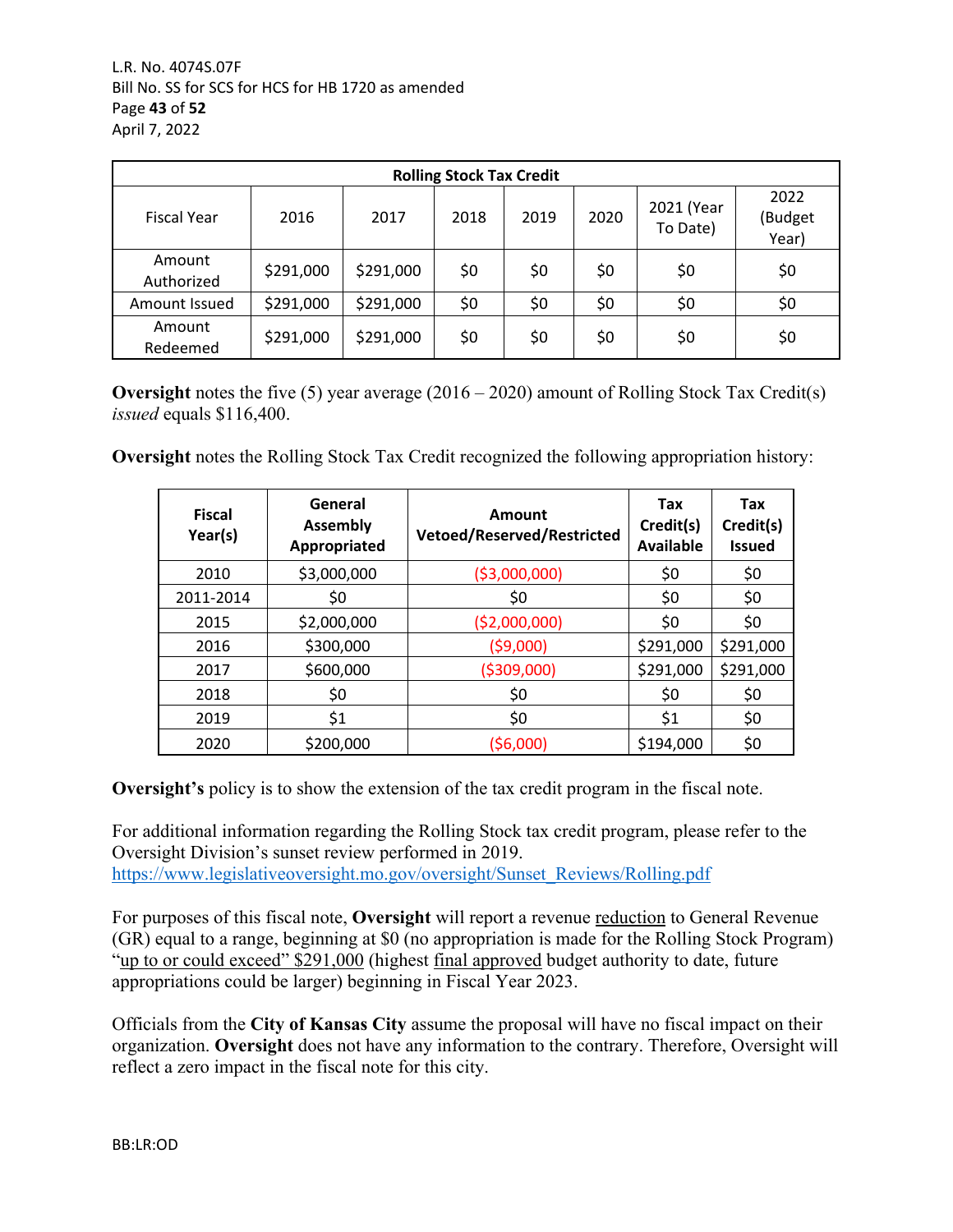| Rolling Stock Tax Credit | | | | | | | |
|---|---|---|---|---|---|---|---|
| Fiscal Year | 2016 | 2017 | 2018 | 2019 | 2020 | 2021 (Year To Date) | 2022 (Budget Year) |
| Amount Authorized | $291,000 | $291,000 | $0 | $0 | $0 | $0 | $0 |
| Amount Issued | $291,000 | $291,000 | $0 | $0 | $0 | $0 | $0 |
| Amount Redeemed | $291,000 | $291,000 | $0 | $0 | $0 | $0 | $0 |

**Oversight** notes the five (5) year average (2016 – 2020) amount of Rolling Stock Tax Credit(s) *issued* equals $116,400.

**Oversight** notes the Rolling Stock Tax Credit recognized the following appropriation history:

| Fiscal Year(s) | General Assembly Appropriated | Amount Vetoed/Reserved/Restricted | Tax Credit(s) Available | Tax Credit(s) Issued |
|---|---|---|---|---|
| 2010 | $3,000,000 | ($3,000,000) | $0 | $0 |
| 2011-2014 | $0 | $0 | $0 | $0 |
| 2015 | $2,000,000 | ($2,000,000) | $0 | $0 |
| 2016 | $300,000 | ($9,000) | $291,000 | $291,000 |
| 2017 | $600,000 | ($309,000) | $291,000 | $291,000 |
| 2018 | $0 | $0 | $0 | $0 |
| 2019 | $1 | $0 | $1 | $0 |
| 2020 | $200,000 | ($6,000) | $194,000 | $0 |

**Oversight's** policy is to show the extension of the tax credit program in the fiscal note.

For additional information regarding the Rolling Stock tax credit program, please refer to the Oversight Division's sunset review performed in 2019.
https://www.legislativeoversight.mo.gov/oversight/Sunset_Reviews/Rolling.pdf

For purposes of this fiscal note, **Oversight** will report a revenue reduction to General Revenue (GR) equal to a range, beginning at $0 (no appropriation is made for the Rolling Stock Program) "up to or could exceed" $291,000 (highest final approved budget authority to date, future appropriations could be larger) beginning in Fiscal Year 2023.

Officials from the **City of Kansas City** assume the proposal will have no fiscal impact on their organization. **Oversight** does not have any information to the contrary. Therefore, Oversight will reflect a zero impact in the fiscal note for this city.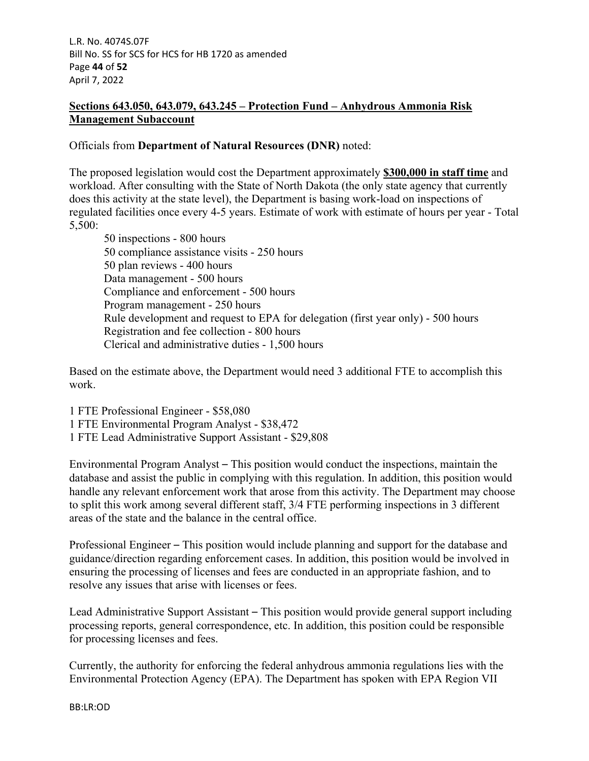**Sections 643.050, 643.079, 643.245 – Protection Fund – Anhydrous Ammonia Risk Management Subaccount**

Officials from **Department of Natural Resources (DNR)** noted:

The proposed legislation would cost the Department approximately **$300,000 in staff time** and workload. After consulting with the State of North Dakota (the only state agency that currently does this activity at the state level), the Department is basing work-load on inspections of regulated facilities once every 4-5 years. Estimate of work with estimate of hours per year - Total 5,500:

- 50 inspections - 800 hours
- 50 compliance assistance visits - 250 hours
- 50 plan reviews - 400 hours
- Data management - 500 hours
- Compliance and enforcement - 500 hours
- Program management - 250 hours
- Rule development and request to EPA for delegation (first year only) - 500 hours
- Registration and fee collection - 800 hours
- Clerical and administrative duties - 1,500 hours

Based on the estimate above, the Department would need 3 additional FTE to accomplish this work.

1 FTE Professional Engineer - $58,080
1 FTE Environmental Program Analyst - $38,472
1 FTE Lead Administrative Support Assistant - $29,808

Environmental Program Analyst – This position would conduct the inspections, maintain the database and assist the public in complying with this regulation. In addition, this position would handle any relevant enforcement work that arose from this activity. The Department may choose to split this work among several different staff, 3/4 FTE performing inspections in 3 different areas of the state and the balance in the central office.

Professional Engineer – This position would include planning and support for the database and guidance/direction regarding enforcement cases. In addition, this position would be involved in ensuring the processing of licenses and fees are conducted in an appropriate fashion, and to resolve any issues that arise with licenses or fees.

Lead Administrative Support Assistant – This position would provide general support including processing reports, general correspondence, etc. In addition, this position could be responsible for processing licenses and fees.

Currently, the authority for enforcing the federal anhydrous ammonia regulations lies with the Environmental Protection Agency (EPA). The Department has spoken with EPA Region VII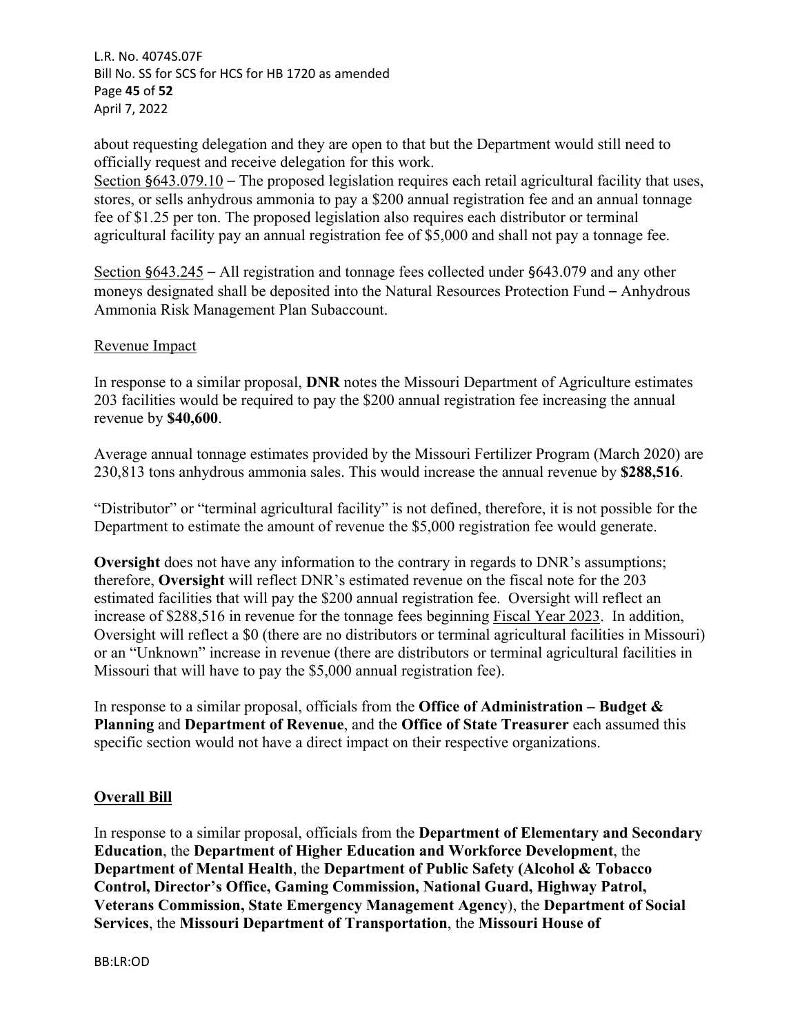about requesting delegation and they are open to that but the Department would still need to officially request and receive delegation for this work.

Section §643.079.10 – The proposed legislation requires each retail agricultural facility that uses, stores, or sells anhydrous ammonia to pay a $200 annual registration fee and an annual tonnage fee of $1.25 per ton. The proposed legislation also requires each distributor or terminal agricultural facility pay an annual registration fee of $5,000 and shall not pay a tonnage fee.

Section §643.245 – All registration and tonnage fees collected under §643.079 and any other moneys designated shall be deposited into the Natural Resources Protection Fund – Anhydrous Ammonia Risk Management Plan Subaccount.

Revenue Impact

In response to a similar proposal, **DNR** notes the Missouri Department of Agriculture estimates 203 facilities would be required to pay the $200 annual registration fee increasing the annual revenue by **$40,600**.

Average annual tonnage estimates provided by the Missouri Fertilizer Program (March 2020) are 230,813 tons anhydrous ammonia sales. This would increase the annual revenue by **$288,516**.

"Distributor" or "terminal agricultural facility" is not defined, therefore, it is not possible for the Department to estimate the amount of revenue the $5,000 registration fee would generate.

**Oversight** does not have any information to the contrary in regards to DNR's assumptions; therefore, **Oversight** will reflect DNR's estimated revenue on the fiscal note for the 203 estimated facilities that will pay the $200 annual registration fee. Oversight will reflect an increase of $288,516 in revenue for the tonnage fees beginning Fiscal Year 2023. In addition, Oversight will reflect a $0 (there are no distributors or terminal agricultural facilities in Missouri) or an "Unknown" increase in revenue (there are distributors or terminal agricultural facilities in Missouri that will have to pay the $5,000 annual registration fee).

In response to a similar proposal, officials from the **Office of Administration – Budget & Planning** and **Department of Revenue**, and the **Office of State Treasurer** each assumed this specific section would not have a direct impact on their respective organizations.

## Overall Bill

In response to a similar proposal, officials from the **Department of Elementary and Secondary Education**, the **Department of Higher Education and Workforce Development**, the **Department of Mental Health**, the **Department of Public Safety (Alcohol & Tobacco Control, Director's Office, Gaming Commission, National Guard, Highway Patrol, Veterans Commission, State Emergency Management Agency**), the **Department of Social Services**, the **Missouri Department of Transportation**, the **Missouri House of**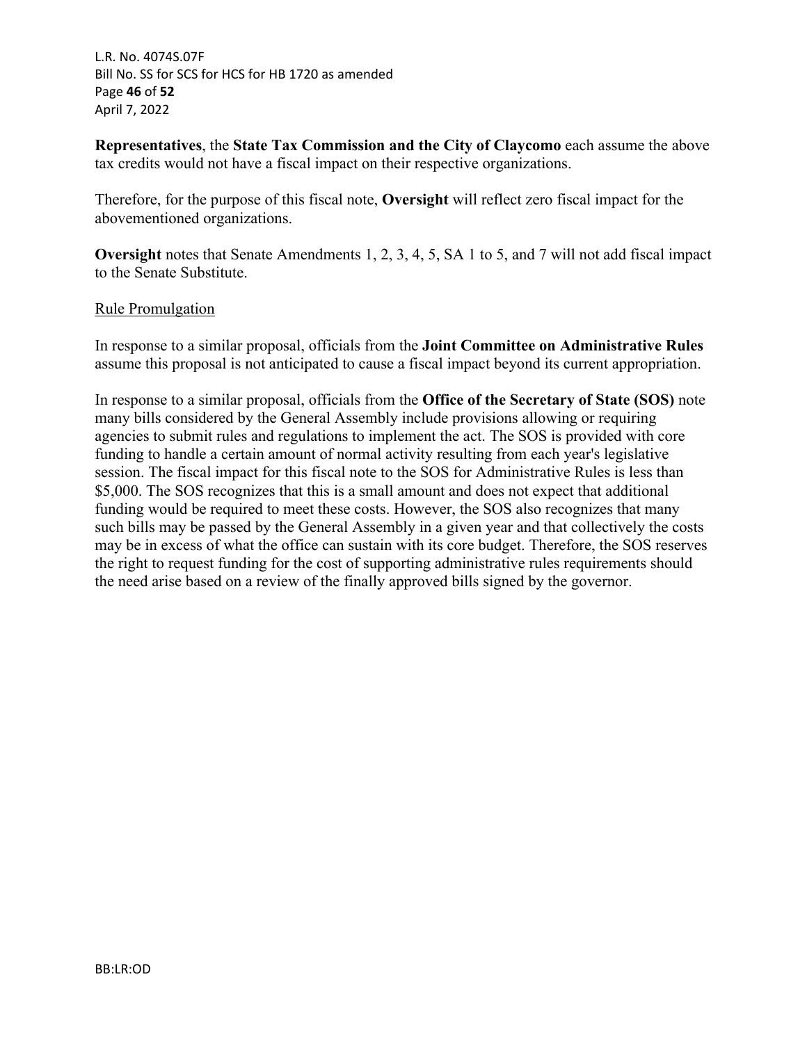**Representatives**, the **State Tax Commission and the City of Claycomo** each assume the above tax credits would not have a fiscal impact on their respective organizations.

Therefore, for the purpose of this fiscal note, **Oversight** will reflect zero fiscal impact for the abovementioned organizations.

**Oversight** notes that Senate Amendments 1, 2, 3, 4, 5, SA 1 to 5, and 7 will not add fiscal impact to the Senate Substitute.

Rule Promulgation

In response to a similar proposal, officials from the **Joint Committee on Administrative Rules** assume this proposal is not anticipated to cause a fiscal impact beyond its current appropriation.

In response to a similar proposal, officials from the **Office of the Secretary of State (SOS)** note many bills considered by the General Assembly include provisions allowing or requiring agencies to submit rules and regulations to implement the act. The SOS is provided with core funding to handle a certain amount of normal activity resulting from each year's legislative session. The fiscal impact for this fiscal note to the SOS for Administrative Rules is less than $5,000. The SOS recognizes that this is a small amount and does not expect that additional funding would be required to meet these costs. However, the SOS also recognizes that many such bills may be passed by the General Assembly in a given year and that collectively the costs may be in excess of what the office can sustain with its core budget. Therefore, the SOS reserves the right to request funding for the cost of supporting administrative rules requirements should the need arise based on a review of the finally approved bills signed by the governor.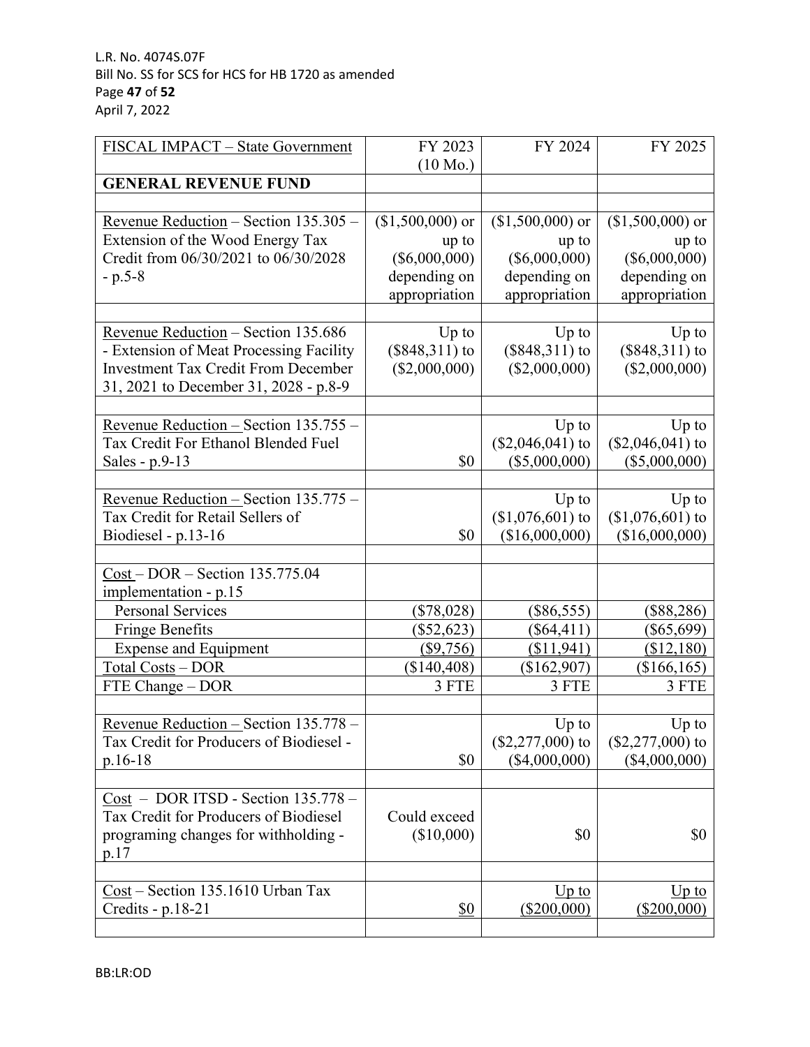| FISCAL IMPACT – State Government | FY 2023 (10 Mo.) | FY 2024 | FY 2025 |
|---|---|---|---|
| **GENERAL REVENUE FUND** | | | |
| | | | |
| Revenue Reduction – Section 135.305 – Extension of the Wood Energy Tax Credit from 06/30/2021 to 06/30/2028 - p.5-8 | ($1,500,000) or up to ($6,000,000) depending on appropriation | ($1,500,000) or up to ($6,000,000) depending on appropriation | ($1,500,000) or up to ($6,000,000) depending on appropriation |
| | | | |
| Revenue Reduction – Section 135.686 - Extension of Meat Processing Facility Investment Tax Credit From December 31, 2021 to December 31, 2028 - p.8-9 | Up to ($848,311) to ($2,000,000) | Up to ($848,311) to ($2,000,000) | Up to ($848,311) to ($2,000,000) |
| | | | |
| Revenue Reduction – Section 135.755 – Tax Credit For Ethanol Blended Fuel Sales - p.9-13 | $0 | Up to ($2,046,041) to ($5,000,000) | Up to ($2,046,041) to ($5,000,000) |
| | | | |
| Revenue Reduction – Section 135.775 – Tax Credit for Retail Sellers of Biodiesel - p.13-16 | $0 | Up to ($1,076,601) to ($16,000,000) | Up to ($1,076,601) to ($16,000,000) |
| | | | |
| Cost – DOR – Section 135.775.04 implementation - p.15 | | | |
| Personal Services | ($78,028) | ($86,555) | ($88,286) |
| Fringe Benefits | ($52,623) | ($64,411) | ($65,699) |
| Expense and Equipment | ($9,756) | ($11,941) | ($12,180) |
| Total Costs – DOR | ($140,408) | ($162,907) | ($166,165) |
| FTE Change – DOR | 3 FTE | 3 FTE | 3 FTE |
| | | | |
| Revenue Reduction – Section 135.778 – Tax Credit for Producers of Biodiesel - p.16-18 | $0 | Up to ($2,277,000) to ($4,000,000) | Up to ($2,277,000) to ($4,000,000) |
| | | | |
| Cost – DOR ITSD - Section 135.778 – Tax Credit for Producers of Biodiesel programing changes for withholding - p.17 | Could exceed ($10,000) | $0 | $0 |
| | | | |
| Cost – Section 135.1610 Urban Tax Credits - p.18-21 | $0 | Up to ($200,000) | Up to ($200,000) |
| | | | |

BB:LR:OD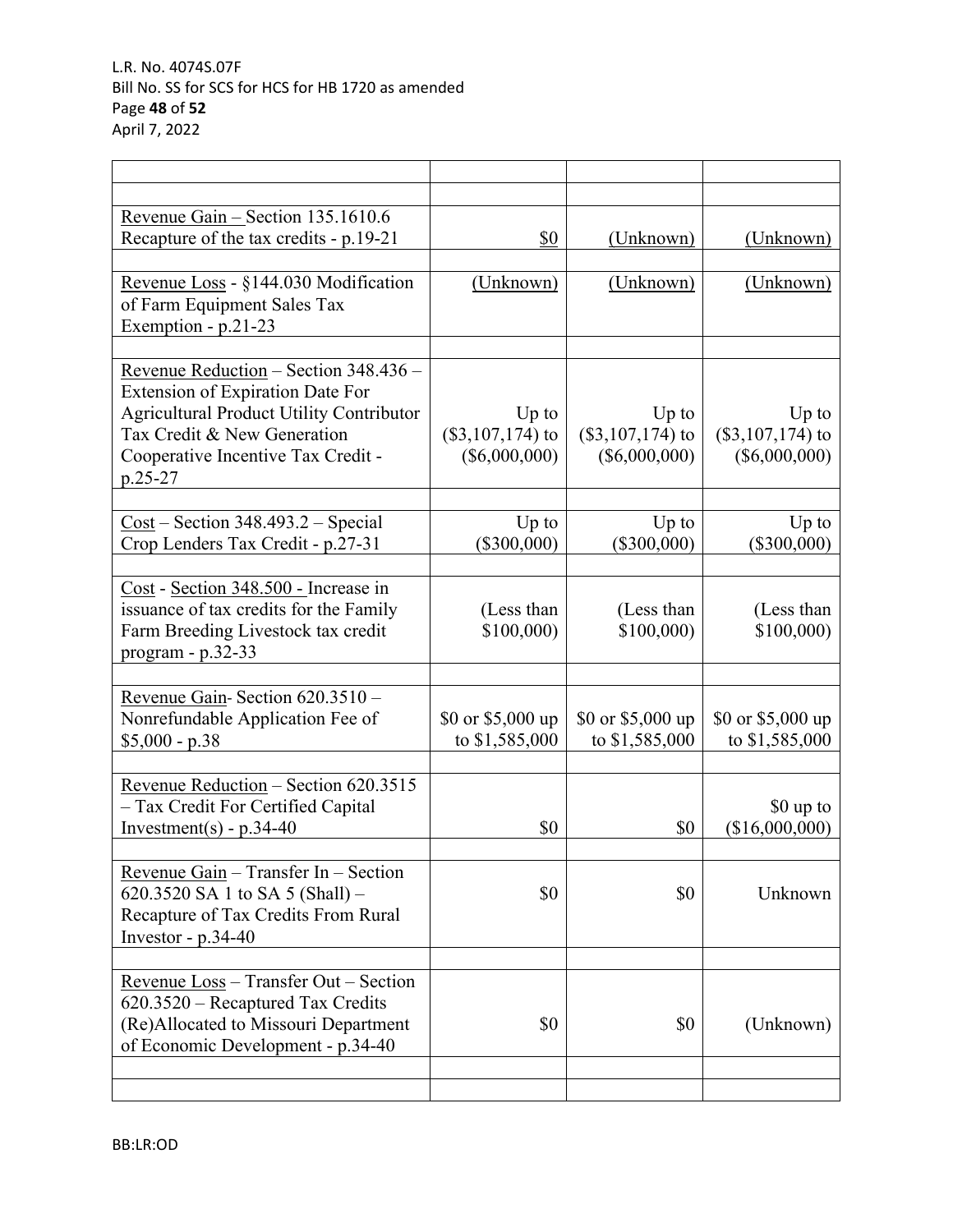| | | | |
|---|---|---|---|
| | | | |
| Revenue Gain – Section 135.1610.6 Recapture of the tax credits - p.19-21 | $0 | (Unknown) | (Unknown) |
| | | | |
| Revenue Loss - §144.030 Modification of Farm Equipment Sales Tax Exemption - p.21-23 | (Unknown) | (Unknown) | (Unknown) |
| | | | |
| Revenue Reduction – Section 348.436 – Extension of Expiration Date For Agricultural Product Utility Contributor Tax Credit & New Generation Cooperative Incentive Tax Credit - p.25-27 | Up to ($3,107,174) to ($6,000,000) | Up to ($3,107,174) to ($6,000,000) | Up to ($3,107,174) to ($6,000,000) |
| | | | |
| Cost – Section 348.493.2 – Special Crop Lenders Tax Credit - p.27-31 | Up to ($300,000) | Up to ($300,000) | Up to ($300,000) |
| | | | |
| Cost - Section 348.500 - Increase in issuance of tax credits for the Family Farm Breeding Livestock tax credit program - p.32-33 | (Less than $100,000) | (Less than $100,000) | (Less than $100,000) |
| | | | |
| Revenue Gain- Section 620.3510 – Nonrefundable Application Fee of $5,000 - p.38 | $0 or $5,000 up to $1,585,000 | $0 or $5,000 up to $1,585,000 | $0 or $5,000 up to $1,585,000 |
| | | | |
| Revenue Reduction – Section 620.3515 – Tax Credit For Certified Capital Investment(s) - p.34-40 | $0 | $0 | $0 up to ($16,000,000) |
| | | | |
| Revenue Gain – Transfer In – Section 620.3520 SA 1 to SA 5 (Shall) – Recapture of Tax Credits From Rural Investor - p.34-40 | $0 | $0 | Unknown |
| | | | |
| Revenue Loss – Transfer Out – Section 620.3520 – Recaptured Tax Credits (Re)Allocated to Missouri Department of Economic Development - p.34-40 | $0 | $0 | (Unknown) |
| | | | |
| | | | |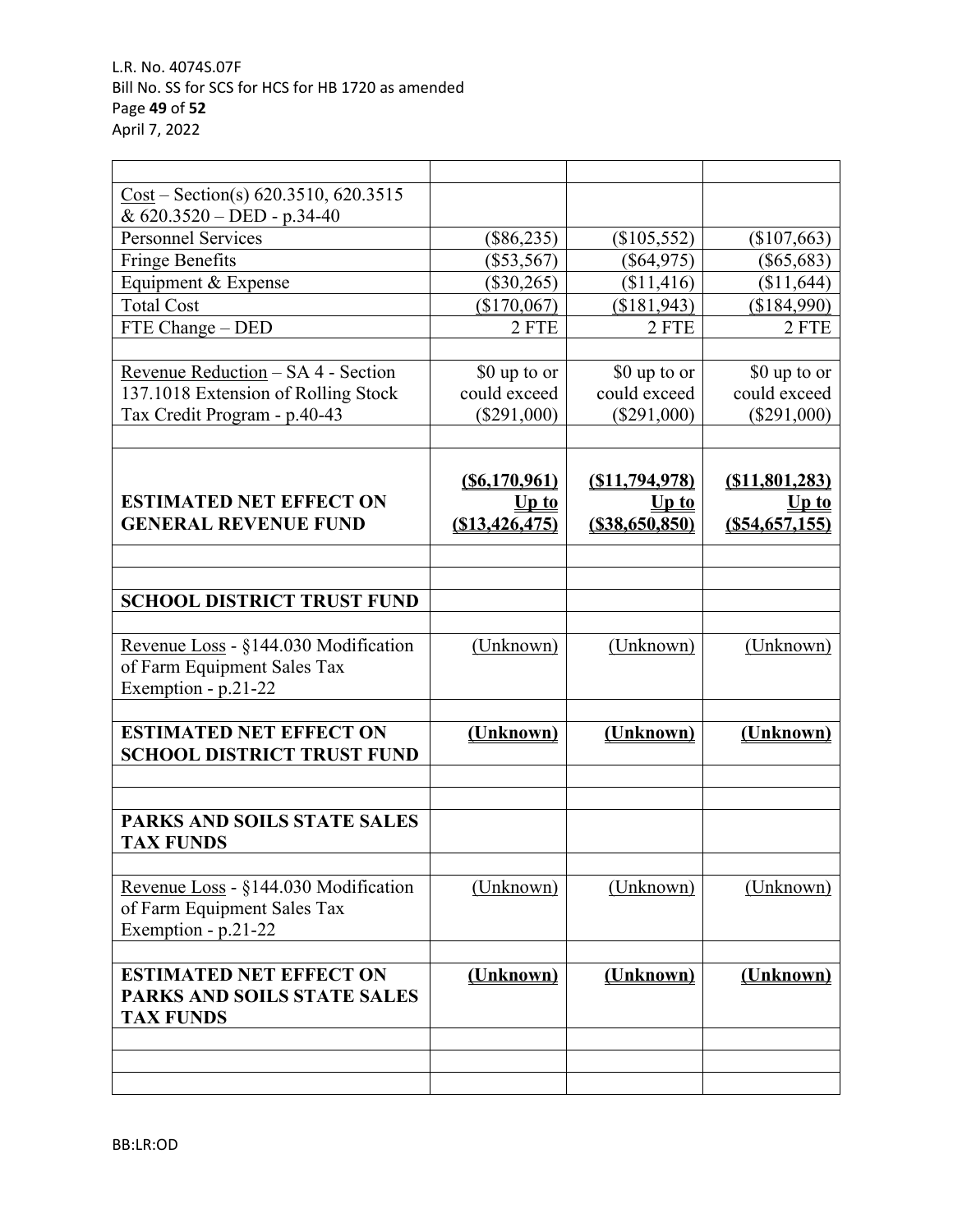| | | | |
|---|---|---|---|
| Cost – Section(s) 620.3510, 620.3515 & 620.3520 – DED - p.34-40 | | | |
| Personnel Services | ($86,235) | ($105,552) | ($107,663) |
| Fringe Benefits | ($53,567) | ($64,975) | ($65,683) |
| Equipment & Expense | ($30,265) | ($11,416) | ($11,644) |
| Total Cost | ($170,067) | ($181,943) | ($184,990) |
| FTE Change – DED | 2 FTE | 2 FTE | 2 FTE |
| | | | |
| Revenue Reduction – SA 4 - Section 137.1018 Extension of Rolling Stock Tax Credit Program - p.40-43 | $0 up to or could exceed ($291,000) | $0 up to or could exceed ($291,000) | $0 up to or could exceed ($291,000) |
| | | | |
| **ESTIMATED NET EFFECT ON GENERAL REVENUE FUND** | **($6,170,961) Up to ($13,426,475)** | **($11,794,978) Up to ($38,650,850)** | **($11,801,283) Up to ($54,657,155)** |
| | | | |
| | | | |
| **SCHOOL DISTRICT TRUST FUND** | | | |
| | | | |
| Revenue Loss - §144.030 Modification of Farm Equipment Sales Tax Exemption - p.21-22 | (Unknown) | (Unknown) | (Unknown) |
| | | | |
| **ESTIMATED NET EFFECT ON SCHOOL DISTRICT TRUST FUND** | **(Unknown)** | **(Unknown)** | **(Unknown)** |
| | | | |
| | | | |
| **PARKS AND SOILS STATE SALES TAX FUNDS** | | | |
| | | | |
| Revenue Loss - §144.030 Modification of Farm Equipment Sales Tax Exemption - p.21-22 | (Unknown) | (Unknown) | (Unknown) |
| | | | |
| **ESTIMATED NET EFFECT ON PARKS AND SOILS STATE SALES TAX FUNDS** | **(Unknown)** | **(Unknown)** | **(Unknown)** |
| | | | |
| | | | |
| | | | |

BB:LR:OD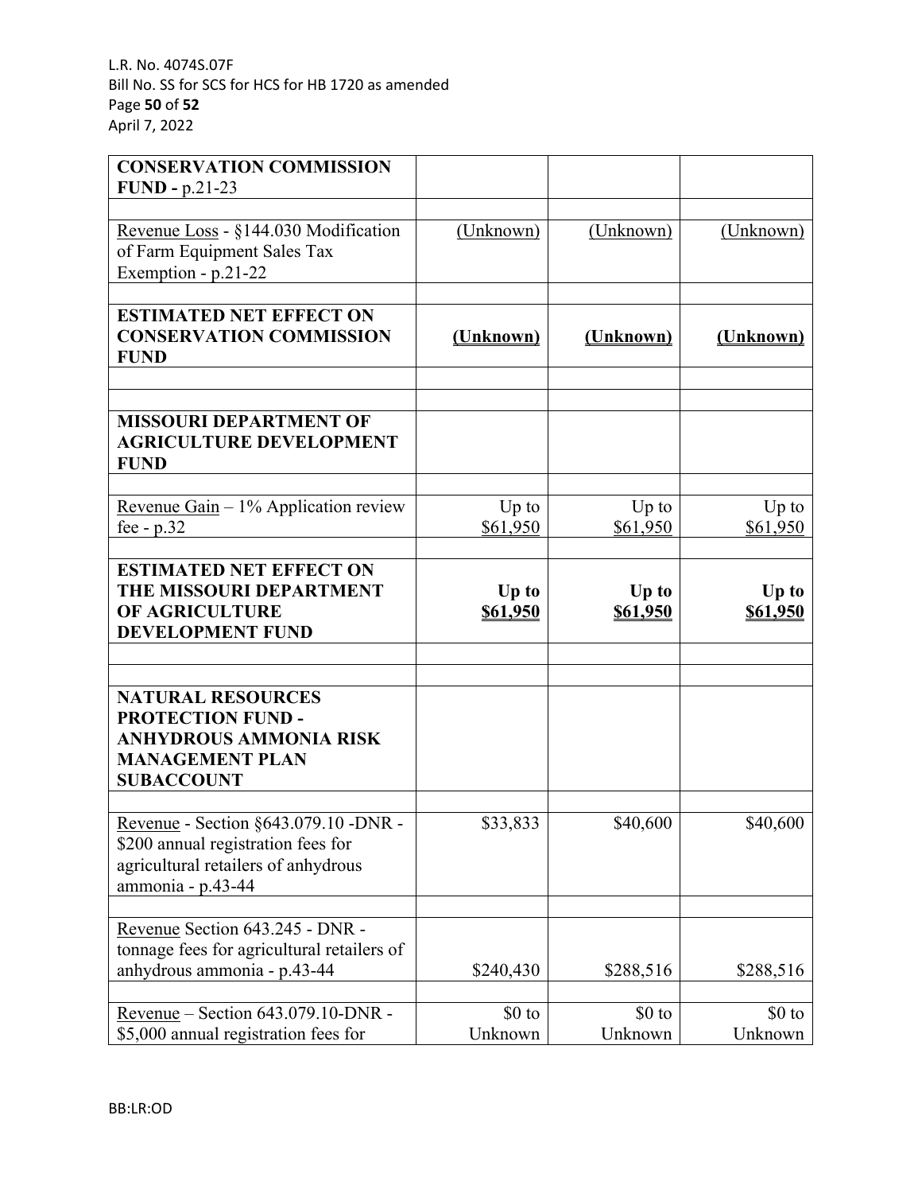| | | | |
|---|---|---|---|
| **CONSERVATION COMMISSION FUND -** p.21-23 | | | |
| | | | |
| Revenue Loss - §144.030 Modification of Farm Equipment Sales Tax Exemption - p.21-22 | (Unknown) | (Unknown) | (Unknown) |
| | | | |
| **ESTIMATED NET EFFECT ON CONSERVATION COMMISSION FUND** | **(Unknown)** | **(Unknown)** | **(Unknown)** |
| | | | |
| | | | |
| **MISSOURI DEPARTMENT OF AGRICULTURE DEVELOPMENT FUND** | | | |
| | | | |
| Revenue Gain – 1% Application review fee - p.32 | Up to $61,950 | Up to $61,950 | Up to $61,950 |
| | | | |
| **ESTIMATED NET EFFECT ON THE MISSOURI DEPARTMENT OF AGRICULTURE DEVELOPMENT FUND** | **Up to $61,950** | **Up to $61,950** | **Up to $61,950** |
| | | | |
| | | | |
| **NATURAL RESOURCES PROTECTION FUND - ANHYDROUS AMMONIA RISK MANAGEMENT PLAN SUBACCOUNT** | | | |
| | | | |
| Revenue - Section §643.079.10 -DNR - $200 annual registration fees for agricultural retailers of anhydrous ammonia - p.43-44 | $33,833 | $40,600 | $40,600 |
| | | | |
| Revenue Section 643.245 - DNR - tonnage fees for agricultural retailers of anhydrous ammonia - p.43-44 | $240,430 | $288,516 | $288,516 |
| | | | |
| Revenue – Section 643.079.10-DNR - $5,000 annual registration fees for | $0 to Unknown | $0 to Unknown | $0 to Unknown |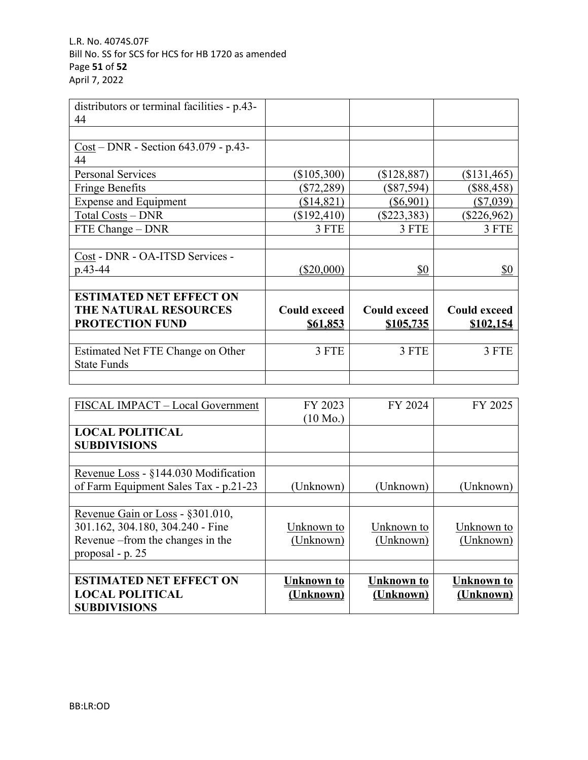| | | | |
|---|---|---|---|
| distributors or terminal facilities - p.43-44 | | | |
| | | | |
| Cost – DNR - Section 643.079 - p.43-44 | | | |
| Personal Services | ($105,300) | ($128,887) | ($131,465) |
| Fringe Benefits | ($72,289) | ($87,594) | ($88,458) |
| Expense and Equipment | ($14,821) | ($6,901) | ($7,039) |
| Total Costs – DNR | ($192,410) | ($223,383) | ($226,962) |
| FTE Change – DNR | 3 FTE | 3 FTE | 3 FTE |
| | | | |
| Cost - DNR - OA-ITSD Services - p.43-44 | ($20,000) | $0 | $0 |
| | | | |
| **ESTIMATED NET EFFECT ON THE NATURAL RESOURCES PROTECTION FUND** | **Could exceed $61,853** | **Could exceed $105,735** | **Could exceed $102,154** |
| | | | |
| Estimated Net FTE Change on Other State Funds | 3 FTE | 3 FTE | 3 FTE |
| | | | |

| FISCAL IMPACT – Local Government | FY 2023 (10 Mo.) | FY 2024 | FY 2025 |
|---|---|---|---|
| **LOCAL POLITICAL SUBDIVISIONS** | | | |
| | | | |
| Revenue Loss - §144.030 Modification of Farm Equipment Sales Tax - p.21-23 | (Unknown) | (Unknown) | (Unknown) |
| | | | |
| Revenue Gain or Loss - §301.010, 301.162, 304.180, 304.240 - Fine Revenue –from the changes in the proposal - p. 25 | Unknown to (Unknown) | Unknown to (Unknown) | Unknown to (Unknown) |
| | | | |
| **ESTIMATED NET EFFECT ON LOCAL POLITICAL SUBDIVISIONS** | **Unknown to (Unknown)** | **Unknown to (Unknown)** | **Unknown to (Unknown)** |

BB:LR:OD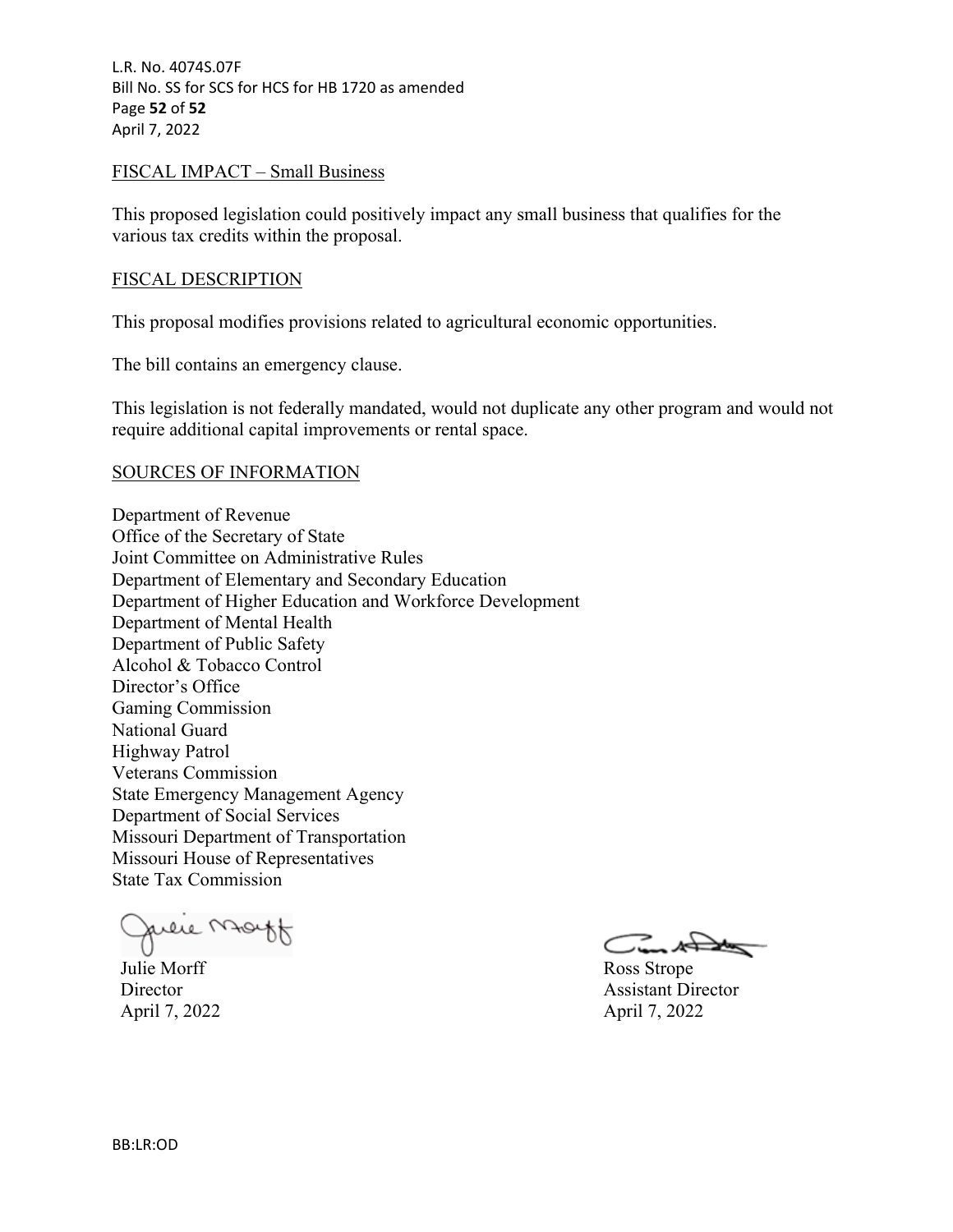FISCAL IMPACT – Small Business

This proposed legislation could positively impact any small business that qualifies for the various tax credits within the proposal.

FISCAL DESCRIPTION

This proposal modifies provisions related to agricultural economic opportunities.

The bill contains an emergency clause.

This legislation is not federally mandated, would not duplicate any other program and would not require additional capital improvements or rental space.

SOURCES OF INFORMATION

Department of Revenue
Office of the Secretary of State
Joint Committee on Administrative Rules
Department of Elementary and Secondary Education
Department of Higher Education and Workforce Development
Department of Mental Health
Department of Public Safety
Alcohol & Tobacco Control
Director's Office
Gaming Commission
National Guard
Highway Patrol
Veterans Commission
State Emergency Management Agency
Department of Social Services
Missouri Department of Transportation
Missouri House of Representatives
State Tax Commission

Julie Morff
Director
April 7, 2022

Ross Strope
Assistant Director
April 7, 2022

BB:LR:OD